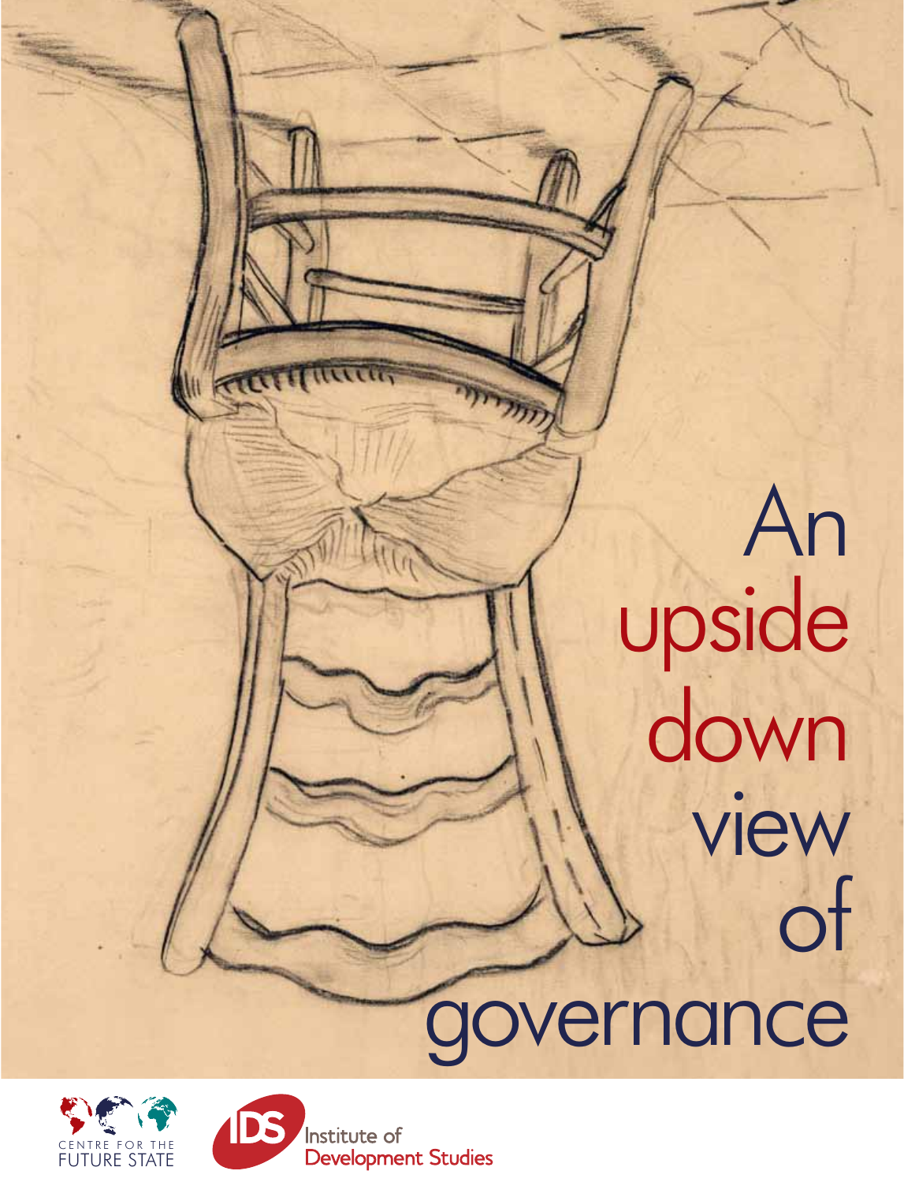# An upside down view of governance

CENTRE FOR THE FUTURE STATE

IDS Institute of Development Studies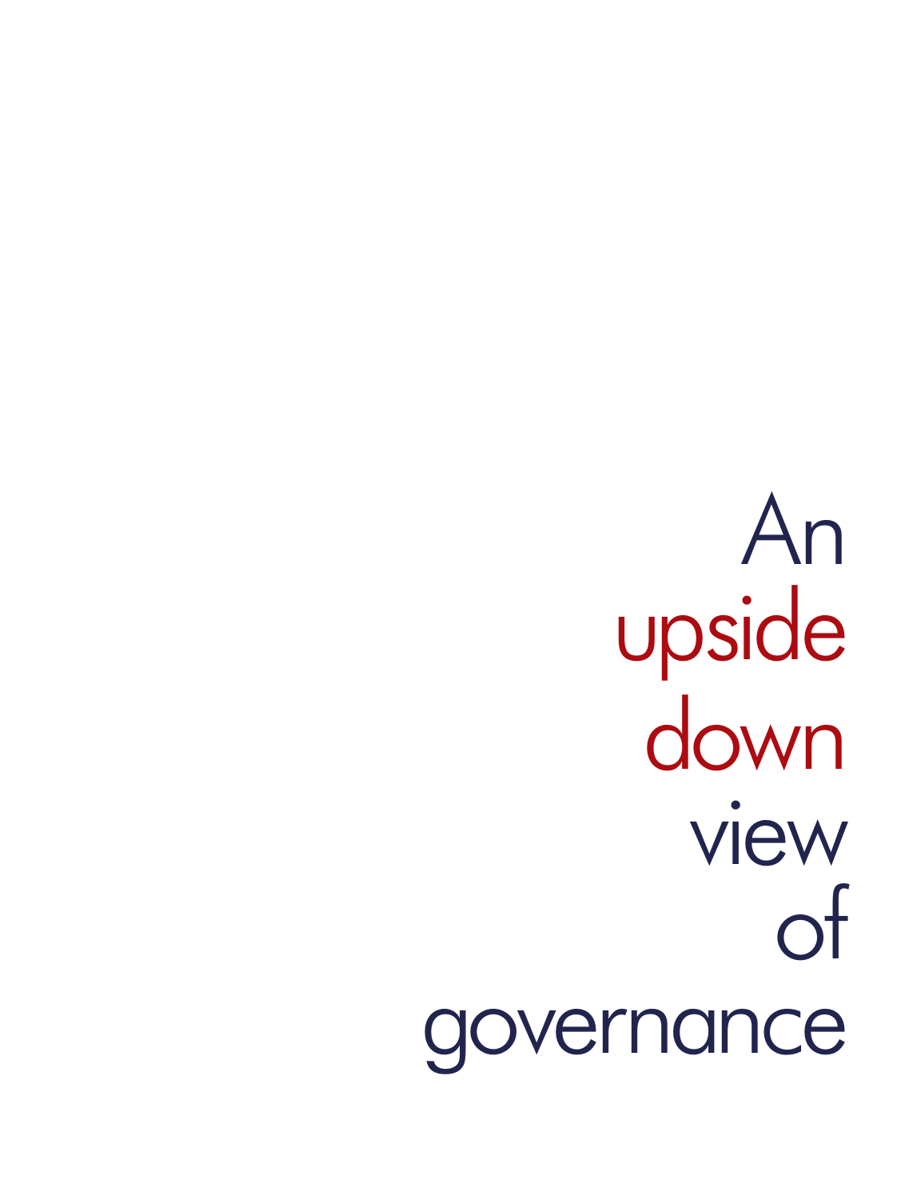# An upside down view of governance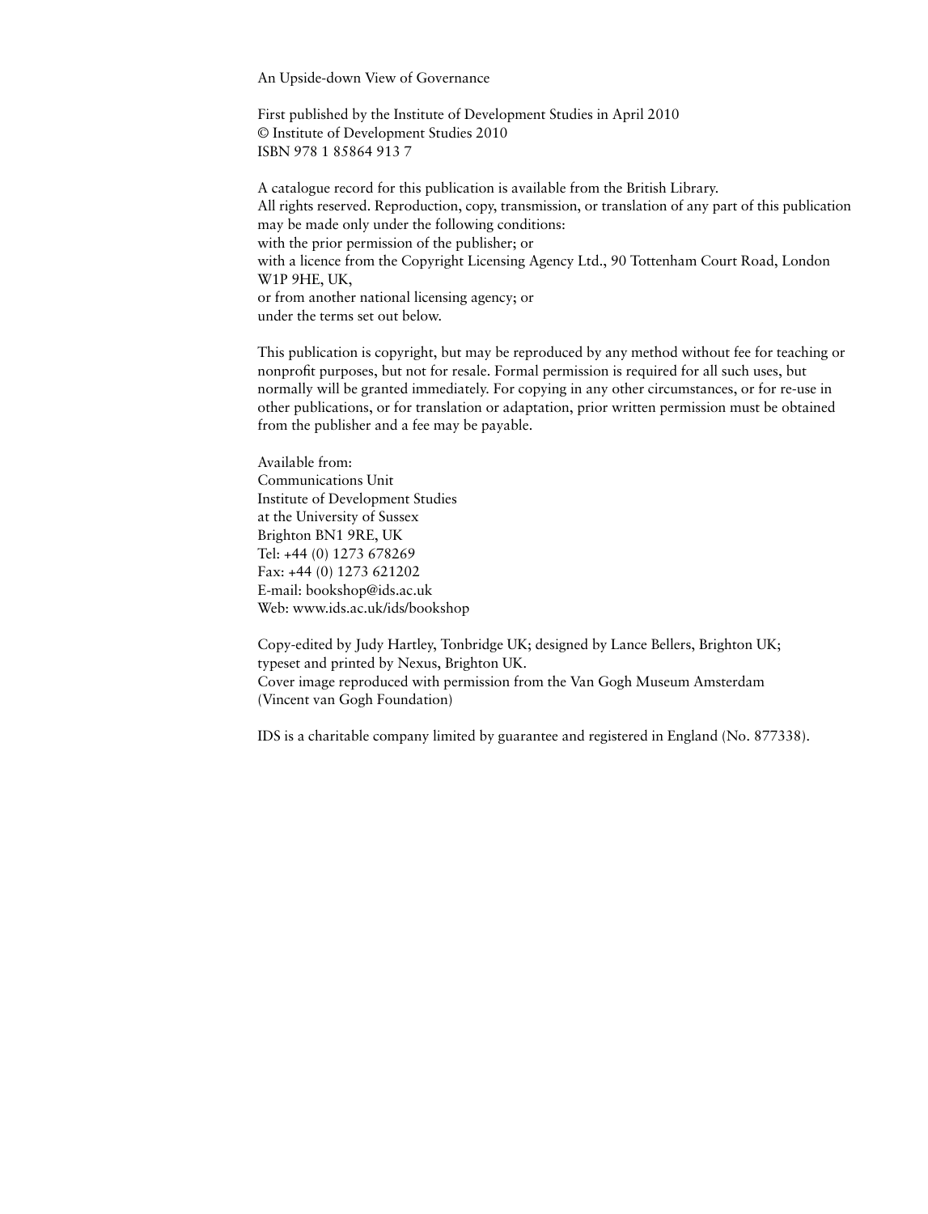An Upside-down View of Governance

First published by the Institute of Development Studies in April 2010
© Institute of Development Studies 2010
ISBN 978 1 85864 913 7

A catalogue record for this publication is available from the British Library.
All rights reserved. Reproduction, copy, transmission, or translation of any part of this publication may be made only under the following conditions:
with the prior permission of the publisher; or
with a licence from the Copyright Licensing Agency Ltd., 90 Tottenham Court Road, London W1P 9HE, UK,
or from another national licensing agency; or
under the terms set out below.

This publication is copyright, but may be reproduced by any method without fee for teaching or nonprofit purposes, but not for resale. Formal permission is required for all such uses, but normally will be granted immediately. For copying in any other circumstances, or for re-use in other publications, or for translation or adaptation, prior written permission must be obtained from the publisher and a fee may be payable.

Available from:
Communications Unit
Institute of Development Studies
at the University of Sussex
Brighton BN1 9RE, UK
Tel: +44 (0) 1273 678269
Fax: +44 (0) 1273 621202
E-mail: bookshop@ids.ac.uk
Web: www.ids.ac.uk/ids/bookshop

Copy-edited by Judy Hartley, Tonbridge UK; designed by Lance Bellers, Brighton UK; typeset and printed by Nexus, Brighton UK.
Cover image reproduced with permission from the Van Gogh Museum Amsterdam (Vincent van Gogh Foundation)

IDS is a charitable company limited by guarantee and registered in England (No. 877338).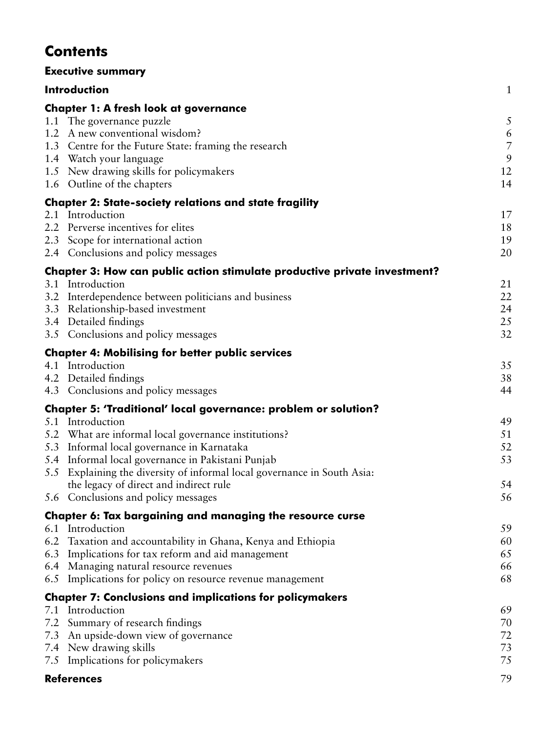# Contents

**Executive summary**

| | |
|---|---|
| **Introduction** | 1 |
| **Chapter 1: A fresh look at governance** | |
| 1.1 The governance puzzle | 5 |
| 1.2 A new conventional wisdom? | 6 |
| 1.3 Centre for the Future State: framing the research | 7 |
| 1.4 Watch your language | 9 |
| 1.5 New drawing skills for policymakers | 12 |
| 1.6 Outline of the chapters | 14 |
| **Chapter 2: State-society relations and state fragility** | |
| 2.1 Introduction | 17 |
| 2.2 Perverse incentives for elites | 18 |
| 2.3 Scope for international action | 19 |
| 2.4 Conclusions and policy messages | 20 |
| **Chapter 3: How can public action stimulate productive private investment?** | |
| 3.1 Introduction | 21 |
| 3.2 Interdependence between politicians and business | 22 |
| 3.3 Relationship-based investment | 24 |
| 3.4 Detailed findings | 25 |
| 3.5 Conclusions and policy messages | 32 |
| **Chapter 4: Mobilising for better public services** | |
| 4.1 Introduction | 35 |
| 4.2 Detailed findings | 38 |
| 4.3 Conclusions and policy messages | 44 |
| **Chapter 5: 'Traditional' local governance: problem or solution?** | |
| 5.1 Introduction | 49 |
| 5.2 What are informal local governance institutions? | 51 |
| 5.3 Informal local governance in Karnataka | 52 |
| 5.4 Informal local governance in Pakistani Punjab | 53 |
| 5.5 Explaining the diversity of informal local governance in South Asia: the legacy of direct and indirect rule | 54 |
| 5.6 Conclusions and policy messages | 56 |
| **Chapter 6: Tax bargaining and managing the resource curse** | |
| 6.1 Introduction | 59 |
| 6.2 Taxation and accountability in Ghana, Kenya and Ethiopia | 60 |
| 6.3 Implications for tax reform and aid management | 65 |
| 6.4 Managing natural resource revenues | 66 |
| 6.5 Implications for policy on resource revenue management | 68 |
| **Chapter 7: Conclusions and implications for policymakers** | |
| 7.1 Introduction | 69 |
| 7.2 Summary of research findings | 70 |
| 7.3 An upside-down view of governance | 72 |
| 7.4 New drawing skills | 73 |
| 7.5 Implications for policymakers | 75 |
| **References** | 79 |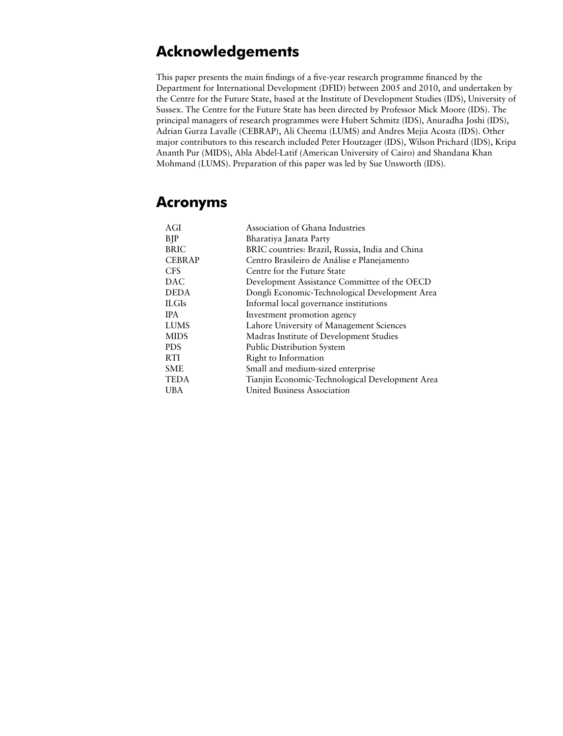## Acknowledgements

This paper presents the main findings of a five-year research programme financed by the Department for International Development (DFID) between 2005 and 2010, and undertaken by the Centre for the Future State, based at the Institute of Development Studies (IDS), University of Sussex. The Centre for the Future State has been directed by Professor Mick Moore (IDS). The principal managers of research programmes were Hubert Schmitz (IDS), Anuradha Joshi (IDS), Adrian Gurza Lavalle (CEBRAP), Ali Cheema (LUMS) and Andres Mejia Acosta (IDS). Other major contributors to this research included Peter Houtzager (IDS), Wilson Prichard (IDS), Kripa Ananth Pur (MIDS), Abla Abdel-Latif (American University of Cairo) and Shandana Khan Mohmand (LUMS). Preparation of this paper was led by Sue Unsworth (IDS).

## Acronyms

| | |
|---|---|
| AGI | Association of Ghana Industries |
| BJP | Bharatiya Janata Party |
| BRIC | BRIC countries: Brazil, Russia, India and China |
| CEBRAP | Centro Brasileiro de Análise e Planejamento |
| CFS | Centre for the Future State |
| DAC | Development Assistance Committee of the OECD |
| DEDA | Dongli Economic-Technological Development Area |
| ILGIs | Informal local governance institutions |
| IPA | Investment promotion agency |
| LUMS | Lahore University of Management Sciences |
| MIDS | Madras Institute of Development Studies |
| PDS | Public Distribution System |
| RTI | Right to Information |
| SME | Small and medium-sized enterprise |
| TEDA | Tianjin Economic-Technological Development Area |
| UBA | United Business Association |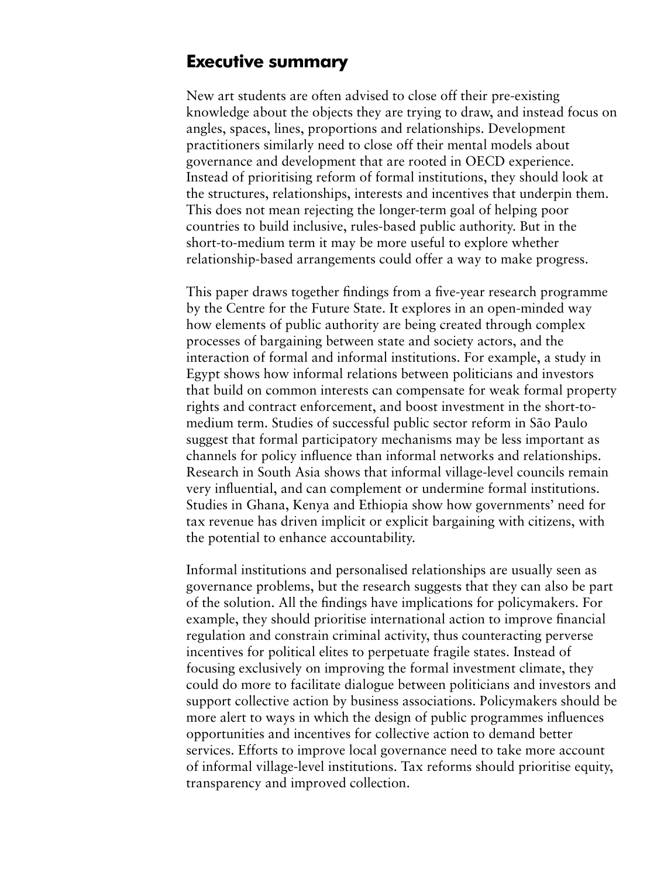## Executive summary

New art students are often advised to close off their pre-existing knowledge about the objects they are trying to draw, and instead focus on angles, spaces, lines, proportions and relationships. Development practitioners similarly need to close off their mental models about governance and development that are rooted in OECD experience. Instead of prioritising reform of formal institutions, they should look at the structures, relationships, interests and incentives that underpin them. This does not mean rejecting the longer-term goal of helping poor countries to build inclusive, rules-based public authority. But in the short-to-medium term it may be more useful to explore whether relationship-based arrangements could offer a way to make progress.

This paper draws together findings from a five-year research programme by the Centre for the Future State. It explores in an open-minded way how elements of public authority are being created through complex processes of bargaining between state and society actors, and the interaction of formal and informal institutions. For example, a study in Egypt shows how informal relations between politicians and investors that build on common interests can compensate for weak formal property rights and contract enforcement, and boost investment in the short-to-medium term. Studies of successful public sector reform in São Paulo suggest that formal participatory mechanisms may be less important as channels for policy influence than informal networks and relationships. Research in South Asia shows that informal village-level councils remain very influential, and can complement or undermine formal institutions. Studies in Ghana, Kenya and Ethiopia show how governments' need for tax revenue has driven implicit or explicit bargaining with citizens, with the potential to enhance accountability.

Informal institutions and personalised relationships are usually seen as governance problems, but the research suggests that they can also be part of the solution. All the findings have implications for policymakers. For example, they should prioritise international action to improve financial regulation and constrain criminal activity, thus counteracting perverse incentives for political elites to perpetuate fragile states. Instead of focusing exclusively on improving the formal investment climate, they could do more to facilitate dialogue between politicians and investors and support collective action by business associations. Policymakers should be more alert to ways in which the design of public programmes influences opportunities and incentives for collective action to demand better services. Efforts to improve local governance need to take more account of informal village-level institutions. Tax reforms should prioritise equity, transparency and improved collection.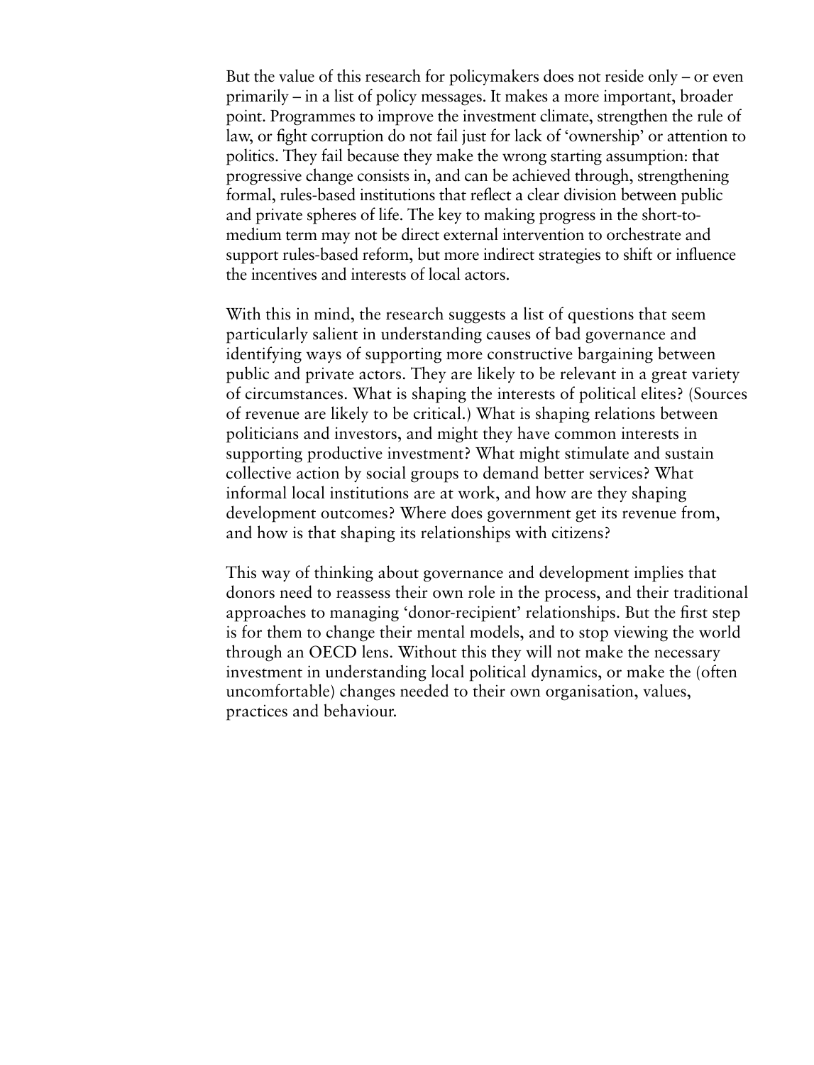But the value of this research for policymakers does not reside only – or even primarily – in a list of policy messages. It makes a more important, broader point. Programmes to improve the investment climate, strengthen the rule of law, or fight corruption do not fail just for lack of 'ownership' or attention to politics. They fail because they make the wrong starting assumption: that progressive change consists in, and can be achieved through, strengthening formal, rules-based institutions that reflect a clear division between public and private spheres of life. The key to making progress in the short-to-medium term may not be direct external intervention to orchestrate and support rules-based reform, but more indirect strategies to shift or influence the incentives and interests of local actors.

With this in mind, the research suggests a list of questions that seem particularly salient in understanding causes of bad governance and identifying ways of supporting more constructive bargaining between public and private actors. They are likely to be relevant in a great variety of circumstances. What is shaping the interests of political elites? (Sources of revenue are likely to be critical.) What is shaping relations between politicians and investors, and might they have common interests in supporting productive investment? What might stimulate and sustain collective action by social groups to demand better services? What informal local institutions are at work, and how are they shaping development outcomes? Where does government get its revenue from, and how is that shaping its relationships with citizens?

This way of thinking about governance and development implies that donors need to reassess their own role in the process, and their traditional approaches to managing 'donor-recipient' relationships. But the first step is for them to change their mental models, and to stop viewing the world through an OECD lens. Without this they will not make the necessary investment in understanding local political dynamics, or make the (often uncomfortable) changes needed to their own organisation, values, practices and behaviour.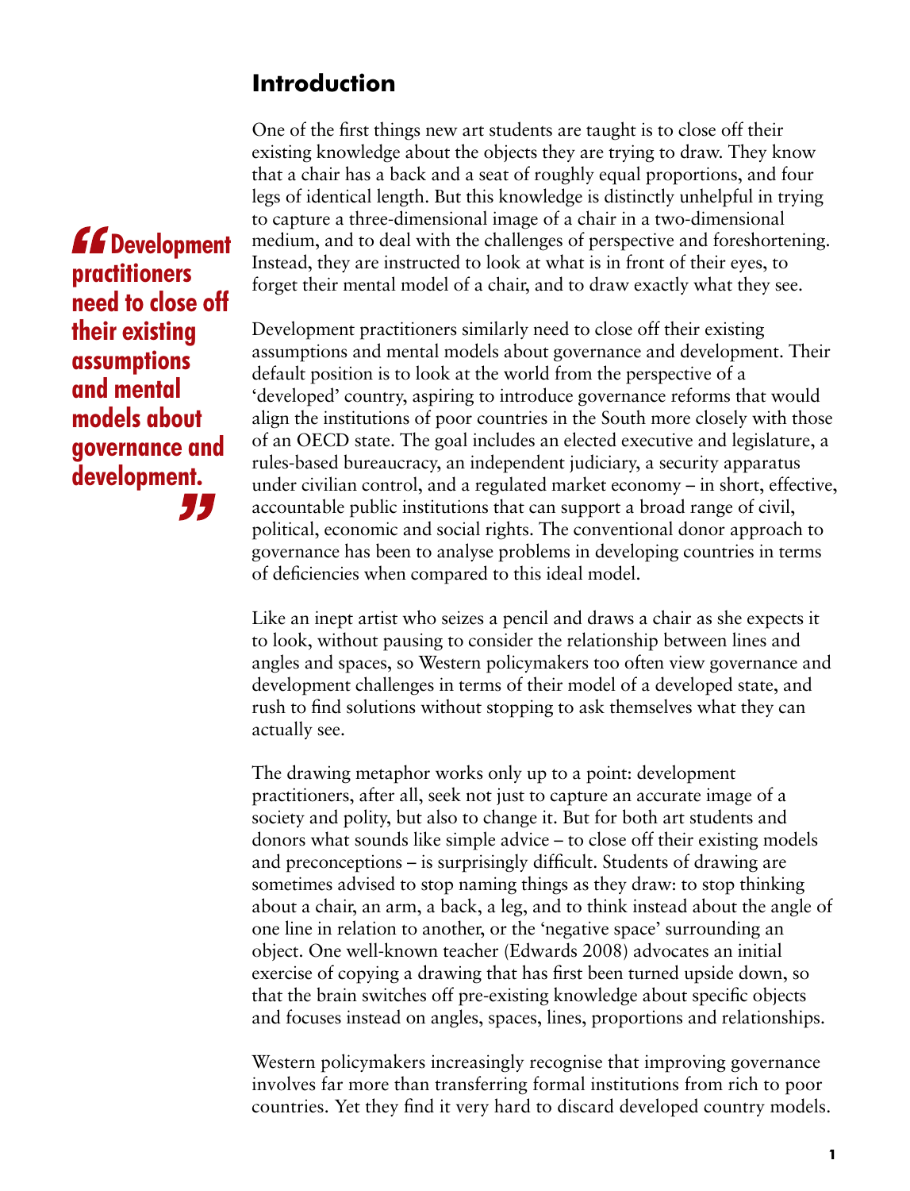## Introduction

> **"Development practitioners need to close off their existing assumptions and mental models about governance and development."**

One of the first things new art students are taught is to close off their existing knowledge about the objects they are trying to draw. They know that a chair has a back and a seat of roughly equal proportions, and four legs of identical length. But this knowledge is distinctly unhelpful in trying to capture a three-dimensional image of a chair in a two-dimensional medium, and to deal with the challenges of perspective and foreshortening. Instead, they are instructed to look at what is in front of their eyes, to forget their mental model of a chair, and to draw exactly what they see.

Development practitioners similarly need to close off their existing assumptions and mental models about governance and development. Their default position is to look at the world from the perspective of a 'developed' country, aspiring to introduce governance reforms that would align the institutions of poor countries in the South more closely with those of an OECD state. The goal includes an elected executive and legislature, a rules-based bureaucracy, an independent judiciary, a security apparatus under civilian control, and a regulated market economy – in short, effective, accountable public institutions that can support a broad range of civil, political, economic and social rights. The conventional donor approach to governance has been to analyse problems in developing countries in terms of deficiencies when compared to this ideal model.

Like an inept artist who seizes a pencil and draws a chair as she expects it to look, without pausing to consider the relationship between lines and angles and spaces, so Western policymakers too often view governance and development challenges in terms of their model of a developed state, and rush to find solutions without stopping to ask themselves what they can actually see.

The drawing metaphor works only up to a point: development practitioners, after all, seek not just to capture an accurate image of a society and polity, but also to change it. But for both art students and donors what sounds like simple advice – to close off their existing models and preconceptions – is surprisingly difficult. Students of drawing are sometimes advised to stop naming things as they draw: to stop thinking about a chair, an arm, a back, a leg, and to think instead about the angle of one line in relation to another, or the 'negative space' surrounding an object. One well-known teacher (Edwards 2008) advocates an initial exercise of copying a drawing that has first been turned upside down, so that the brain switches off pre-existing knowledge about specific objects and focuses instead on angles, spaces, lines, proportions and relationships.

Western policymakers increasingly recognise that improving governance involves far more than transferring formal institutions from rich to poor countries. Yet they find it very hard to discard developed country models.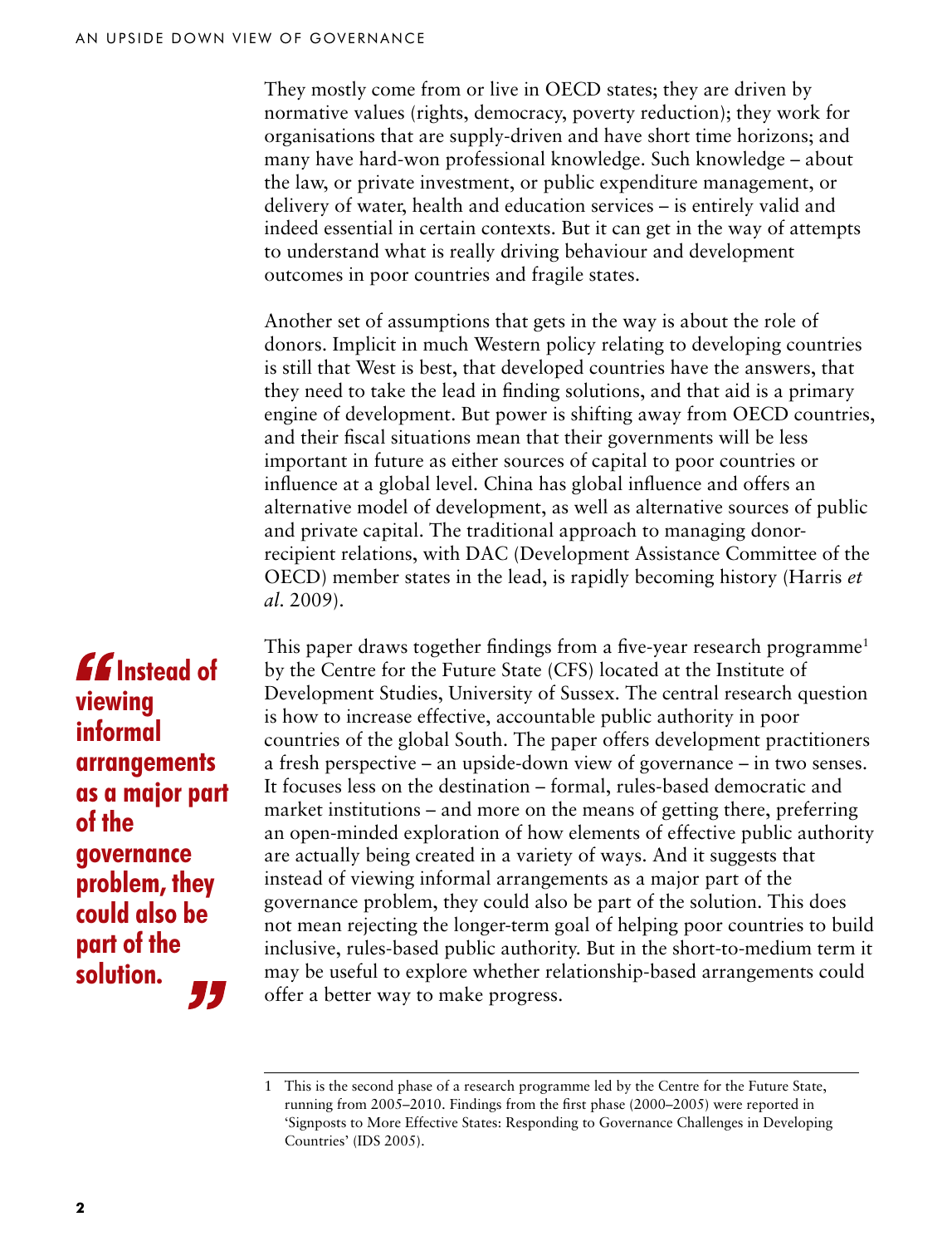They mostly come from or live in OECD states; they are driven by normative values (rights, democracy, poverty reduction); they work for organisations that are supply-driven and have short time horizons; and many have hard-won professional knowledge. Such knowledge – about the law, or private investment, or public expenditure management, or delivery of water, health and education services – is entirely valid and indeed essential in certain contexts. But it can get in the way of attempts to understand what is really driving behaviour and development outcomes in poor countries and fragile states.

Another set of assumptions that gets in the way is about the role of donors. Implicit in much Western policy relating to developing countries is still that West is best, that developed countries have the answers, that they need to take the lead in finding solutions, and that aid is a primary engine of development. But power is shifting away from OECD countries, and their fiscal situations mean that their governments will be less important in future as either sources of capital to poor countries or influence at a global level. China has global influence and offers an alternative model of development, as well as alternative sources of public and private capital. The traditional approach to managing donor-recipient relations, with DAC (Development Assistance Committee of the OECD) member states in the lead, is rapidly becoming history (Harris *et al*. 2009).

> **"Instead of viewing informal arrangements as a major part of the governance problem, they could also be part of the solution."**

This paper draws together findings from a five-year research programme[1] by the Centre for the Future State (CFS) located at the Institute of Development Studies, University of Sussex. The central research question is how to increase effective, accountable public authority in poor countries of the global South. The paper offers development practitioners a fresh perspective – an upside-down view of governance – in two senses. It focuses less on the destination – formal, rules-based democratic and market institutions – and more on the means of getting there, preferring an open-minded exploration of how elements of effective public authority are actually being created in a variety of ways. And it suggests that instead of viewing informal arrangements as a major part of the governance problem, they could also be part of the solution. This does not mean rejecting the longer-term goal of helping poor countries to build inclusive, rules-based public authority. But in the short-to-medium term it may be useful to explore whether relationship-based arrangements could offer a better way to make progress.

---

1 This is the second phase of a research programme led by the Centre for the Future State, running from 2005–2010. Findings from the first phase (2000–2005) were reported in 'Signposts to More Effective States: Responding to Governance Challenges in Developing Countries' (IDS 2005).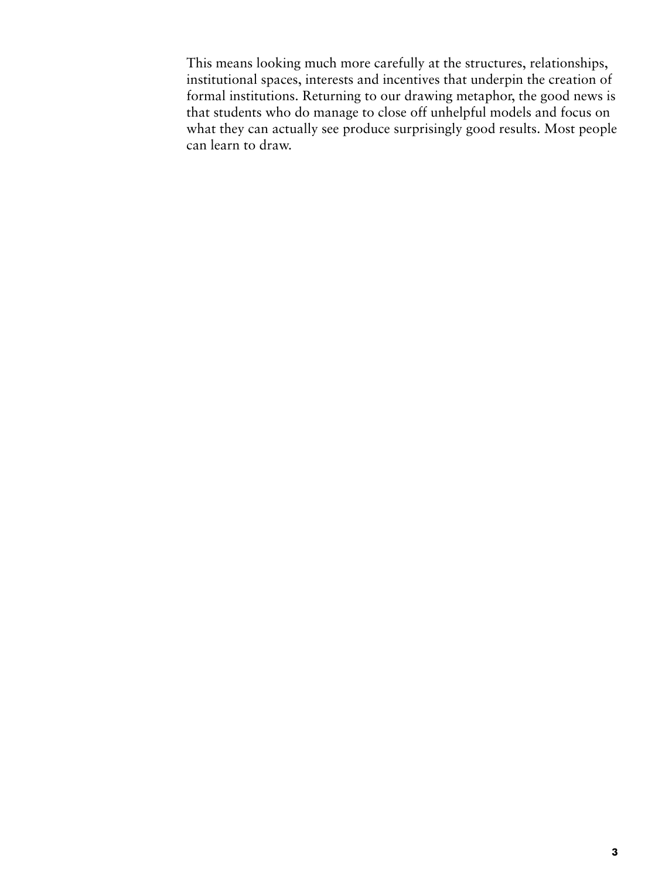This means looking much more carefully at the structures, relationships, institutional spaces, interests and incentives that underpin the creation of formal institutions. Returning to our drawing metaphor, the good news is that students who do manage to close off unhelpful models and focus on what they can actually see produce surprisingly good results. Most people can learn to draw.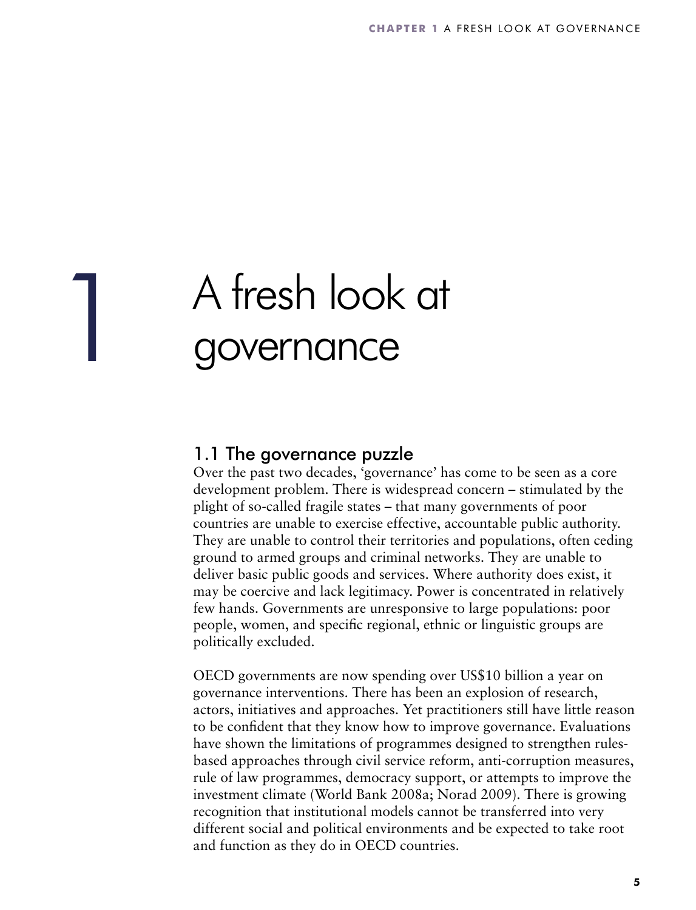# 1 A fresh look at governance

## 1.1 The governance puzzle

Over the past two decades, 'governance' has come to be seen as a core development problem. There is widespread concern – stimulated by the plight of so-called fragile states – that many governments of poor countries are unable to exercise effective, accountable public authority. They are unable to control their territories and populations, often ceding ground to armed groups and criminal networks. They are unable to deliver basic public goods and services. Where authority does exist, it may be coercive and lack legitimacy. Power is concentrated in relatively few hands. Governments are unresponsive to large populations: poor people, women, and specific regional, ethnic or linguistic groups are politically excluded.

OECD governments are now spending over US$10 billion a year on governance interventions. There has been an explosion of research, actors, initiatives and approaches. Yet practitioners still have little reason to be confident that they know how to improve governance. Evaluations have shown the limitations of programmes designed to strengthen rules-based approaches through civil service reform, anti-corruption measures, rule of law programmes, democracy support, or attempts to improve the investment climate (World Bank 2008a; Norad 2009). There is growing recognition that institutional models cannot be transferred into very different social and political environments and be expected to take root and function as they do in OECD countries.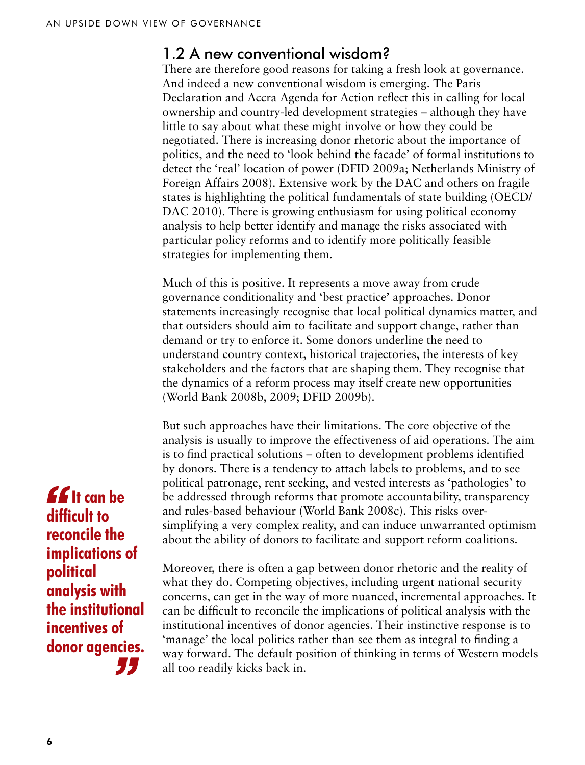## 1.2 A new conventional wisdom?

There are therefore good reasons for taking a fresh look at governance. And indeed a new conventional wisdom is emerging. The Paris Declaration and Accra Agenda for Action reflect this in calling for local ownership and country-led development strategies – although they have little to say about what these might involve or how they could be negotiated. There is increasing donor rhetoric about the importance of politics, and the need to 'look behind the facade' of formal institutions to detect the 'real' location of power (DFID 2009a; Netherlands Ministry of Foreign Affairs 2008). Extensive work by the DAC and others on fragile states is highlighting the political fundamentals of state building (OECD/DAC 2010). There is growing enthusiasm for using political economy analysis to help better identify and manage the risks associated with particular policy reforms and to identify more politically feasible strategies for implementing them.

Much of this is positive. It represents a move away from crude governance conditionality and 'best practice' approaches. Donor statements increasingly recognise that local political dynamics matter, and that outsiders should aim to facilitate and support change, rather than demand or try to enforce it. Some donors underline the need to understand country context, historical trajectories, the interests of key stakeholders and the factors that are shaping them. They recognise that the dynamics of a reform process may itself create new opportunities (World Bank 2008b, 2009; DFID 2009b).

But such approaches have their limitations. The core objective of the analysis is usually to improve the effectiveness of aid operations. The aim is to find practical solutions – often to development problems identified by donors. There is a tendency to attach labels to problems, and to see political patronage, rent seeking, and vested interests as 'pathologies' to be addressed through reforms that promote accountability, transparency and rules-based behaviour (World Bank 2008c). This risks over-simplifying a very complex reality, and can induce unwarranted optimism about the ability of donors to facilitate and support reform coalitions.

> **"It can be difficult to reconcile the implications of political analysis with the institutional incentives of donor agencies."**

Moreover, there is often a gap between donor rhetoric and the reality of what they do. Competing objectives, including urgent national security concerns, can get in the way of more nuanced, incremental approaches. It can be difficult to reconcile the implications of political analysis with the institutional incentives of donor agencies. Their instinctive response is to 'manage' the local politics rather than see them as integral to finding a way forward. The default position of thinking in terms of Western models all too readily kicks back in.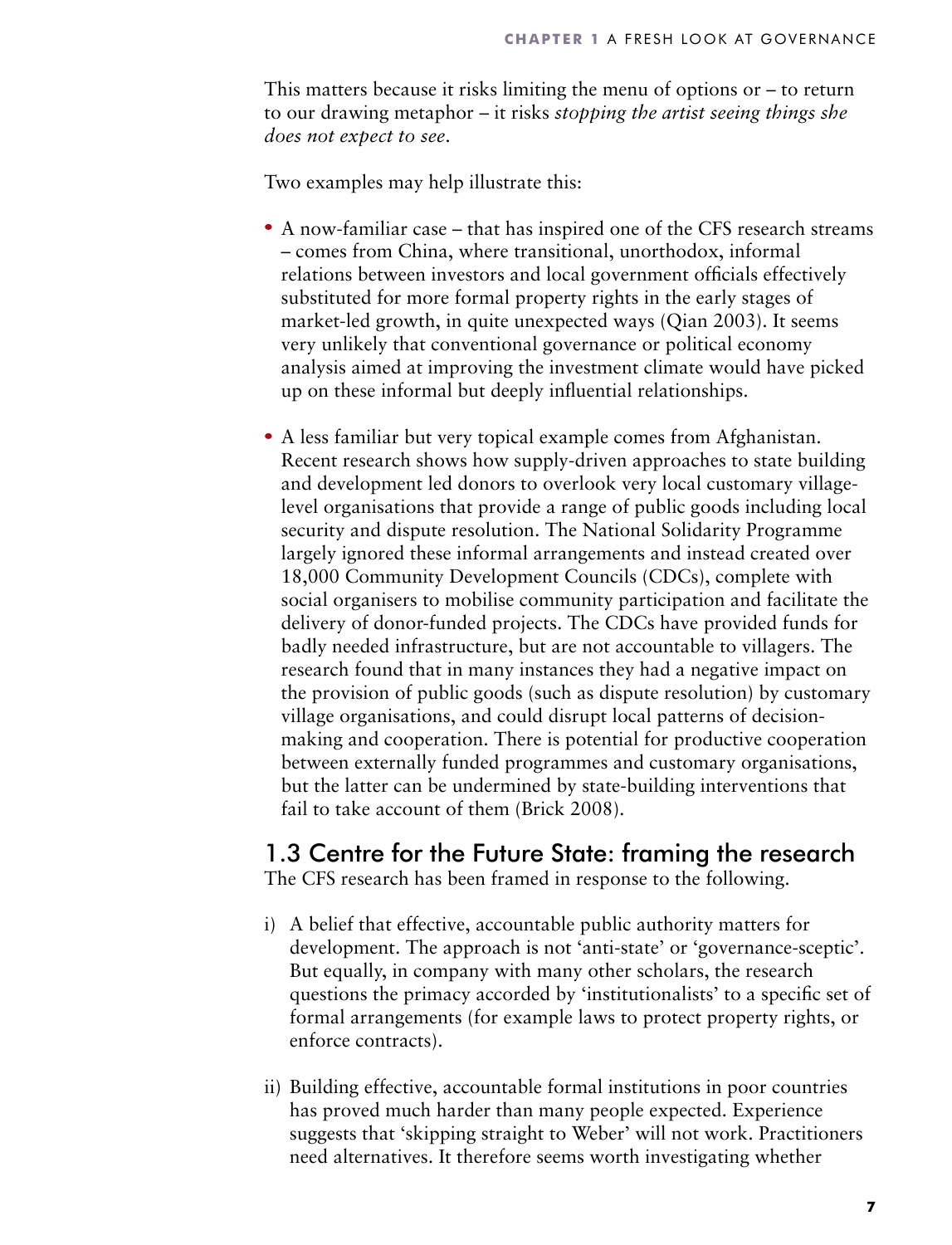This matters because it risks limiting the menu of options or – to return to our drawing metaphor – it risks *stopping the artist seeing things she does not expect to see*.

Two examples may help illustrate this:

- A now-familiar case – that has inspired one of the CFS research streams – comes from China, where transitional, unorthodox, informal relations between investors and local government officials effectively substituted for more formal property rights in the early stages of market-led growth, in quite unexpected ways (Qian 2003). It seems very unlikely that conventional governance or political economy analysis aimed at improving the investment climate would have picked up on these informal but deeply influential relationships.

- A less familiar but very topical example comes from Afghanistan. Recent research shows how supply-driven approaches to state building and development led donors to overlook very local customary village-level organisations that provide a range of public goods including local security and dispute resolution. The National Solidarity Programme largely ignored these informal arrangements and instead created over 18,000 Community Development Councils (CDCs), complete with social organisers to mobilise community participation and facilitate the delivery of donor-funded projects. The CDCs have provided funds for badly needed infrastructure, but are not accountable to villagers. The research found that in many instances they had a negative impact on the provision of public goods (such as dispute resolution) by customary village organisations, and could disrupt local patterns of decision-making and cooperation. There is potential for productive cooperation between externally funded programmes and customary organisations, but the latter can be undermined by state-building interventions that fail to take account of them (Brick 2008).

## 1.3 Centre for the Future State: framing the research

The CFS research has been framed in response to the following.

i) A belief that effective, accountable public authority matters for development. The approach is not 'anti-state' or 'governance-sceptic'. But equally, in company with many other scholars, the research questions the primacy accorded by 'institutionalists' to a specific set of formal arrangements (for example laws to protect property rights, or enforce contracts).

ii) Building effective, accountable formal institutions in poor countries has proved much harder than many people expected. Experience suggests that 'skipping straight to Weber' will not work. Practitioners need alternatives. It therefore seems worth investigating whether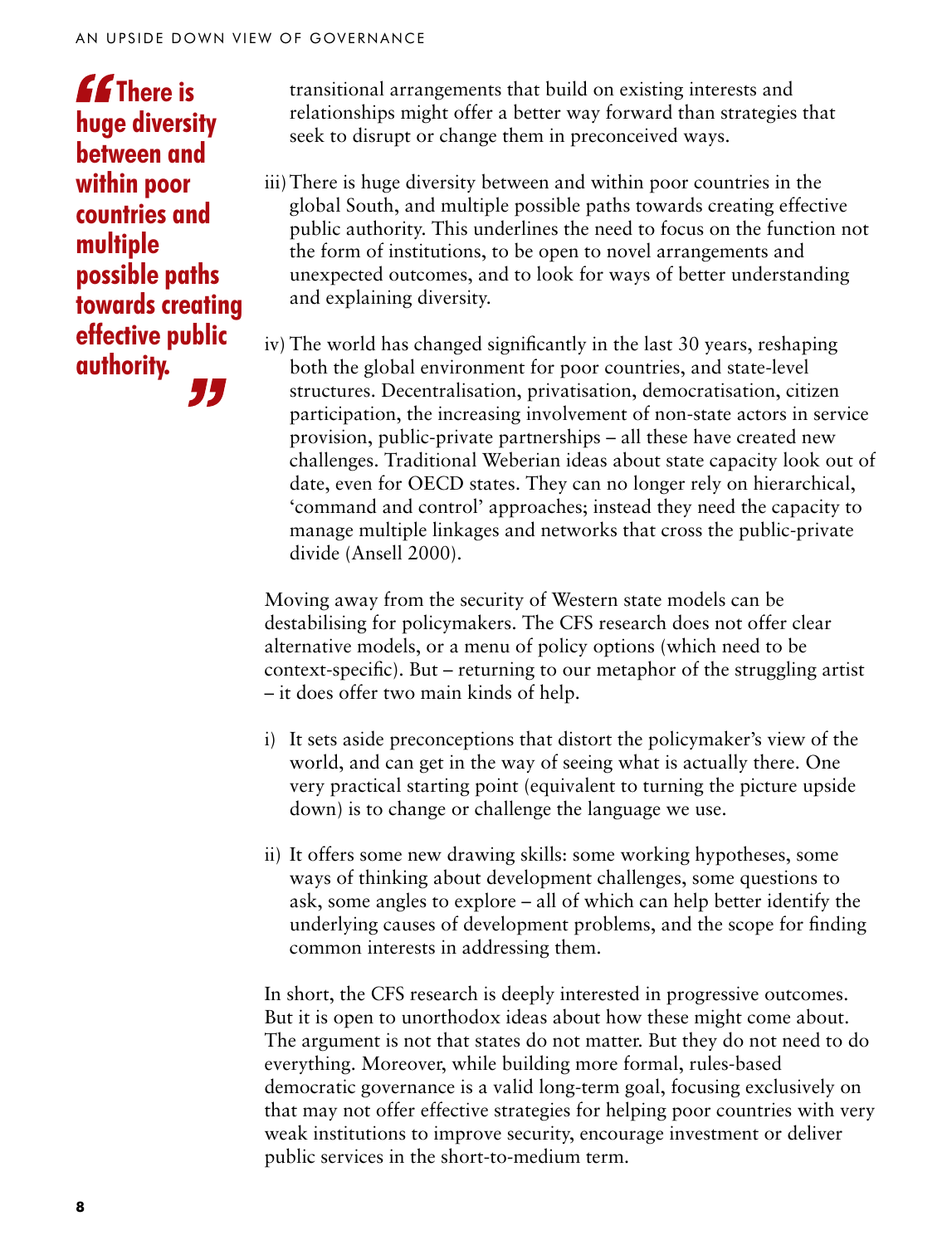> **There is huge diversity between and within poor countries and multiple possible paths towards creating effective public authority.**

transitional arrangements that build on existing interests and relationships might offer a better way forward than strategies that seek to disrupt or change them in preconceived ways.

iii) There is huge diversity between and within poor countries in the global South, and multiple possible paths towards creating effective public authority. This underlines the need to focus on the function not the form of institutions, to be open to novel arrangements and unexpected outcomes, and to look for ways of better understanding and explaining diversity.

iv) The world has changed significantly in the last 30 years, reshaping both the global environment for poor countries, and state-level structures. Decentralisation, privatisation, democratisation, citizen participation, the increasing involvement of non-state actors in service provision, public-private partnerships – all these have created new challenges. Traditional Weberian ideas about state capacity look out of date, even for OECD states. They can no longer rely on hierarchical, 'command and control' approaches; instead they need the capacity to manage multiple linkages and networks that cross the public-private divide (Ansell 2000).

Moving away from the security of Western state models can be destabilising for policymakers. The CFS research does not offer clear alternative models, or a menu of policy options (which need to be context-specific). But – returning to our metaphor of the struggling artist – it does offer two main kinds of help.

i) It sets aside preconceptions that distort the policymaker's view of the world, and can get in the way of seeing what is actually there. One very practical starting point (equivalent to turning the picture upside down) is to change or challenge the language we use.

ii) It offers some new drawing skills: some working hypotheses, some ways of thinking about development challenges, some questions to ask, some angles to explore – all of which can help better identify the underlying causes of development problems, and the scope for finding common interests in addressing them.

In short, the CFS research is deeply interested in progressive outcomes. But it is open to unorthodox ideas about how these might come about. The argument is not that states do not matter. But they do not need to do everything. Moreover, while building more formal, rules-based democratic governance is a valid long-term goal, focusing exclusively on that may not offer effective strategies for helping poor countries with very weak institutions to improve security, encourage investment or deliver public services in the short-to-medium term.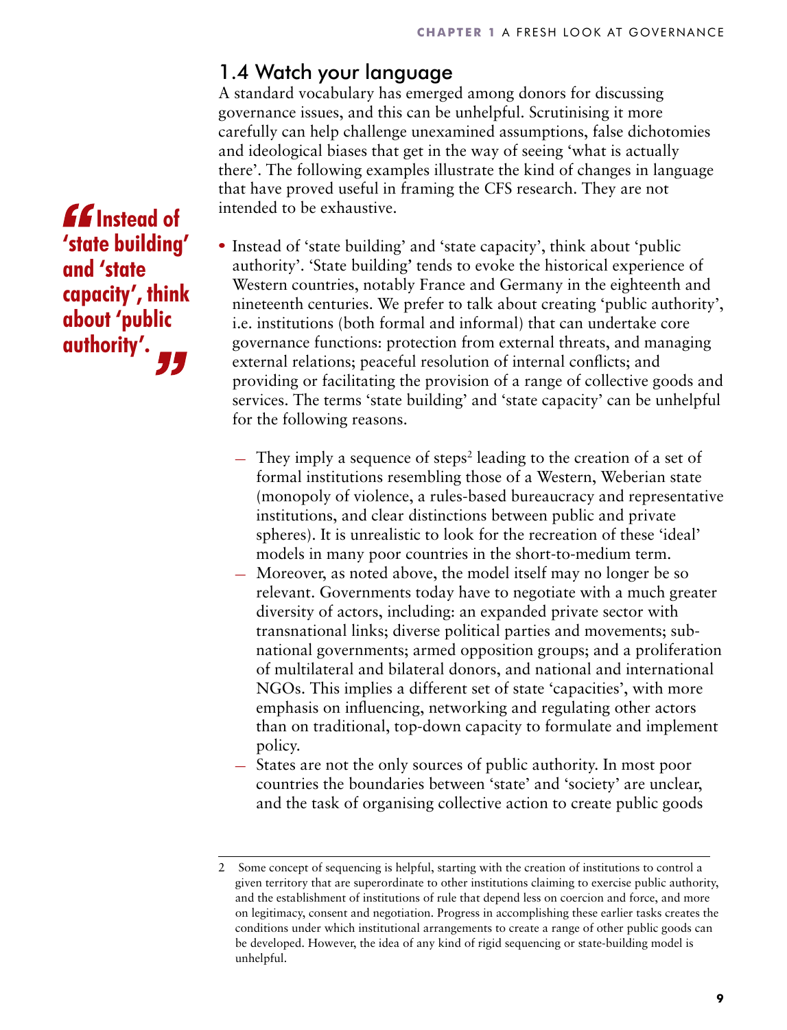## 1.4 Watch your language

A standard vocabulary has emerged among donors for discussing governance issues, and this can be unhelpful. Scrutinising it more carefully can help challenge unexamined assumptions, false dichotomies and ideological biases that get in the way of seeing 'what is actually there'. The following examples illustrate the kind of changes in language that have proved useful in framing the CFS research. They are not intended to be exhaustive.

> **"Instead of 'state building' and 'state capacity', think about 'public authority'."**

- Instead of 'state building' and 'state capacity', think about 'public authority'. 'State building' tends to evoke the historical experience of Western countries, notably France and Germany in the eighteenth and nineteenth centuries. We prefer to talk about creating 'public authority', i.e. institutions (both formal and informal) that can undertake core governance functions: protection from external threats, and managing external relations; peaceful resolution of internal conflicts; and providing or facilitating the provision of a range of collective goods and services. The terms 'state building' and 'state capacity' can be unhelpful for the following reasons.
  - They imply a sequence of steps[2] leading to the creation of a set of formal institutions resembling those of a Western, Weberian state (monopoly of violence, a rules-based bureaucracy and representative institutions, and clear distinctions between public and private spheres). It is unrealistic to look for the recreation of these 'ideal' models in many poor countries in the short-to-medium term.
  - Moreover, as noted above, the model itself may no longer be so relevant. Governments today have to negotiate with a much greater diversity of actors, including: an expanded private sector with transnational links; diverse political parties and movements; sub-national governments; armed opposition groups; and a proliferation of multilateral and bilateral donors, and national and international NGOs. This implies a different set of state 'capacities', with more emphasis on influencing, networking and regulating other actors than on traditional, top-down capacity to formulate and implement policy.
  - States are not the only sources of public authority. In most poor countries the boundaries between 'state' and 'society' are unclear, and the task of organising collective action to create public goods

---

2 Some concept of sequencing is helpful, starting with the creation of institutions to control a given territory that are superordinate to other institutions claiming to exercise public authority, and the establishment of institutions of rule that depend less on coercion and force, and more on legitimacy, consent and negotiation. Progress in accomplishing these earlier tasks creates the conditions under which institutional arrangements to create a range of other public goods can be developed. However, the idea of any kind of rigid sequencing or state-building model is unhelpful.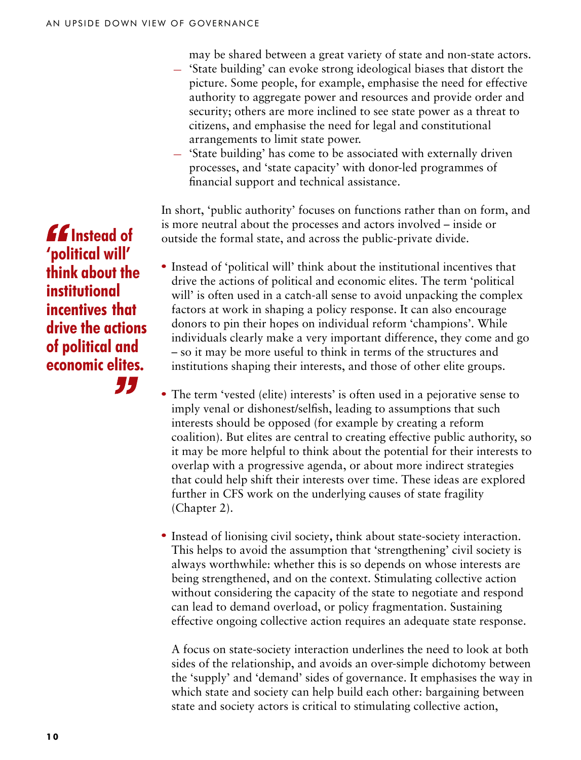may be shared between a great variety of state and non-state actors.

- 'State building' can evoke strong ideological biases that distort the picture. Some people, for example, emphasise the need for effective authority to aggregate power and resources and provide order and security; others are more inclined to see state power as a threat to citizens, and emphasise the need for legal and constitutional arrangements to limit state power.
- 'State building' has come to be associated with externally driven processes, and 'state capacity' with donor-led programmes of financial support and technical assistance.

In short, 'public authority' focuses on functions rather than on form, and is more neutral about the processes and actors involved – inside or outside the formal state, and across the public-private divide.

> **"Instead of 'political will' think about the institutional incentives that drive the actions of political and economic elites."**

- Instead of 'political will' think about the institutional incentives that drive the actions of political and economic elites. The term 'political will' is often used in a catch-all sense to avoid unpacking the complex factors at work in shaping a policy response. It can also encourage donors to pin their hopes on individual reform 'champions'. While individuals clearly make a very important difference, they come and go – so it may be more useful to think in terms of the structures and institutions shaping their interests, and those of other elite groups.

- The term 'vested (elite) interests' is often used in a pejorative sense to imply venal or dishonest/selfish, leading to assumptions that such interests should be opposed (for example by creating a reform coalition). But elites are central to creating effective public authority, so it may be more helpful to think about the potential for their interests to overlap with a progressive agenda, or about more indirect strategies that could help shift their interests over time. These ideas are explored further in CFS work on the underlying causes of state fragility (Chapter 2).

- Instead of lionising civil society, think about state-society interaction. This helps to avoid the assumption that 'strengthening' civil society is always worthwhile: whether this is so depends on whose interests are being strengthened, and on the context. Stimulating collective action without considering the capacity of the state to negotiate and respond can lead to demand overload, or policy fragmentation. Sustaining effective ongoing collective action requires an adequate state response.

  A focus on state-society interaction underlines the need to look at both sides of the relationship, and avoids an over-simple dichotomy between the 'supply' and 'demand' sides of governance. It emphasises the way in which state and society can help build each other: bargaining between state and society actors is critical to stimulating collective action,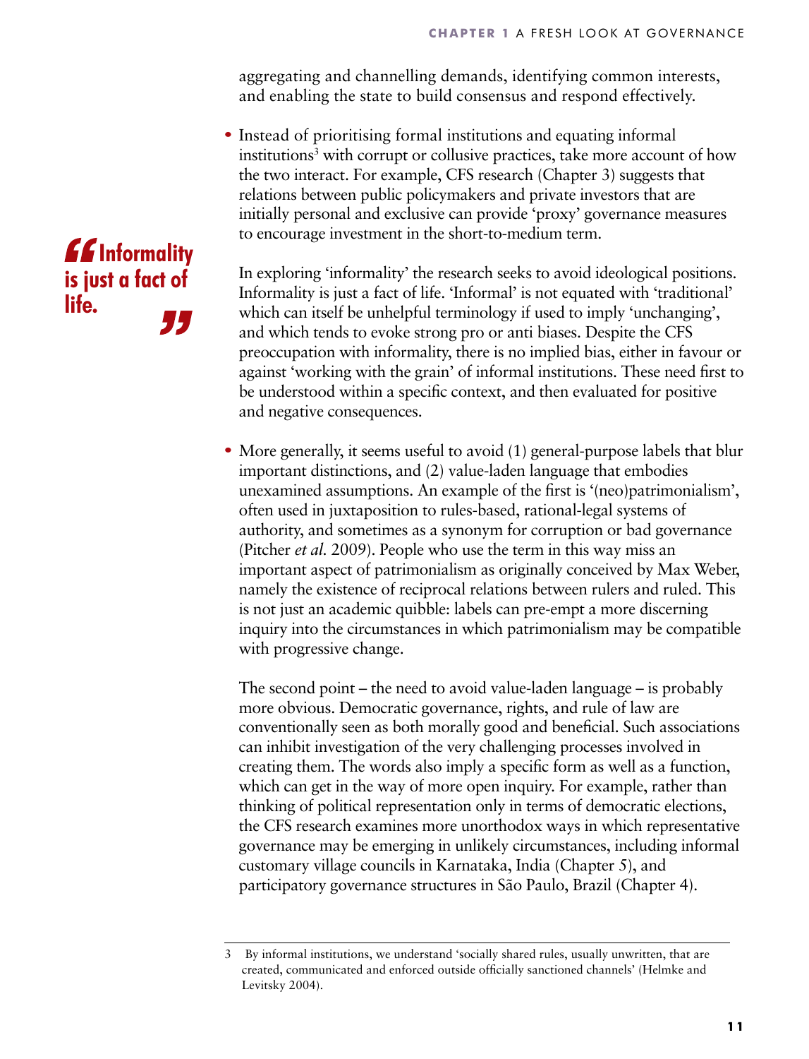aggregating and channelling demands, identifying common interests, and enabling the state to build consensus and respond effectively.

- Instead of prioritising formal institutions and equating informal institutions[3] with corrupt or collusive practices, take more account of how the two interact. For example, CFS research (Chapter 3) suggests that relations between public policymakers and private investors that are initially personal and exclusive can provide 'proxy' governance measures to encourage investment in the short-to-medium term.

  In exploring 'informality' the research seeks to avoid ideological positions. Informality is just a fact of life. 'Informal' is not equated with 'traditional' which can itself be unhelpful terminology if used to imply 'unchanging', and which tends to evoke strong pro or anti biases. Despite the CFS preoccupation with informality, there is no implied bias, either in favour or against 'working with the grain' of informal institutions. These need first to be understood within a specific context, and then evaluated for positive and negative consequences.

**"Informality is just a fact of life."**

- More generally, it seems useful to avoid (1) general-purpose labels that blur important distinctions, and (2) value-laden language that embodies unexamined assumptions. An example of the first is '(neo)patrimonialism', often used in juxtaposition to rules-based, rational-legal systems of authority, and sometimes as a synonym for corruption or bad governance (Pitcher *et al.* 2009). People who use the term in this way miss an important aspect of patrimonialism as originally conceived by Max Weber, namely the existence of reciprocal relations between rulers and ruled. This is not just an academic quibble: labels can pre-empt a more discerning inquiry into the circumstances in which patrimonialism may be compatible with progressive change.

  The second point – the need to avoid value-laden language – is probably more obvious. Democratic governance, rights, and rule of law are conventionally seen as both morally good and beneficial. Such associations can inhibit investigation of the very challenging processes involved in creating them. The words also imply a specific form as well as a function, which can get in the way of more open inquiry. For example, rather than thinking of political representation only in terms of democratic elections, the CFS research examines more unorthodox ways in which representative governance may be emerging in unlikely circumstances, including informal customary village councils in Karnataka, India (Chapter 5), and participatory governance structures in São Paulo, Brazil (Chapter 4).

---

3 By informal institutions, we understand 'socially shared rules, usually unwritten, that are created, communicated and enforced outside officially sanctioned channels' (Helmke and Levitsky 2004).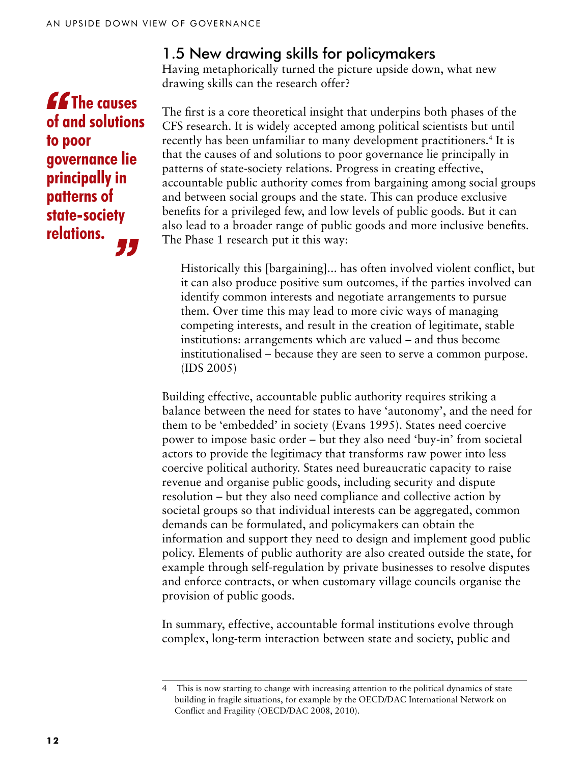## 1.5 New drawing skills for policymakers

Having metaphorically turned the picture upside down, what new drawing skills can the research offer?

> **"The causes of and solutions to poor governance lie principally in patterns of state-society relations."**

The first is a core theoretical insight that underpins both phases of the CFS research. It is widely accepted among political scientists but until recently has been unfamiliar to many development practitioners.[4] It is that the causes of and solutions to poor governance lie principally in patterns of state-society relations. Progress in creating effective, accountable public authority comes from bargaining among social groups and between social groups and the state. This can produce exclusive benefits for a privileged few, and low levels of public goods. But it can also lead to a broader range of public goods and more inclusive benefits. The Phase 1 research put it this way:

> Historically this [bargaining]... has often involved violent conflict, but it can also produce positive sum outcomes, if the parties involved can identify common interests and negotiate arrangements to pursue them. Over time this may lead to more civic ways of managing competing interests, and result in the creation of legitimate, stable institutions: arrangements which are valued – and thus become institutionalised – because they are seen to serve a common purpose. (IDS 2005)

Building effective, accountable public authority requires striking a balance between the need for states to have 'autonomy', and the need for them to be 'embedded' in society (Evans 1995). States need coercive power to impose basic order – but they also need 'buy-in' from societal actors to provide the legitimacy that transforms raw power into less coercive political authority. States need bureaucratic capacity to raise revenue and organise public goods, including security and dispute resolution – but they also need compliance and collective action by societal groups so that individual interests can be aggregated, common demands can be formulated, and policymakers can obtain the information and support they need to design and implement good public policy. Elements of public authority are also created outside the state, for example through self-regulation by private businesses to resolve disputes and enforce contracts, or when customary village councils organise the provision of public goods.

In summary, effective, accountable formal institutions evolve through complex, long-term interaction between state and society, public and

---

4 This is now starting to change with increasing attention to the political dynamics of state building in fragile situations, for example by the OECD/DAC International Network on Conflict and Fragility (OECD/DAC 2008, 2010).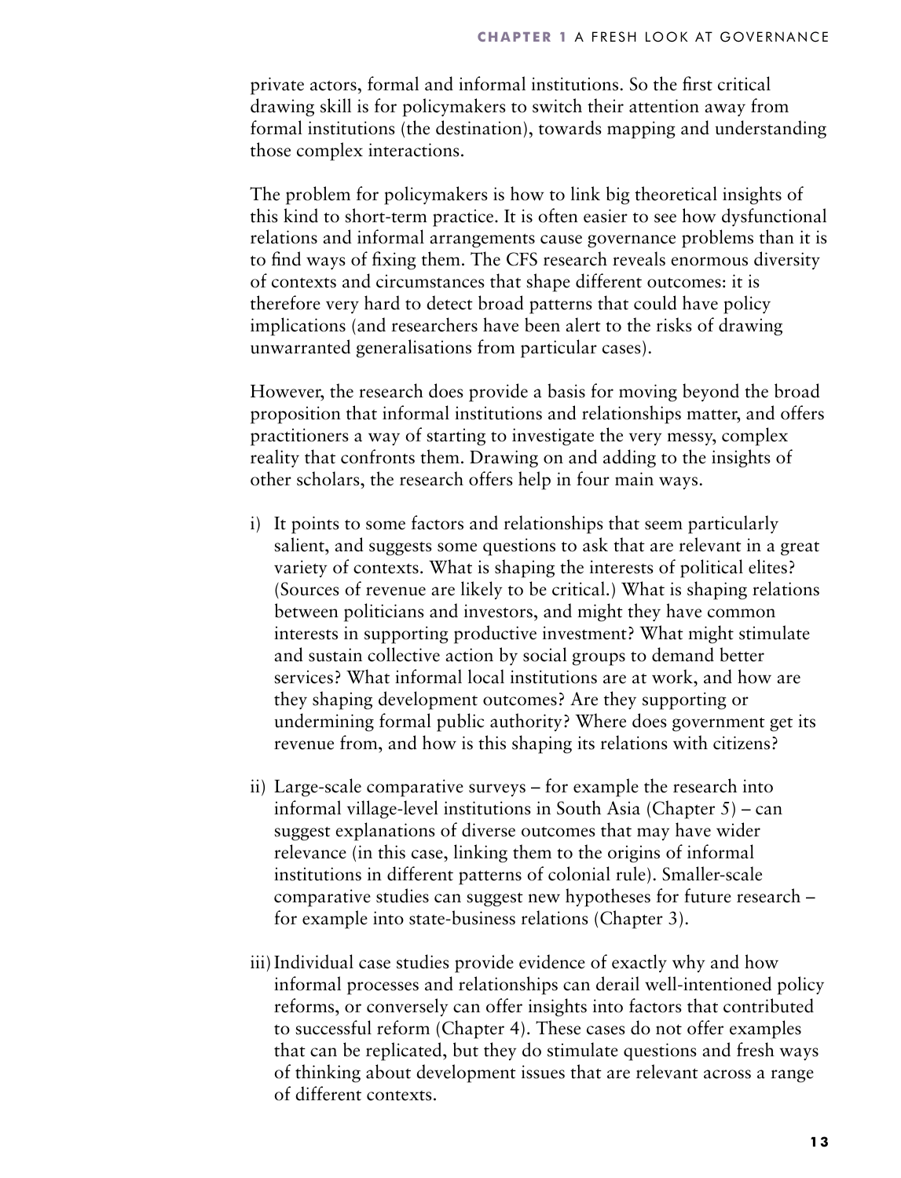private actors, formal and informal institutions. So the first critical drawing skill is for policymakers to switch their attention away from formal institutions (the destination), towards mapping and understanding those complex interactions.

The problem for policymakers is how to link big theoretical insights of this kind to short-term practice. It is often easier to see how dysfunctional relations and informal arrangements cause governance problems than it is to find ways of fixing them. The CFS research reveals enormous diversity of contexts and circumstances that shape different outcomes: it is therefore very hard to detect broad patterns that could have policy implications (and researchers have been alert to the risks of drawing unwarranted generalisations from particular cases).

However, the research does provide a basis for moving beyond the broad proposition that informal institutions and relationships matter, and offers practitioners a way of starting to investigate the very messy, complex reality that confronts them. Drawing on and adding to the insights of other scholars, the research offers help in four main ways.

i) It points to some factors and relationships that seem particularly salient, and suggests some questions to ask that are relevant in a great variety of contexts. What is shaping the interests of political elites? (Sources of revenue are likely to be critical.) What is shaping relations between politicians and investors, and might they have common interests in supporting productive investment? What might stimulate and sustain collective action by social groups to demand better services? What informal local institutions are at work, and how are they shaping development outcomes? Are they supporting or undermining formal public authority? Where does government get its revenue from, and how is this shaping its relations with citizens?

ii) Large-scale comparative surveys – for example the research into informal village-level institutions in South Asia (Chapter 5) – can suggest explanations of diverse outcomes that may have wider relevance (in this case, linking them to the origins of informal institutions in different patterns of colonial rule). Smaller-scale comparative studies can suggest new hypotheses for future research – for example into state-business relations (Chapter 3).

iii) Individual case studies provide evidence of exactly why and how informal processes and relationships can derail well-intentioned policy reforms, or conversely can offer insights into factors that contributed to successful reform (Chapter 4). These cases do not offer examples that can be replicated, but they do stimulate questions and fresh ways of thinking about development issues that are relevant across a range of different contexts.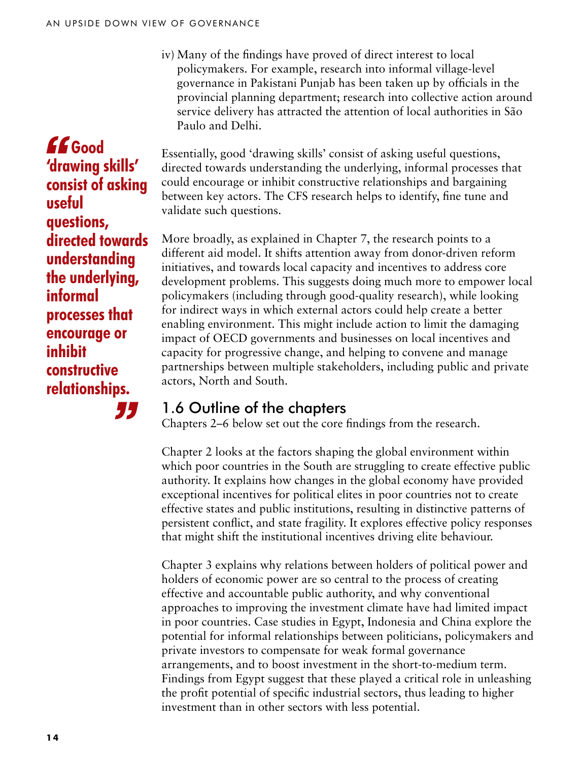iv) Many of the findings have proved of direct interest to local policymakers. For example, research into informal village-level governance in Pakistani Punjab has been taken up by officials in the provincial planning department; research into collective action around service delivery has attracted the attention of local authorities in São Paulo and Delhi.

> **"Good 'drawing skills' consist of asking useful questions, directed towards understanding the underlying, informal processes that encourage or inhibit constructive relationships."**

Essentially, good 'drawing skills' consist of asking useful questions, directed towards understanding the underlying, informal processes that could encourage or inhibit constructive relationships and bargaining between key actors. The CFS research helps to identify, fine tune and validate such questions.

More broadly, as explained in Chapter 7, the research points to a different aid model. It shifts attention away from donor-driven reform initiatives, and towards local capacity and incentives to address core development problems. This suggests doing much more to empower local policymakers (including through good-quality research), while looking for indirect ways in which external actors could help create a better enabling environment. This might include action to limit the damaging impact of OECD governments and businesses on local incentives and capacity for progressive change, and helping to convene and manage partnerships between multiple stakeholders, including public and private actors, North and South.

## 1.6 Outline of the chapters

Chapters 2–6 below set out the core findings from the research.

Chapter 2 looks at the factors shaping the global environment within which poor countries in the South are struggling to create effective public authority. It explains how changes in the global economy have provided exceptional incentives for political elites in poor countries not to create effective states and public institutions, resulting in distinctive patterns of persistent conflict, and state fragility. It explores effective policy responses that might shift the institutional incentives driving elite behaviour.

Chapter 3 explains why relations between holders of political power and holders of economic power are so central to the process of creating effective and accountable public authority, and why conventional approaches to improving the investment climate have had limited impact in poor countries. Case studies in Egypt, Indonesia and China explore the potential for informal relationships between politicians, policymakers and private investors to compensate for weak formal governance arrangements, and to boost investment in the short-to-medium term. Findings from Egypt suggest that these played a critical role in unleashing the profit potential of specific industrial sectors, thus leading to higher investment than in other sectors with less potential.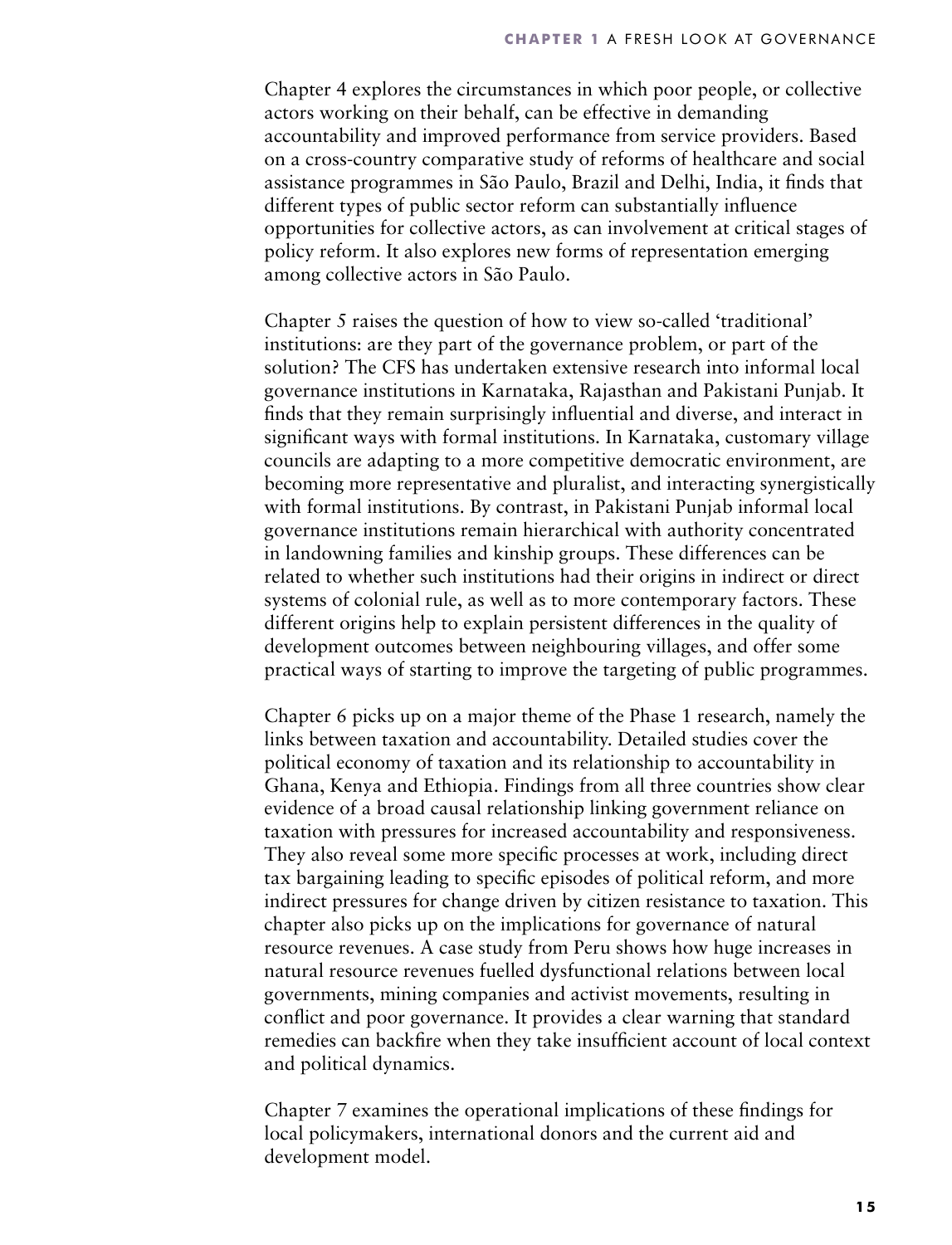Chapter 4 explores the circumstances in which poor people, or collective actors working on their behalf, can be effective in demanding accountability and improved performance from service providers. Based on a cross-country comparative study of reforms of healthcare and social assistance programmes in São Paulo, Brazil and Delhi, India, it finds that different types of public sector reform can substantially influence opportunities for collective actors, as can involvement at critical stages of policy reform. It also explores new forms of representation emerging among collective actors in São Paulo.

Chapter 5 raises the question of how to view so-called 'traditional' institutions: are they part of the governance problem, or part of the solution? The CFS has undertaken extensive research into informal local governance institutions in Karnataka, Rajasthan and Pakistani Punjab. It finds that they remain surprisingly influential and diverse, and interact in significant ways with formal institutions. In Karnataka, customary village councils are adapting to a more competitive democratic environment, are becoming more representative and pluralist, and interacting synergistically with formal institutions. By contrast, in Pakistani Punjab informal local governance institutions remain hierarchical with authority concentrated in landowning families and kinship groups. These differences can be related to whether such institutions had their origins in indirect or direct systems of colonial rule, as well as to more contemporary factors. These different origins help to explain persistent differences in the quality of development outcomes between neighbouring villages, and offer some practical ways of starting to improve the targeting of public programmes.

Chapter 6 picks up on a major theme of the Phase 1 research, namely the links between taxation and accountability. Detailed studies cover the political economy of taxation and its relationship to accountability in Ghana, Kenya and Ethiopia. Findings from all three countries show clear evidence of a broad causal relationship linking government reliance on taxation with pressures for increased accountability and responsiveness. They also reveal some more specific processes at work, including direct tax bargaining leading to specific episodes of political reform, and more indirect pressures for change driven by citizen resistance to taxation. This chapter also picks up on the implications for governance of natural resource revenues. A case study from Peru shows how huge increases in natural resource revenues fuelled dysfunctional relations between local governments, mining companies and activist movements, resulting in conflict and poor governance. It provides a clear warning that standard remedies can backfire when they take insufficient account of local context and political dynamics.

Chapter 7 examines the operational implications of these findings for local policymakers, international donors and the current aid and development model.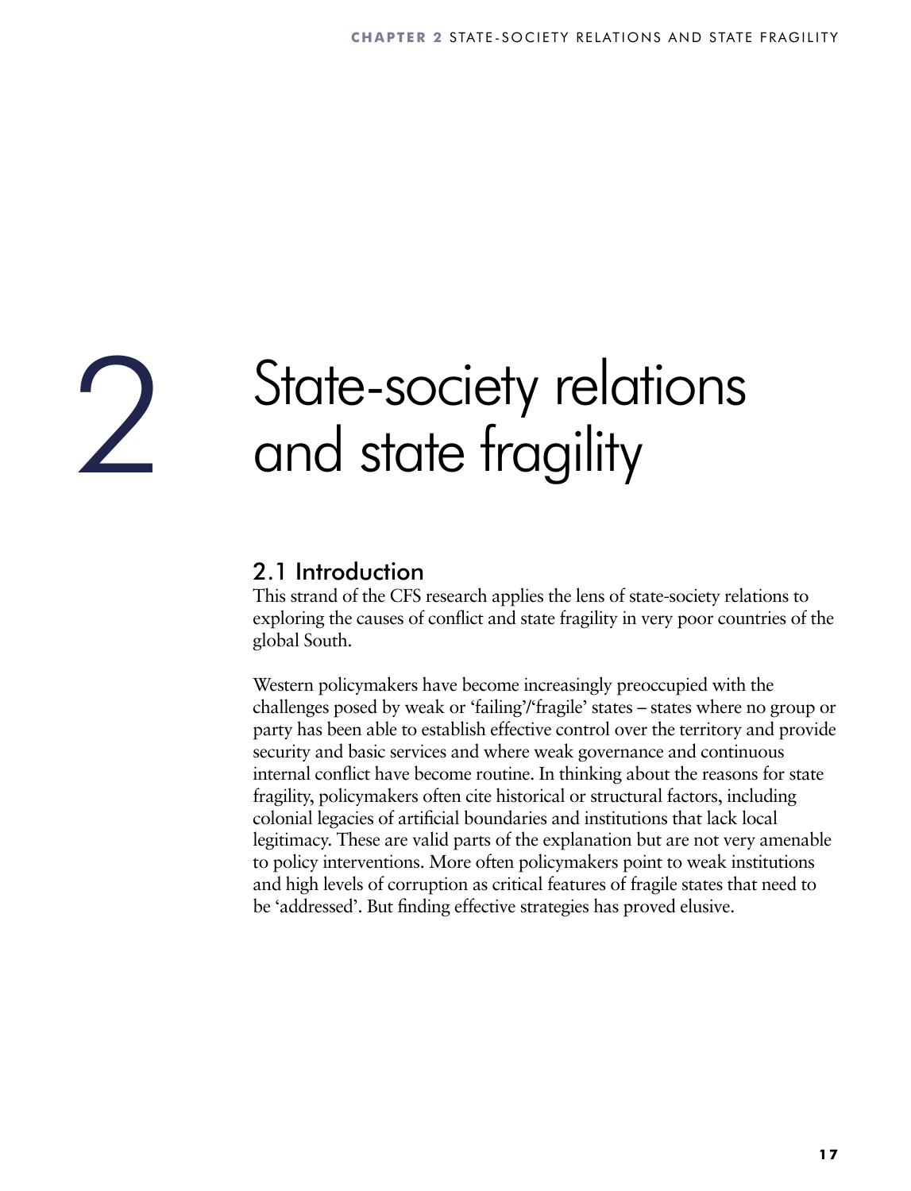# 2 State-society relations and state fragility

## 2.1 Introduction

This strand of the CFS research applies the lens of state-society relations to exploring the causes of conflict and state fragility in very poor countries of the global South.

Western policymakers have become increasingly preoccupied with the challenges posed by weak or 'failing'/'fragile' states – states where no group or party has been able to establish effective control over the territory and provide security and basic services and where weak governance and continuous internal conflict have become routine. In thinking about the reasons for state fragility, policymakers often cite historical or structural factors, including colonial legacies of artificial boundaries and institutions that lack local legitimacy. These are valid parts of the explanation but are not very amenable to policy interventions. More often policymakers point to weak institutions and high levels of corruption as critical features of fragile states that need to be 'addressed'. But finding effective strategies has proved elusive.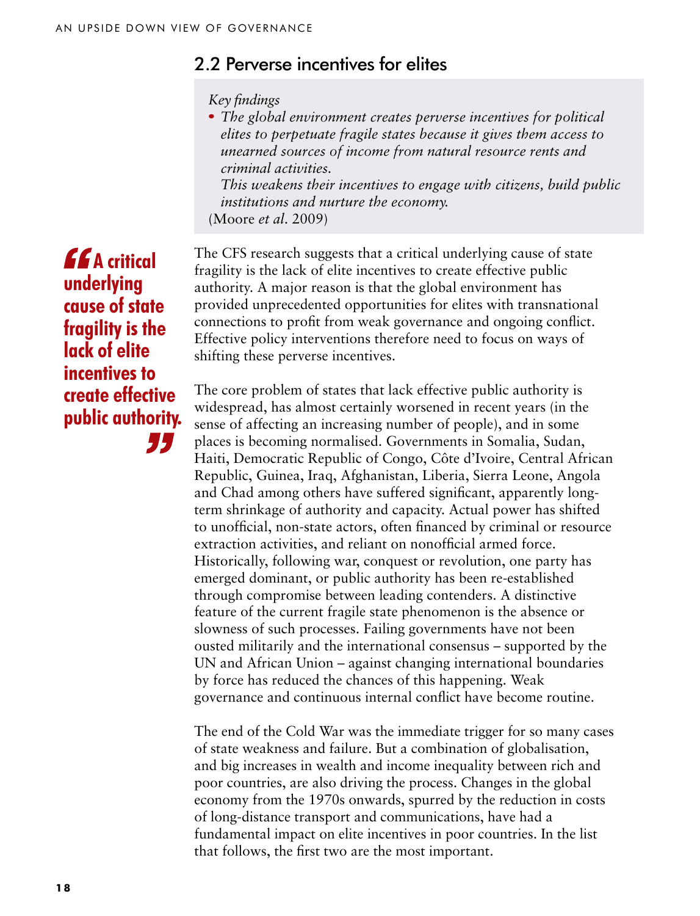## 2.2 Perverse incentives for elites

*Key findings*

- *The global environment creates perverse incentives for political elites to perpetuate fragile states because it gives them access to unearned sources of income from natural resource rents and criminal activities.*
  *This weakens their incentives to engage with citizens, build public institutions and nurture the economy.*

(Moore *et al*. 2009)

> **"A critical underlying cause of state fragility is the lack of elite incentives to create effective public authority."**

The CFS research suggests that a critical underlying cause of state fragility is the lack of elite incentives to create effective public authority. A major reason is that the global environment has provided unprecedented opportunities for elites with transnational connections to profit from weak governance and ongoing conflict. Effective policy interventions therefore need to focus on ways of shifting these perverse incentives.

The core problem of states that lack effective public authority is widespread, has almost certainly worsened in recent years (in the sense of affecting an increasing number of people), and in some places is becoming normalised. Governments in Somalia, Sudan, Haiti, Democratic Republic of Congo, Côte d'Ivoire, Central African Republic, Guinea, Iraq, Afghanistan, Liberia, Sierra Leone, Angola and Chad among others have suffered significant, apparently long-term shrinkage of authority and capacity. Actual power has shifted to unofficial, non-state actors, often financed by criminal or resource extraction activities, and reliant on nonofficial armed force. Historically, following war, conquest or revolution, one party has emerged dominant, or public authority has been re-established through compromise between leading contenders. A distinctive feature of the current fragile state phenomenon is the absence or slowness of such processes. Failing governments have not been ousted militarily and the international consensus – supported by the UN and African Union – against changing international boundaries by force has reduced the chances of this happening. Weak governance and continuous internal conflict have become routine.

The end of the Cold War was the immediate trigger for so many cases of state weakness and failure. But a combination of globalisation, and big increases in wealth and income inequality between rich and poor countries, are also driving the process. Changes in the global economy from the 1970s onwards, spurred by the reduction in costs of long-distance transport and communications, have had a fundamental impact on elite incentives in poor countries. In the list that follows, the first two are the most important.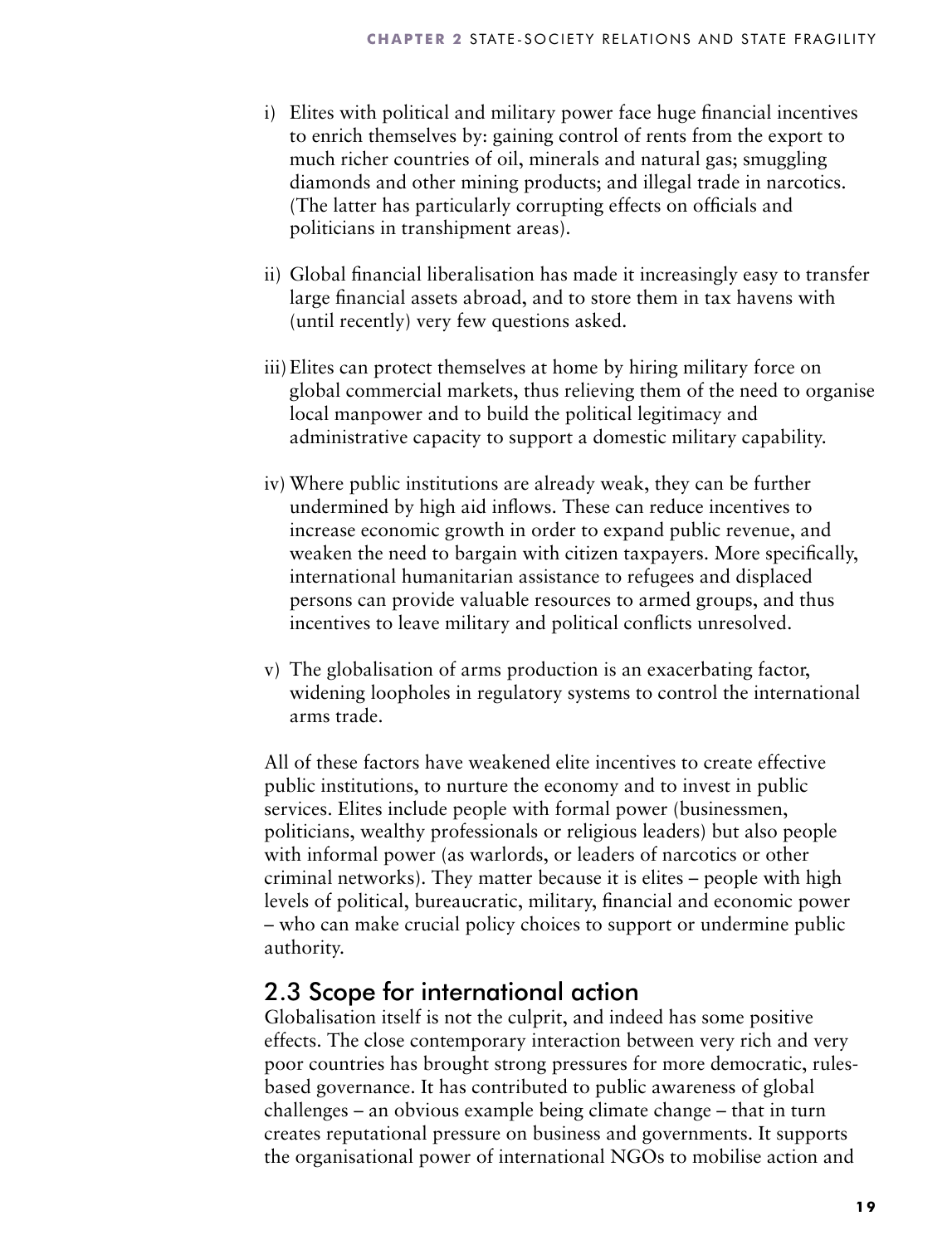i) Elites with political and military power face huge financial incentives to enrich themselves by: gaining control of rents from the export to much richer countries of oil, minerals and natural gas; smuggling diamonds and other mining products; and illegal trade in narcotics. (The latter has particularly corrupting effects on officials and politicians in transhipment areas).

ii) Global financial liberalisation has made it increasingly easy to transfer large financial assets abroad, and to store them in tax havens with (until recently) very few questions asked.

iii) Elites can protect themselves at home by hiring military force on global commercial markets, thus relieving them of the need to organise local manpower and to build the political legitimacy and administrative capacity to support a domestic military capability.

iv) Where public institutions are already weak, they can be further undermined by high aid inflows. These can reduce incentives to increase economic growth in order to expand public revenue, and weaken the need to bargain with citizen taxpayers. More specifically, international humanitarian assistance to refugees and displaced persons can provide valuable resources to armed groups, and thus incentives to leave military and political conflicts unresolved.

v) The globalisation of arms production is an exacerbating factor, widening loopholes in regulatory systems to control the international arms trade.

All of these factors have weakened elite incentives to create effective public institutions, to nurture the economy and to invest in public services. Elites include people with formal power (businessmen, politicians, wealthy professionals or religious leaders) but also people with informal power (as warlords, or leaders of narcotics or other criminal networks). They matter because it is elites – people with high levels of political, bureaucratic, military, financial and economic power – who can make crucial policy choices to support or undermine public authority.

## 2.3 Scope for international action

Globalisation itself is not the culprit, and indeed has some positive effects. The close contemporary interaction between very rich and very poor countries has brought strong pressures for more democratic, rules-based governance. It has contributed to public awareness of global challenges – an obvious example being climate change – that in turn creates reputational pressure on business and governments. It supports the organisational power of international NGOs to mobilise action and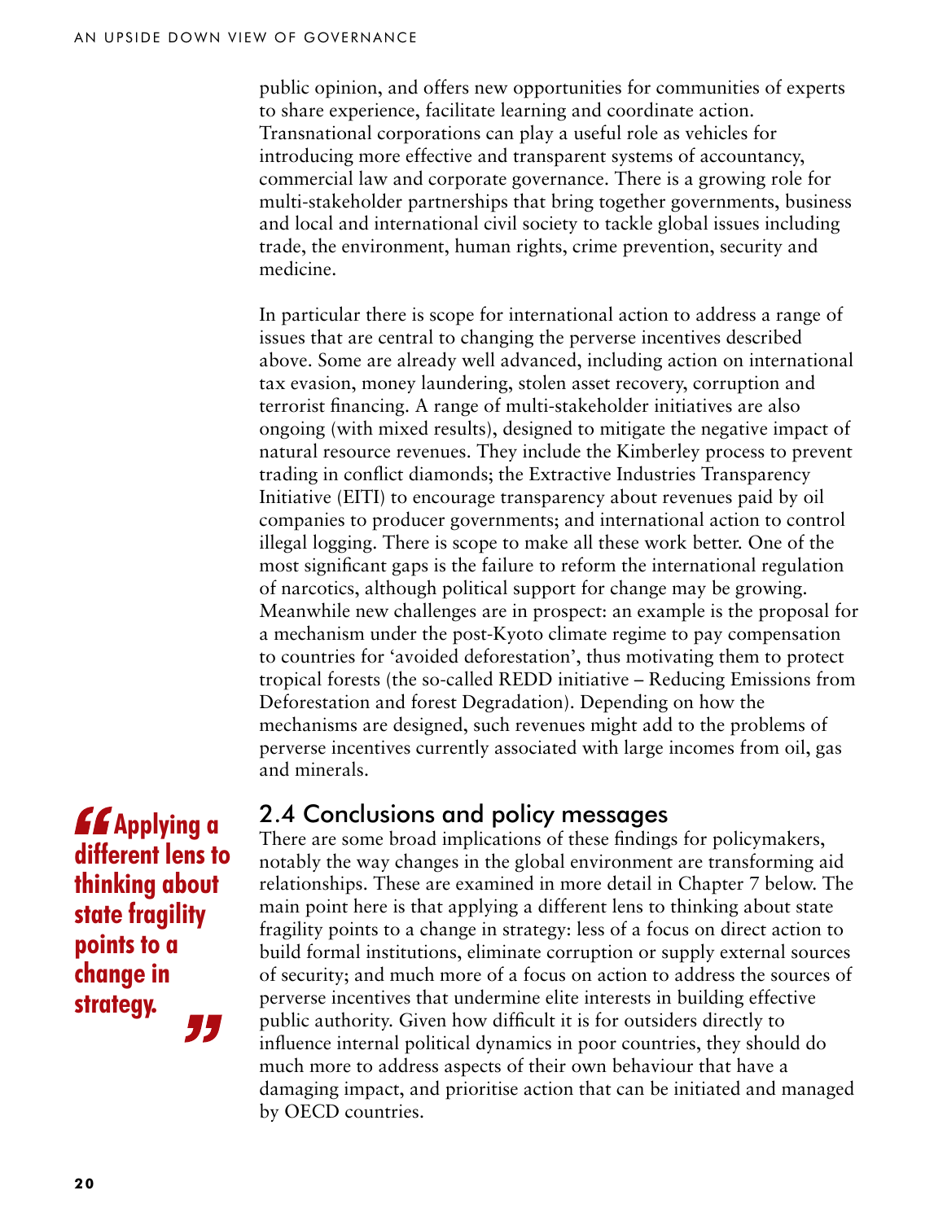public opinion, and offers new opportunities for communities of experts to share experience, facilitate learning and coordinate action. Transnational corporations can play a useful role as vehicles for introducing more effective and transparent systems of accountancy, commercial law and corporate governance. There is a growing role for multi-stakeholder partnerships that bring together governments, business and local and international civil society to tackle global issues including trade, the environment, human rights, crime prevention, security and medicine.

In particular there is scope for international action to address a range of issues that are central to changing the perverse incentives described above. Some are already well advanced, including action on international tax evasion, money laundering, stolen asset recovery, corruption and terrorist financing. A range of multi-stakeholder initiatives are also ongoing (with mixed results), designed to mitigate the negative impact of natural resource revenues. They include the Kimberley process to prevent trading in conflict diamonds; the Extractive Industries Transparency Initiative (EITI) to encourage transparency about revenues paid by oil companies to producer governments; and international action to control illegal logging. There is scope to make all these work better. One of the most significant gaps is the failure to reform the international regulation of narcotics, although political support for change may be growing. Meanwhile new challenges are in prospect: an example is the proposal for a mechanism under the post-Kyoto climate regime to pay compensation to countries for 'avoided deforestation', thus motivating them to protect tropical forests (the so-called REDD initiative – Reducing Emissions from Deforestation and forest Degradation). Depending on how the mechanisms are designed, such revenues might add to the problems of perverse incentives currently associated with large incomes from oil, gas and minerals.

## 2.4 Conclusions and policy messages

> **"Applying a different lens to thinking about state fragility points to a change in strategy."**

There are some broad implications of these findings for policymakers, notably the way changes in the global environment are transforming aid relationships. These are examined in more detail in Chapter 7 below. The main point here is that applying a different lens to thinking about state fragility points to a change in strategy: less of a focus on direct action to build formal institutions, eliminate corruption or supply external sources of security; and much more of a focus on action to address the sources of perverse incentives that undermine elite interests in building effective public authority. Given how difficult it is for outsiders directly to influence internal political dynamics in poor countries, they should do much more to address aspects of their own behaviour that have a damaging impact, and prioritise action that can be initiated and managed by OECD countries.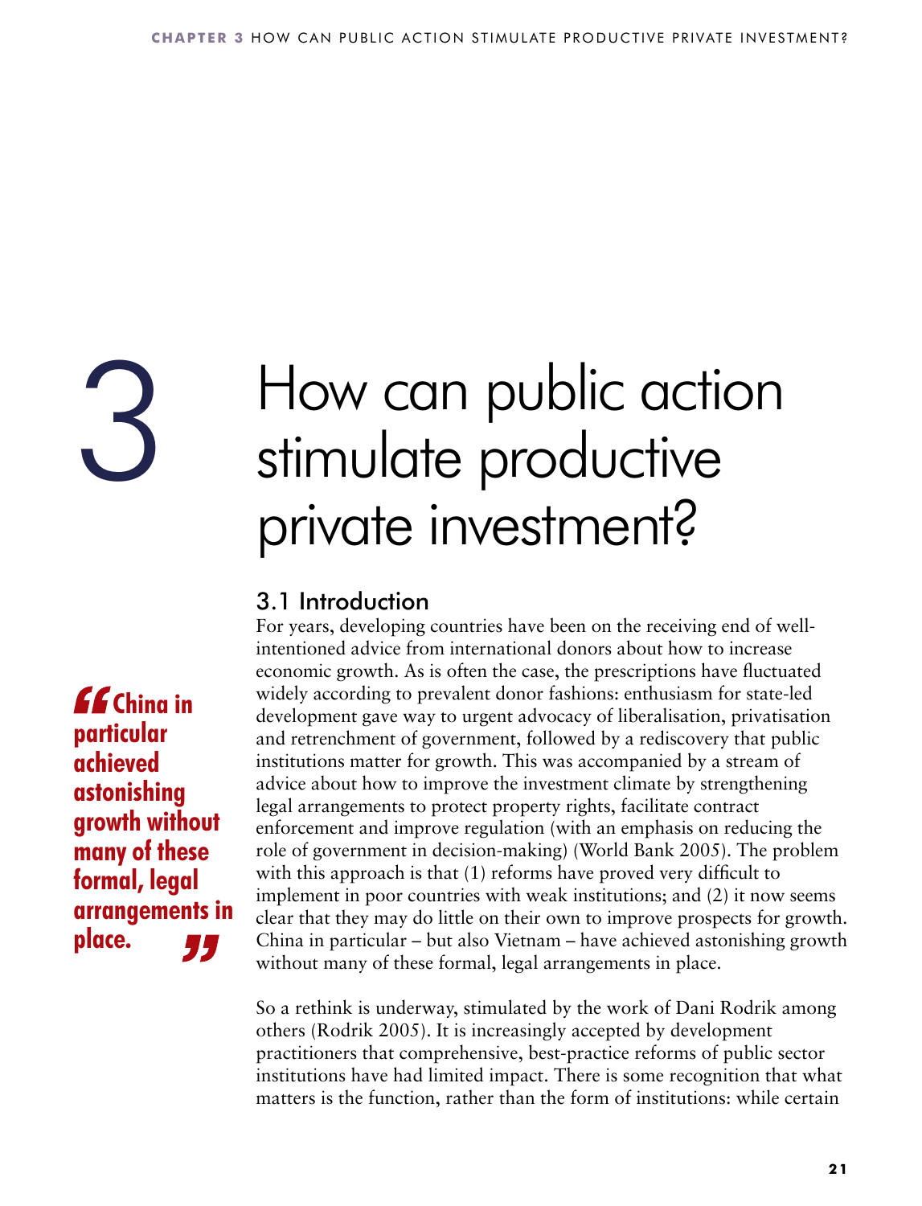# 3 How can public action stimulate productive private investment?

## 3.1 Introduction

> **China in particular achieved astonishing growth without many of these formal, legal arrangements in place.**

For years, developing countries have been on the receiving end of well-intentioned advice from international donors about how to increase economic growth. As is often the case, the prescriptions have fluctuated widely according to prevalent donor fashions: enthusiasm for state-led development gave way to urgent advocacy of liberalisation, privatisation and retrenchment of government, followed by a rediscovery that public institutions matter for growth. This was accompanied by a stream of advice about how to improve the investment climate by strengthening legal arrangements to protect property rights, facilitate contract enforcement and improve regulation (with an emphasis on reducing the role of government in decision-making) (World Bank 2005). The problem with this approach is that (1) reforms have proved very difficult to implement in poor countries with weak institutions; and (2) it now seems clear that they may do little on their own to improve prospects for growth. China in particular – but also Vietnam – have achieved astonishing growth without many of these formal, legal arrangements in place.

So a rethink is underway, stimulated by the work of Dani Rodrik among others (Rodrik 2005). It is increasingly accepted by development practitioners that comprehensive, best-practice reforms of public sector institutions have had limited impact. There is some recognition that what matters is the function, rather than the form of institutions: while certain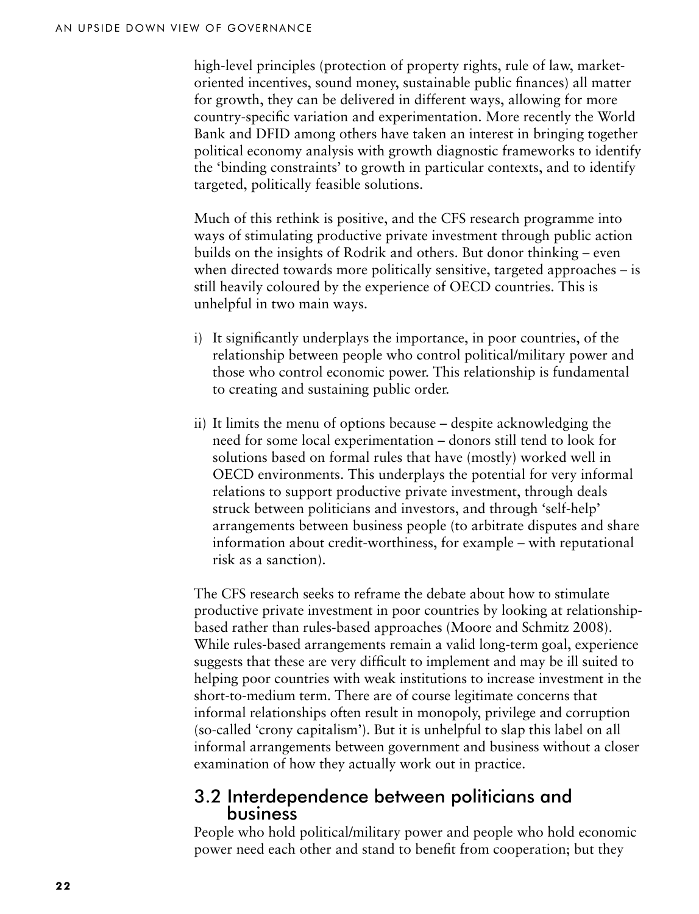high-level principles (protection of property rights, rule of law, market-oriented incentives, sound money, sustainable public finances) all matter for growth, they can be delivered in different ways, allowing for more country-specific variation and experimentation. More recently the World Bank and DFID among others have taken an interest in bringing together political economy analysis with growth diagnostic frameworks to identify the 'binding constraints' to growth in particular contexts, and to identify targeted, politically feasible solutions.

Much of this rethink is positive, and the CFS research programme into ways of stimulating productive private investment through public action builds on the insights of Rodrik and others. But donor thinking – even when directed towards more politically sensitive, targeted approaches – is still heavily coloured by the experience of OECD countries. This is unhelpful in two main ways.

i) It significantly underplays the importance, in poor countries, of the relationship between people who control political/military power and those who control economic power. This relationship is fundamental to creating and sustaining public order.

ii) It limits the menu of options because – despite acknowledging the need for some local experimentation – donors still tend to look for solutions based on formal rules that have (mostly) worked well in OECD environments. This underplays the potential for very informal relations to support productive private investment, through deals struck between politicians and investors, and through 'self-help' arrangements between business people (to arbitrate disputes and share information about credit-worthiness, for example – with reputational risk as a sanction).

The CFS research seeks to reframe the debate about how to stimulate productive private investment in poor countries by looking at relationship-based rather than rules-based approaches (Moore and Schmitz 2008). While rules-based arrangements remain a valid long-term goal, experience suggests that these are very difficult to implement and may be ill suited to helping poor countries with weak institutions to increase investment in the short-to-medium term. There are of course legitimate concerns that informal relationships often result in monopoly, privilege and corruption (so-called 'crony capitalism'). But it is unhelpful to slap this label on all informal arrangements between government and business without a closer examination of how they actually work out in practice.

## 3.2 Interdependence between politicians and business

People who hold political/military power and people who hold economic power need each other and stand to benefit from cooperation; but they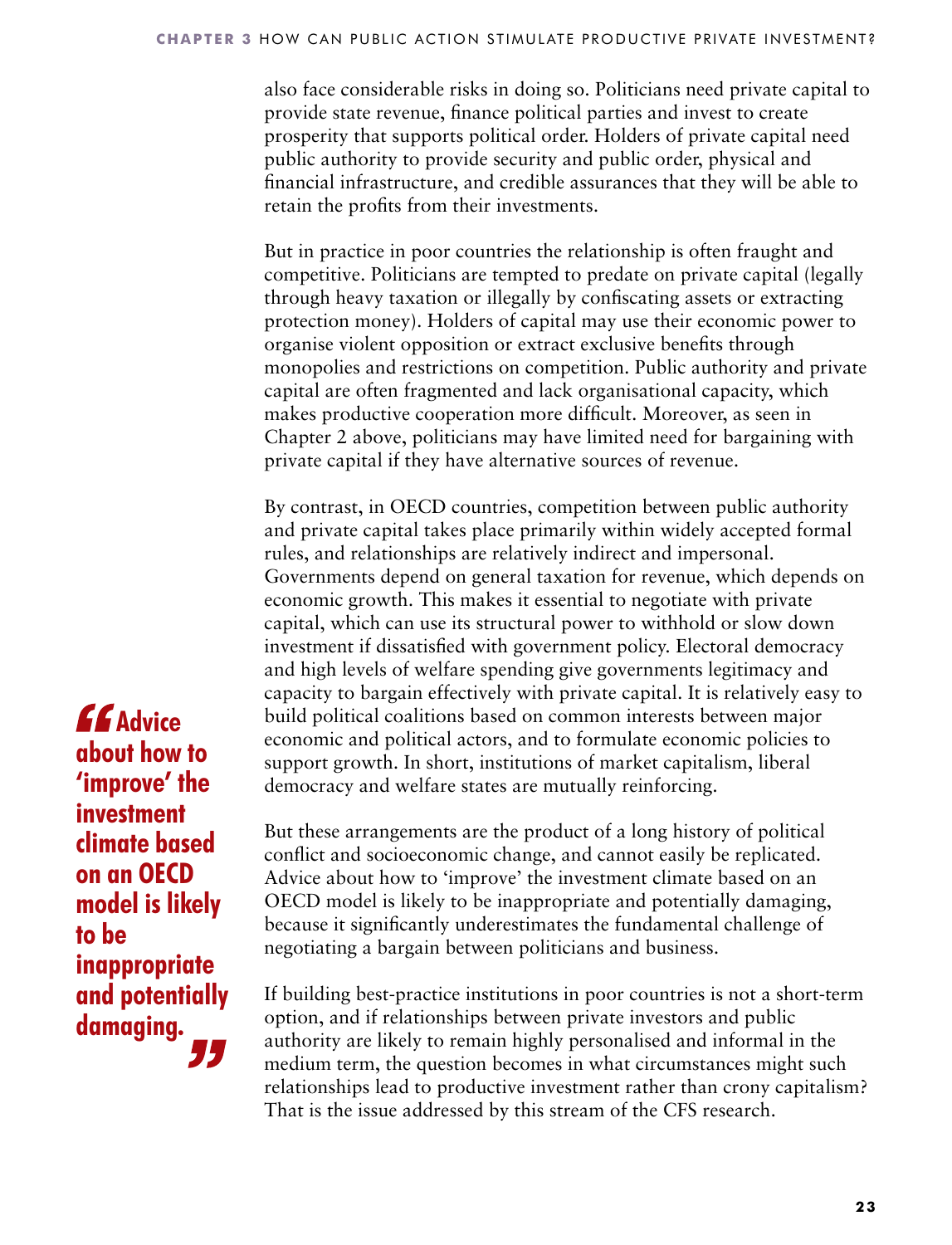also face considerable risks in doing so. Politicians need private capital to provide state revenue, finance political parties and invest to create prosperity that supports political order. Holders of private capital need public authority to provide security and public order, physical and financial infrastructure, and credible assurances that they will be able to retain the profits from their investments.

But in practice in poor countries the relationship is often fraught and competitive. Politicians are tempted to predate on private capital (legally through heavy taxation or illegally by confiscating assets or extracting protection money). Holders of capital may use their economic power to organise violent opposition or extract exclusive benefits through monopolies and restrictions on competition. Public authority and private capital are often fragmented and lack organisational capacity, which makes productive cooperation more difficult. Moreover, as seen in Chapter 2 above, politicians may have limited need for bargaining with private capital if they have alternative sources of revenue.

By contrast, in OECD countries, competition between public authority and private capital takes place primarily within widely accepted formal rules, and relationships are relatively indirect and impersonal. Governments depend on general taxation for revenue, which depends on economic growth. This makes it essential to negotiate with private capital, which can use its structural power to withhold or slow down investment if dissatisfied with government policy. Electoral democracy and high levels of welfare spending give governments legitimacy and capacity to bargain effectively with private capital. It is relatively easy to build political coalitions based on common interests between major economic and political actors, and to formulate economic policies to support growth. In short, institutions of market capitalism, liberal democracy and welfare states are mutually reinforcing.

> **“Advice about how to ‘improve’ the investment climate based on an OECD model is likely to be inappropriate and potentially damaging.”**

But these arrangements are the product of a long history of political conflict and socioeconomic change, and cannot easily be replicated. Advice about how to ‘improve’ the investment climate based on an OECD model is likely to be inappropriate and potentially damaging, because it significantly underestimates the fundamental challenge of negotiating a bargain between politicians and business.

If building best-practice institutions in poor countries is not a short-term option, and if relationships between private investors and public authority are likely to remain highly personalised and informal in the medium term, the question becomes in what circumstances might such relationships lead to productive investment rather than crony capitalism? That is the issue addressed by this stream of the CFS research.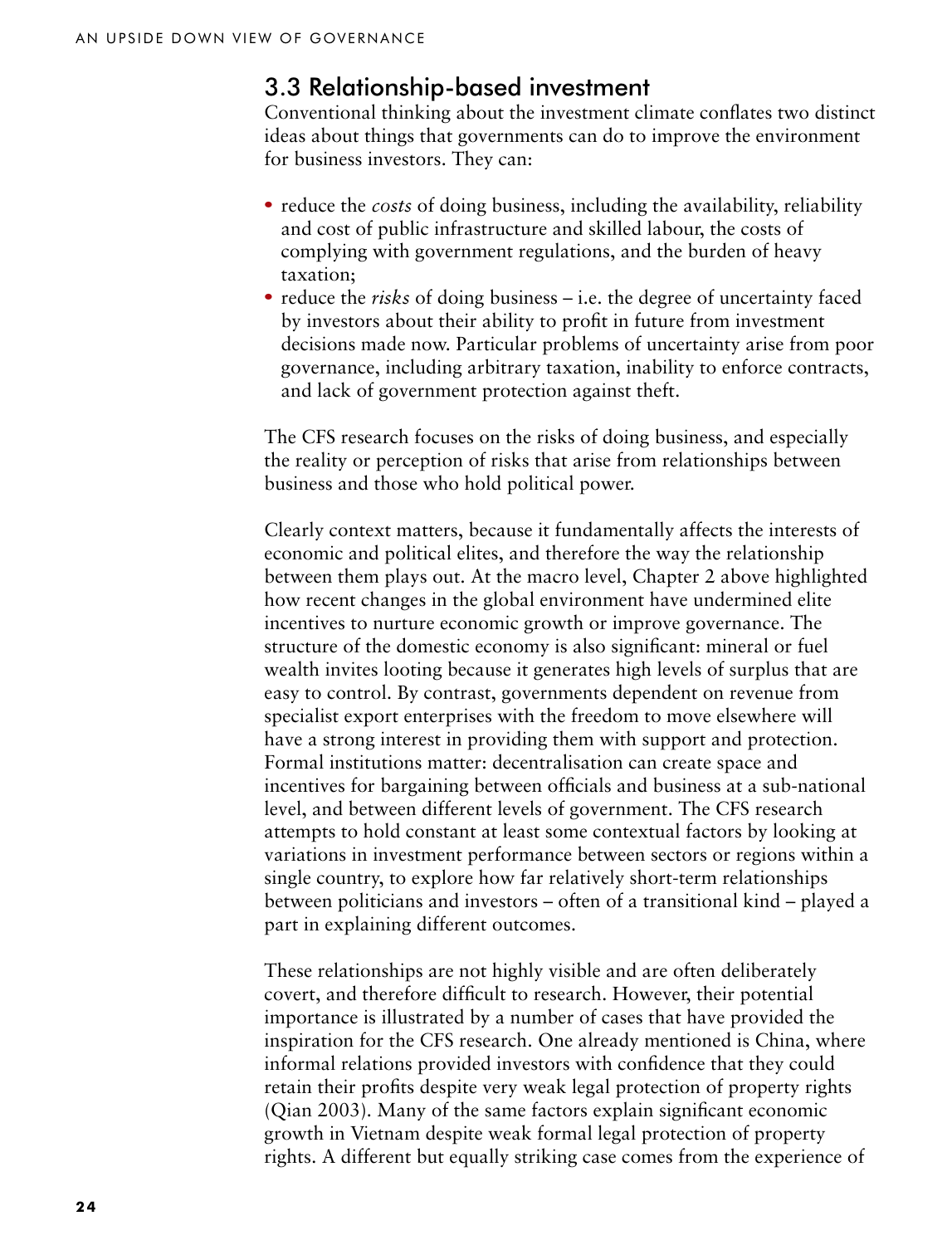## 3.3 Relationship-based investment

Conventional thinking about the investment climate conflates two distinct ideas about things that governments can do to improve the environment for business investors. They can:

- reduce the *costs* of doing business, including the availability, reliability and cost of public infrastructure and skilled labour, the costs of complying with government regulations, and the burden of heavy taxation;
- reduce the *risks* of doing business – i.e. the degree of uncertainty faced by investors about their ability to profit in future from investment decisions made now. Particular problems of uncertainty arise from poor governance, including arbitrary taxation, inability to enforce contracts, and lack of government protection against theft.

The CFS research focuses on the risks of doing business, and especially the reality or perception of risks that arise from relationships between business and those who hold political power.

Clearly context matters, because it fundamentally affects the interests of economic and political elites, and therefore the way the relationship between them plays out. At the macro level, Chapter 2 above highlighted how recent changes in the global environment have undermined elite incentives to nurture economic growth or improve governance. The structure of the domestic economy is also significant: mineral or fuel wealth invites looting because it generates high levels of surplus that are easy to control. By contrast, governments dependent on revenue from specialist export enterprises with the freedom to move elsewhere will have a strong interest in providing them with support and protection. Formal institutions matter: decentralisation can create space and incentives for bargaining between officials and business at a sub-national level, and between different levels of government. The CFS research attempts to hold constant at least some contextual factors by looking at variations in investment performance between sectors or regions within a single country, to explore how far relatively short-term relationships between politicians and investors – often of a transitional kind – played a part in explaining different outcomes.

These relationships are not highly visible and are often deliberately covert, and therefore difficult to research. However, their potential importance is illustrated by a number of cases that have provided the inspiration for the CFS research. One already mentioned is China, where informal relations provided investors with confidence that they could retain their profits despite very weak legal protection of property rights (Qian 2003). Many of the same factors explain significant economic growth in Vietnam despite weak formal legal protection of property rights. A different but equally striking case comes from the experience of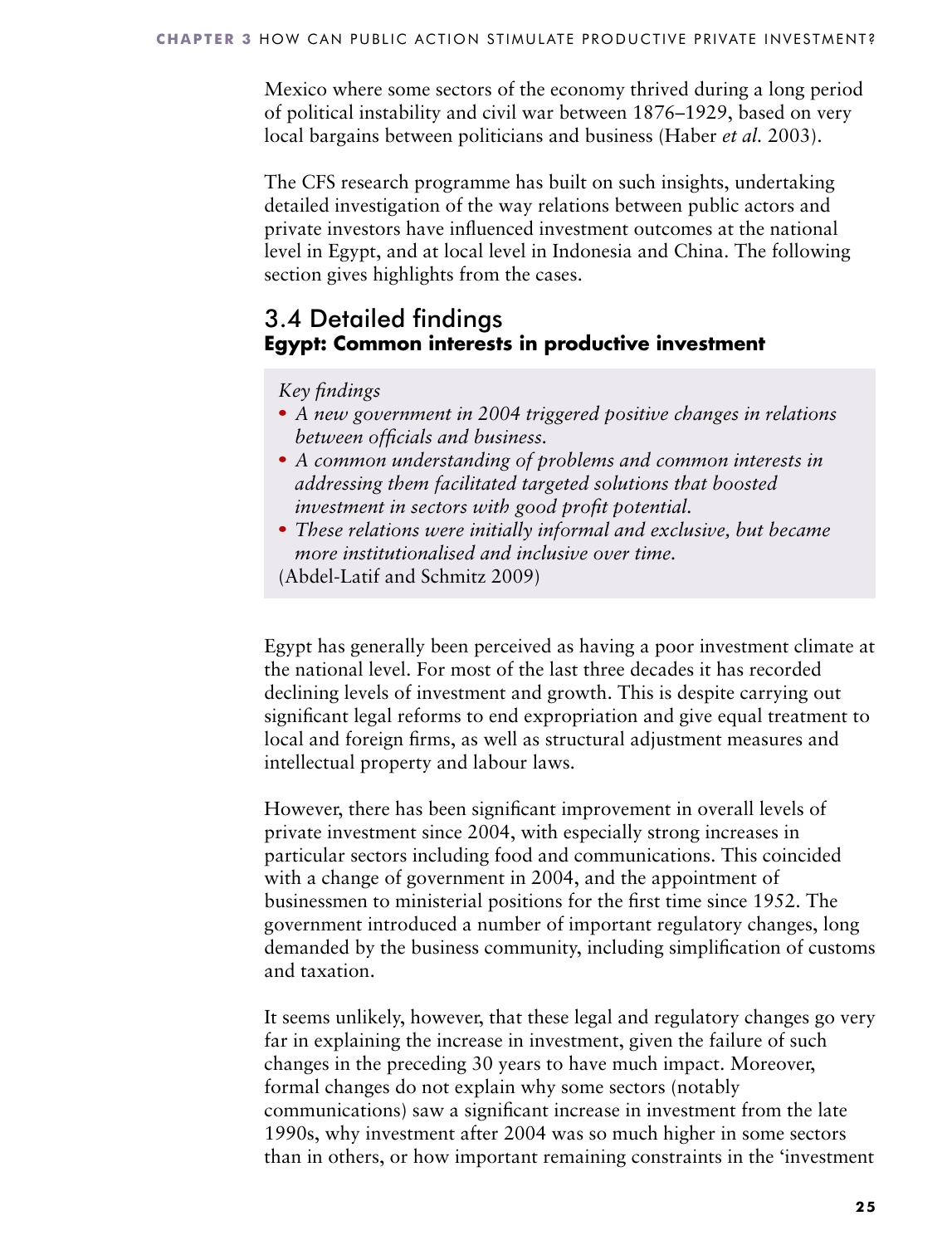Mexico where some sectors of the economy thrived during a long period of political instability and civil war between 1876–1929, based on very local bargains between politicians and business (Haber *et al.* 2003).

The CFS research programme has built on such insights, undertaking detailed investigation of the way relations between public actors and private investors have influenced investment outcomes at the national level in Egypt, and at local level in Indonesia and China. The following section gives highlights from the cases.

## 3.4 Detailed findings

### Egypt: Common interests in productive investment

*Key findings*

- *A new government in 2004 triggered positive changes in relations between officials and business.*
- *A common understanding of problems and common interests in addressing them facilitated targeted solutions that boosted investment in sectors with good profit potential.*
- *These relations were initially informal and exclusive, but became more institutionalised and inclusive over time.*

(Abdel-Latif and Schmitz 2009)

Egypt has generally been perceived as having a poor investment climate at the national level. For most of the last three decades it has recorded declining levels of investment and growth. This is despite carrying out significant legal reforms to end expropriation and give equal treatment to local and foreign firms, as well as structural adjustment measures and intellectual property and labour laws.

However, there has been significant improvement in overall levels of private investment since 2004, with especially strong increases in particular sectors including food and communications. This coincided with a change of government in 2004, and the appointment of businessmen to ministerial positions for the first time since 1952. The government introduced a number of important regulatory changes, long demanded by the business community, including simplification of customs and taxation.

It seems unlikely, however, that these legal and regulatory changes go very far in explaining the increase in investment, given the failure of such changes in the preceding 30 years to have much impact. Moreover, formal changes do not explain why some sectors (notably communications) saw a significant increase in investment from the late 1990s, why investment after 2004 was so much higher in some sectors than in others, or how important remaining constraints in the 'investment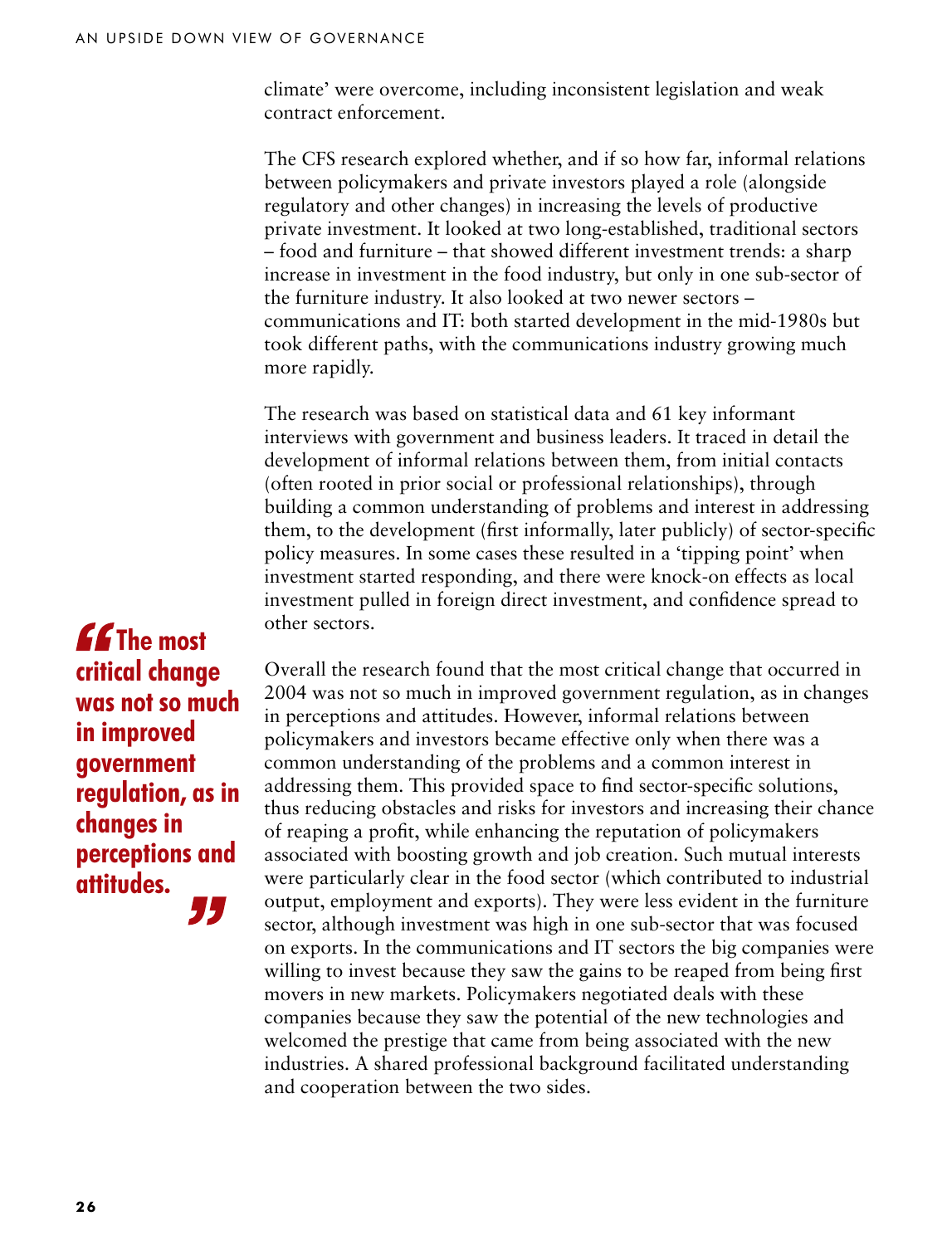climate' were overcome, including inconsistent legislation and weak contract enforcement.

The CFS research explored whether, and if so how far, informal relations between policymakers and private investors played a role (alongside regulatory and other changes) in increasing the levels of productive private investment. It looked at two long-established, traditional sectors – food and furniture – that showed different investment trends: a sharp increase in investment in the food industry, but only in one sub-sector of the furniture industry. It also looked at two newer sectors – communications and IT: both started development in the mid-1980s but took different paths, with the communications industry growing much more rapidly.

The research was based on statistical data and 61 key informant interviews with government and business leaders. It traced in detail the development of informal relations between them, from initial contacts (often rooted in prior social or professional relationships), through building a common understanding of problems and interest in addressing them, to the development (first informally, later publicly) of sector-specific policy measures. In some cases these resulted in a 'tipping point' when investment started responding, and there were knock-on effects as local investment pulled in foreign direct investment, and confidence spread to other sectors.

> **"The most critical change was not so much in improved government regulation, as in changes in perceptions and attitudes."**

Overall the research found that the most critical change that occurred in 2004 was not so much in improved government regulation, as in changes in perceptions and attitudes. However, informal relations between policymakers and investors became effective only when there was a common understanding of the problems and a common interest in addressing them. This provided space to find sector-specific solutions, thus reducing obstacles and risks for investors and increasing their chance of reaping a profit, while enhancing the reputation of policymakers associated with boosting growth and job creation. Such mutual interests were particularly clear in the food sector (which contributed to industrial output, employment and exports). They were less evident in the furniture sector, although investment was high in one sub-sector that was focused on exports. In the communications and IT sectors the big companies were willing to invest because they saw the gains to be reaped from being first movers in new markets. Policymakers negotiated deals with these companies because they saw the potential of the new technologies and welcomed the prestige that came from being associated with the new industries. A shared professional background facilitated understanding and cooperation between the two sides.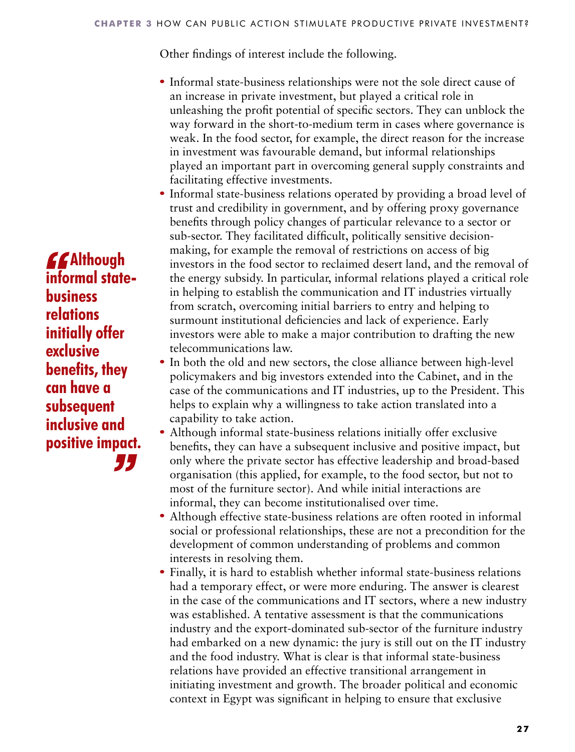Other findings of interest include the following.

- Informal state-business relationships were not the sole direct cause of an increase in private investment, but played a critical role in unleashing the profit potential of specific sectors. They can unblock the way forward in the short-to-medium term in cases where governance is weak. In the food sector, for example, the direct reason for the increase in investment was favourable demand, but informal relationships played an important part in overcoming general supply constraints and facilitating effective investments.
- Informal state-business relations operated by providing a broad level of trust and credibility in government, and by offering proxy governance benefits through policy changes of particular relevance to a sector or sub-sector. They facilitated difficult, politically sensitive decision-making, for example the removal of restrictions on access of big investors in the food sector to reclaimed desert land, and the removal of the energy subsidy. In particular, informal relations played a critical role in helping to establish the communication and IT industries virtually from scratch, overcoming initial barriers to entry and helping to surmount institutional deficiencies and lack of experience. Early investors were able to make a major contribution to drafting the new telecommunications law.
- In both the old and new sectors, the close alliance between high-level policymakers and big investors extended into the Cabinet, and in the case of the communications and IT industries, up to the President. This helps to explain why a willingness to take action translated into a capability to take action.
- Although informal state-business relations initially offer exclusive benefits, they can have a subsequent inclusive and positive impact, but only where the private sector has effective leadership and broad-based organisation (this applied, for example, to the food sector, but not to most of the furniture sector). And while initial interactions are informal, they can become institutionalised over time.
- Although effective state-business relations are often rooted in informal social or professional relationships, these are not a precondition for the development of common understanding of problems and common interests in resolving them.
- Finally, it is hard to establish whether informal state-business relations had a temporary effect, or were more enduring. The answer is clearest in the case of the communications and IT sectors, where a new industry was established. A tentative assessment is that the communications industry and the export-dominated sub-sector of the furniture industry had embarked on a new dynamic: the jury is still out on the IT industry and the food industry. What is clear is that informal state-business relations have provided an effective transitional arrangement in initiating investment and growth. The broader political and economic context in Egypt was significant in helping to ensure that exclusive

> **"Although informal state-business relations initially offer exclusive benefits, they can have a subsequent inclusive and positive impact."**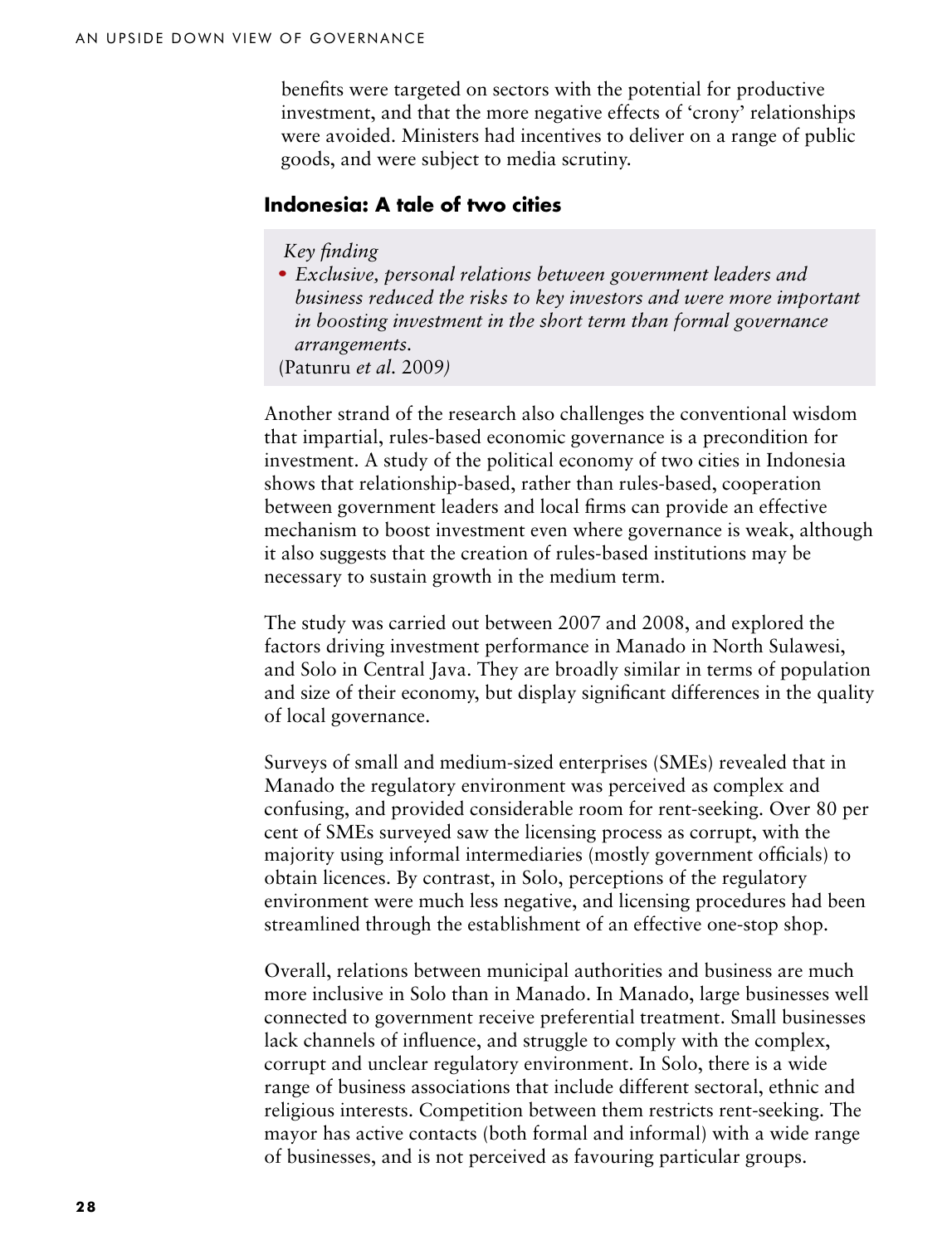benefits were targeted on sectors with the potential for productive investment, and that the more negative effects of 'crony' relationships were avoided. Ministers had incentives to deliver on a range of public goods, and were subject to media scrutiny.

### Indonesia: A tale of two cities

*Key finding*

- *Exclusive, personal relations between government leaders and business reduced the risks to key investors and were more important in boosting investment in the short term than formal governance arrangements.*

(Patunru *et al.* 2009)

Another strand of the research also challenges the conventional wisdom that impartial, rules-based economic governance is a precondition for investment. A study of the political economy of two cities in Indonesia shows that relationship-based, rather than rules-based, cooperation between government leaders and local firms can provide an effective mechanism to boost investment even where governance is weak, although it also suggests that the creation of rules-based institutions may be necessary to sustain growth in the medium term.

The study was carried out between 2007 and 2008, and explored the factors driving investment performance in Manado in North Sulawesi, and Solo in Central Java. They are broadly similar in terms of population and size of their economy, but display significant differences in the quality of local governance.

Surveys of small and medium-sized enterprises (SMEs) revealed that in Manado the regulatory environment was perceived as complex and confusing, and provided considerable room for rent-seeking. Over 80 per cent of SMEs surveyed saw the licensing process as corrupt, with the majority using informal intermediaries (mostly government officials) to obtain licences. By contrast, in Solo, perceptions of the regulatory environment were much less negative, and licensing procedures had been streamlined through the establishment of an effective one-stop shop.

Overall, relations between municipal authorities and business are much more inclusive in Solo than in Manado. In Manado, large businesses well connected to government receive preferential treatment. Small businesses lack channels of influence, and struggle to comply with the complex, corrupt and unclear regulatory environment. In Solo, there is a wide range of business associations that include different sectoral, ethnic and religious interests. Competition between them restricts rent-seeking. The mayor has active contacts (both formal and informal) with a wide range of businesses, and is not perceived as favouring particular groups.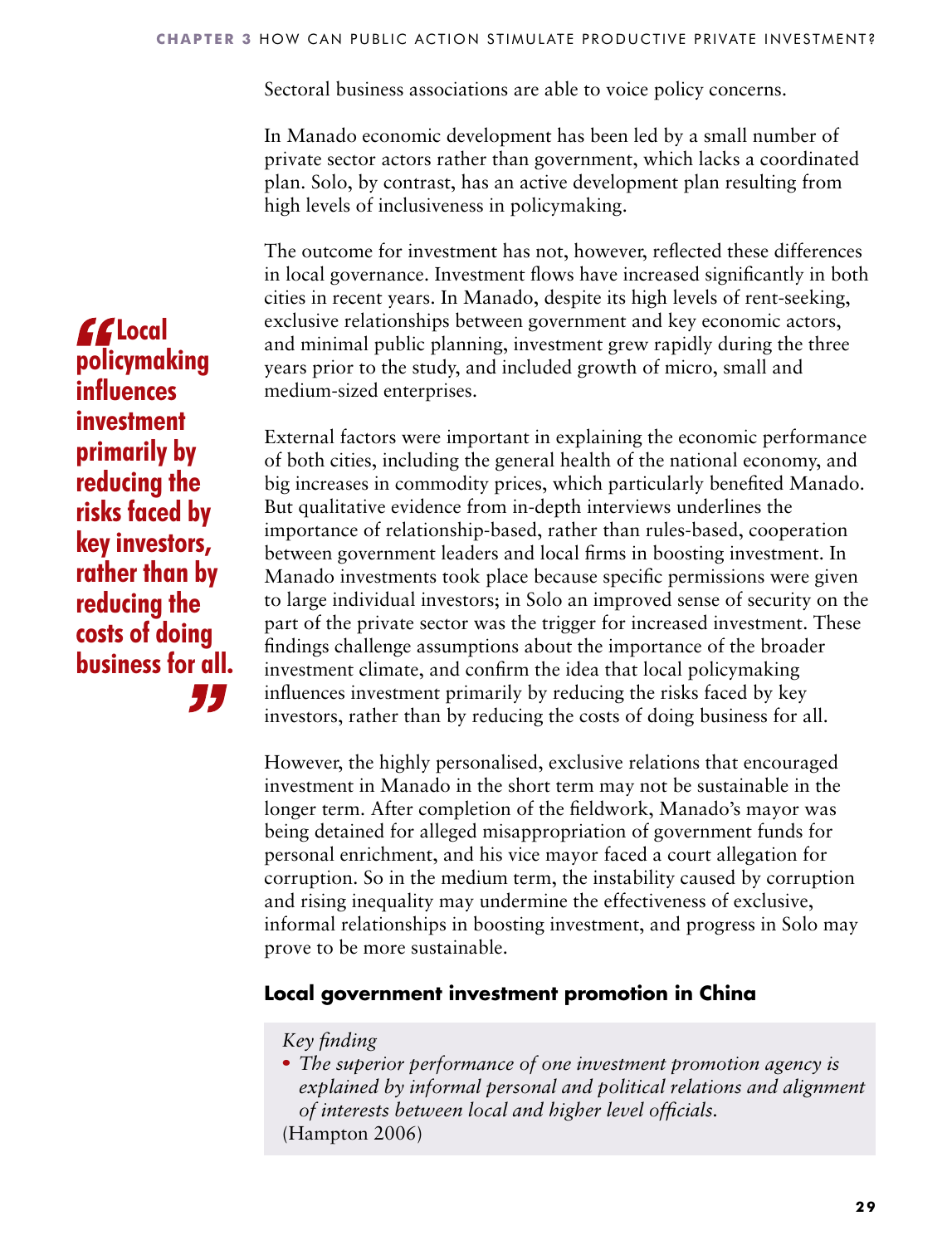Sectoral business associations are able to voice policy concerns.

In Manado economic development has been led by a small number of private sector actors rather than government, which lacks a coordinated plan. Solo, by contrast, has an active development plan resulting from high levels of inclusiveness in policymaking.

The outcome for investment has not, however, reflected these differences in local governance. Investment flows have increased significantly in both cities in recent years. In Manado, despite its high levels of rent-seeking, exclusive relationships between government and key economic actors, and minimal public planning, investment grew rapidly during the three years prior to the study, and included growth of micro, small and medium-sized enterprises.

> **"Local policymaking influences investment primarily by reducing the risks faced by key investors, rather than by reducing the costs of doing business for all."**

External factors were important in explaining the economic performance of both cities, including the general health of the national economy, and big increases in commodity prices, which particularly benefited Manado. But qualitative evidence from in-depth interviews underlines the importance of relationship-based, rather than rules-based, cooperation between government leaders and local firms in boosting investment. In Manado investments took place because specific permissions were given to large individual investors; in Solo an improved sense of security on the part of the private sector was the trigger for increased investment. These findings challenge assumptions about the importance of the broader investment climate, and confirm the idea that local policymaking influences investment primarily by reducing the risks faced by key investors, rather than by reducing the costs of doing business for all.

However, the highly personalised, exclusive relations that encouraged investment in Manado in the short term may not be sustainable in the longer term. After completion of the fieldwork, Manado's mayor was being detained for alleged misappropriation of government funds for personal enrichment, and his vice mayor faced a court allegation for corruption. So in the medium term, the instability caused by corruption and rising inequality may undermine the effectiveness of exclusive, informal relationships in boosting investment, and progress in Solo may prove to be more sustainable.

### Local government investment promotion in China

*Key finding*

- *The superior performance of one investment promotion agency is explained by informal personal and political relations and alignment of interests between local and higher level officials.*

(Hampton 2006)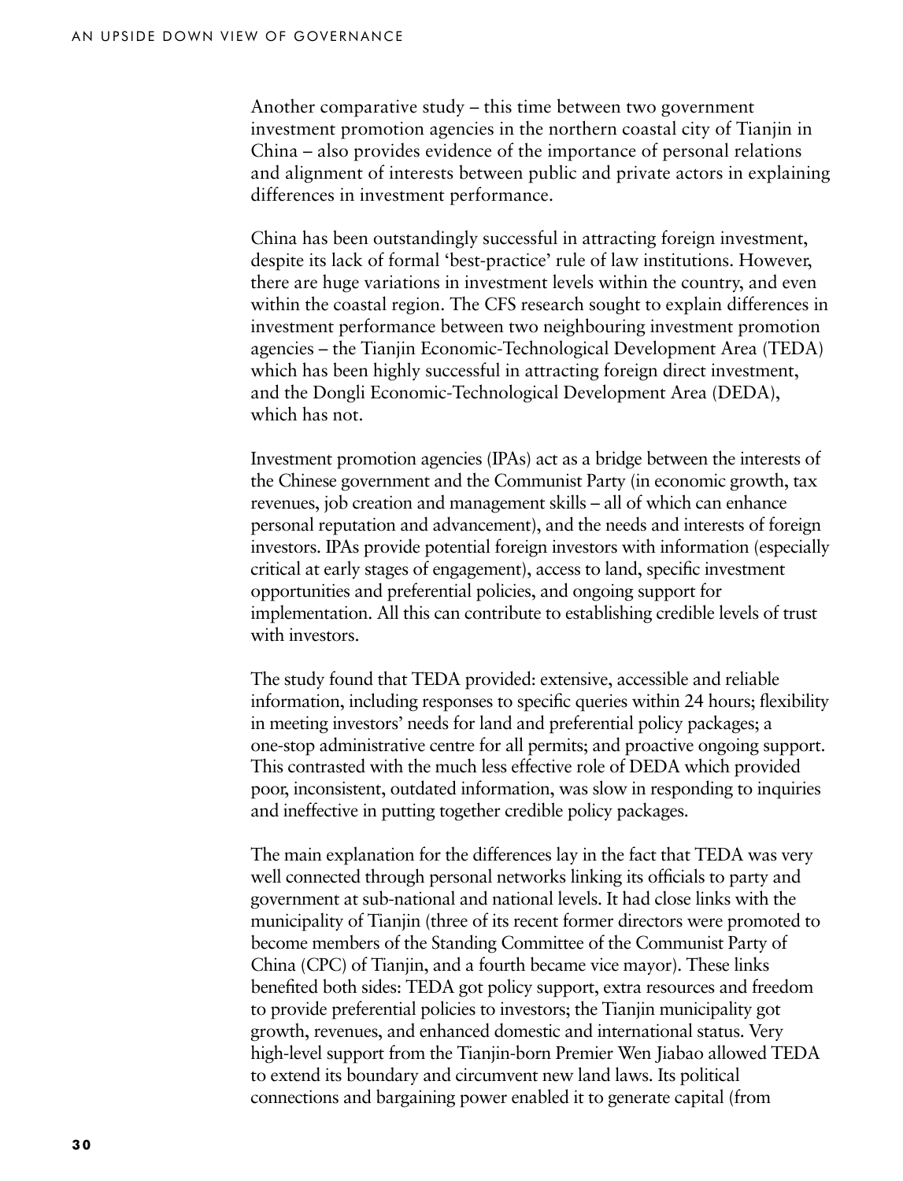Another comparative study – this time between two government investment promotion agencies in the northern coastal city of Tianjin in China – also provides evidence of the importance of personal relations and alignment of interests between public and private actors in explaining differences in investment performance.

China has been outstandingly successful in attracting foreign investment, despite its lack of formal 'best-practice' rule of law institutions. However, there are huge variations in investment levels within the country, and even within the coastal region. The CFS research sought to explain differences in investment performance between two neighbouring investment promotion agencies – the Tianjin Economic-Technological Development Area (TEDA) which has been highly successful in attracting foreign direct investment, and the Dongli Economic-Technological Development Area (DEDA), which has not.

Investment promotion agencies (IPAs) act as a bridge between the interests of the Chinese government and the Communist Party (in economic growth, tax revenues, job creation and management skills – all of which can enhance personal reputation and advancement), and the needs and interests of foreign investors. IPAs provide potential foreign investors with information (especially critical at early stages of engagement), access to land, specific investment opportunities and preferential policies, and ongoing support for implementation. All this can contribute to establishing credible levels of trust with investors.

The study found that TEDA provided: extensive, accessible and reliable information, including responses to specific queries within 24 hours; flexibility in meeting investors' needs for land and preferential policy packages; a one-stop administrative centre for all permits; and proactive ongoing support. This contrasted with the much less effective role of DEDA which provided poor, inconsistent, outdated information, was slow in responding to inquiries and ineffective in putting together credible policy packages.

The main explanation for the differences lay in the fact that TEDA was very well connected through personal networks linking its officials to party and government at sub-national and national levels. It had close links with the municipality of Tianjin (three of its recent former directors were promoted to become members of the Standing Committee of the Communist Party of China (CPC) of Tianjin, and a fourth became vice mayor). These links benefited both sides: TEDA got policy support, extra resources and freedom to provide preferential policies to investors; the Tianjin municipality got growth, revenues, and enhanced domestic and international status. Very high-level support from the Tianjin-born Premier Wen Jiabao allowed TEDA to extend its boundary and circumvent new land laws. Its political connections and bargaining power enabled it to generate capital (from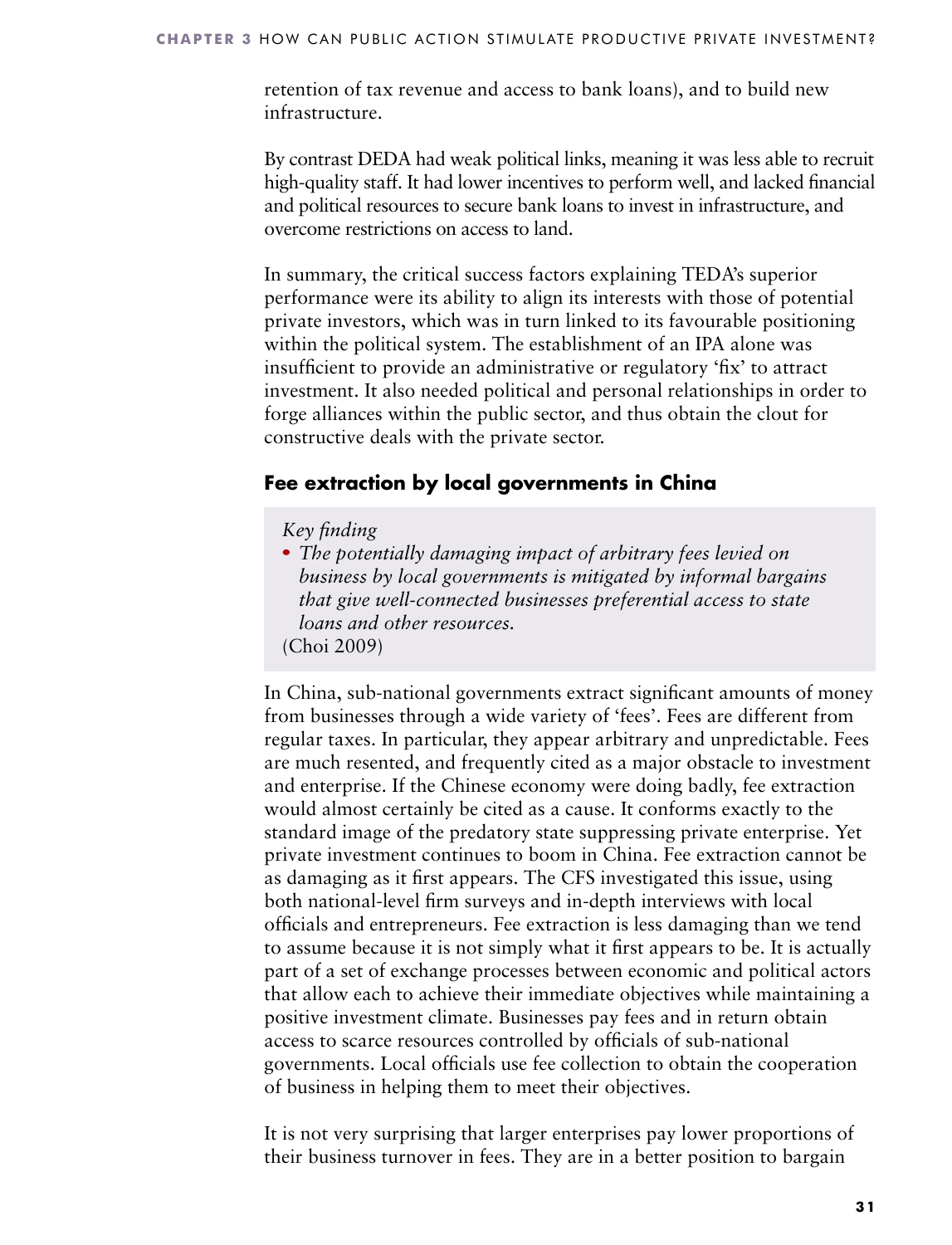retention of tax revenue and access to bank loans), and to build new infrastructure.

By contrast DEDA had weak political links, meaning it was less able to recruit high-quality staff. It had lower incentives to perform well, and lacked financial and political resources to secure bank loans to invest in infrastructure, and overcome restrictions on access to land.

In summary, the critical success factors explaining TEDA's superior performance were its ability to align its interests with those of potential private investors, which was in turn linked to its favourable positioning within the political system. The establishment of an IPA alone was insufficient to provide an administrative or regulatory 'fix' to attract investment. It also needed political and personal relationships in order to forge alliances within the public sector, and thus obtain the clout for constructive deals with the private sector.

### Fee extraction by local governments in China

> *Key finding*
>
> - *The potentially damaging impact of arbitrary fees levied on business by local governments is mitigated by informal bargains that give well-connected businesses preferential access to state loans and other resources.*
>
> (Choi 2009)

In China, sub-national governments extract significant amounts of money from businesses through a wide variety of 'fees'. Fees are different from regular taxes. In particular, they appear arbitrary and unpredictable. Fees are much resented, and frequently cited as a major obstacle to investment and enterprise. If the Chinese economy were doing badly, fee extraction would almost certainly be cited as a cause. It conforms exactly to the standard image of the predatory state suppressing private enterprise. Yet private investment continues to boom in China. Fee extraction cannot be as damaging as it first appears. The CFS investigated this issue, using both national-level firm surveys and in-depth interviews with local officials and entrepreneurs. Fee extraction is less damaging than we tend to assume because it is not simply what it first appears to be. It is actually part of a set of exchange processes between economic and political actors that allow each to achieve their immediate objectives while maintaining a positive investment climate. Businesses pay fees and in return obtain access to scarce resources controlled by officials of sub-national governments. Local officials use fee collection to obtain the cooperation of business in helping them to meet their objectives.

It is not very surprising that larger enterprises pay lower proportions of their business turnover in fees. They are in a better position to bargain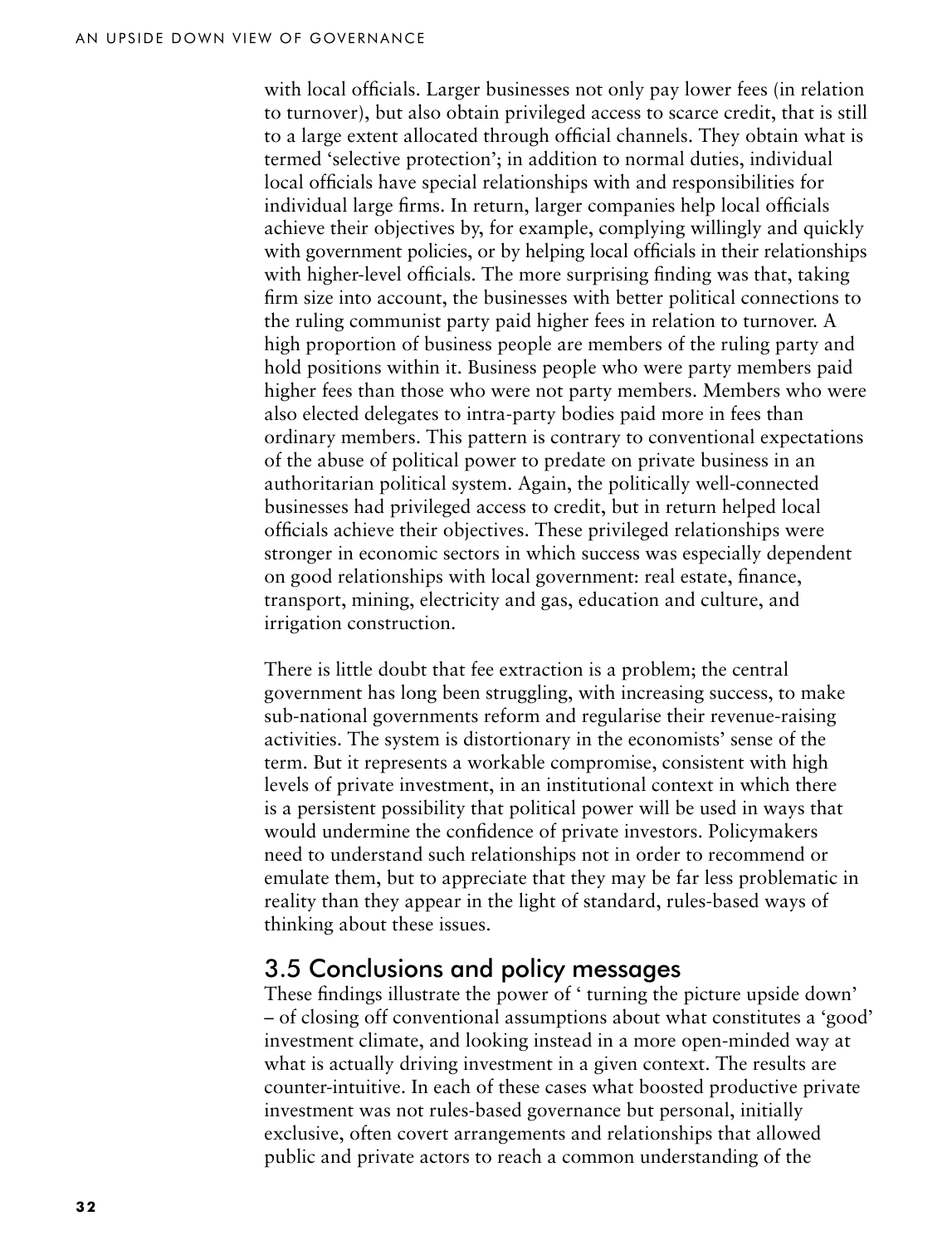with local officials. Larger businesses not only pay lower fees (in relation to turnover), but also obtain privileged access to scarce credit, that is still to a large extent allocated through official channels. They obtain what is termed 'selective protection'; in addition to normal duties, individual local officials have special relationships with and responsibilities for individual large firms. In return, larger companies help local officials achieve their objectives by, for example, complying willingly and quickly with government policies, or by helping local officials in their relationships with higher-level officials. The more surprising finding was that, taking firm size into account, the businesses with better political connections to the ruling communist party paid higher fees in relation to turnover. A high proportion of business people are members of the ruling party and hold positions within it. Business people who were party members paid higher fees than those who were not party members. Members who were also elected delegates to intra-party bodies paid more in fees than ordinary members. This pattern is contrary to conventional expectations of the abuse of political power to predate on private business in an authoritarian political system. Again, the politically well-connected businesses had privileged access to credit, but in return helped local officials achieve their objectives. These privileged relationships were stronger in economic sectors in which success was especially dependent on good relationships with local government: real estate, finance, transport, mining, electricity and gas, education and culture, and irrigation construction.

There is little doubt that fee extraction is a problem; the central government has long been struggling, with increasing success, to make sub-national governments reform and regularise their revenue-raising activities. The system is distortionary in the economists' sense of the term. But it represents a workable compromise, consistent with high levels of private investment, in an institutional context in which there is a persistent possibility that political power will be used in ways that would undermine the confidence of private investors. Policymakers need to understand such relationships not in order to recommend or emulate them, but to appreciate that they may be far less problematic in reality than they appear in the light of standard, rules-based ways of thinking about these issues.

## 3.5 Conclusions and policy messages

These findings illustrate the power of ' turning the picture upside down' – of closing off conventional assumptions about what constitutes a 'good' investment climate, and looking instead in a more open-minded way at what is actually driving investment in a given context. The results are counter-intuitive. In each of these cases what boosted productive private investment was not rules-based governance but personal, initially exclusive, often covert arrangements and relationships that allowed public and private actors to reach a common understanding of the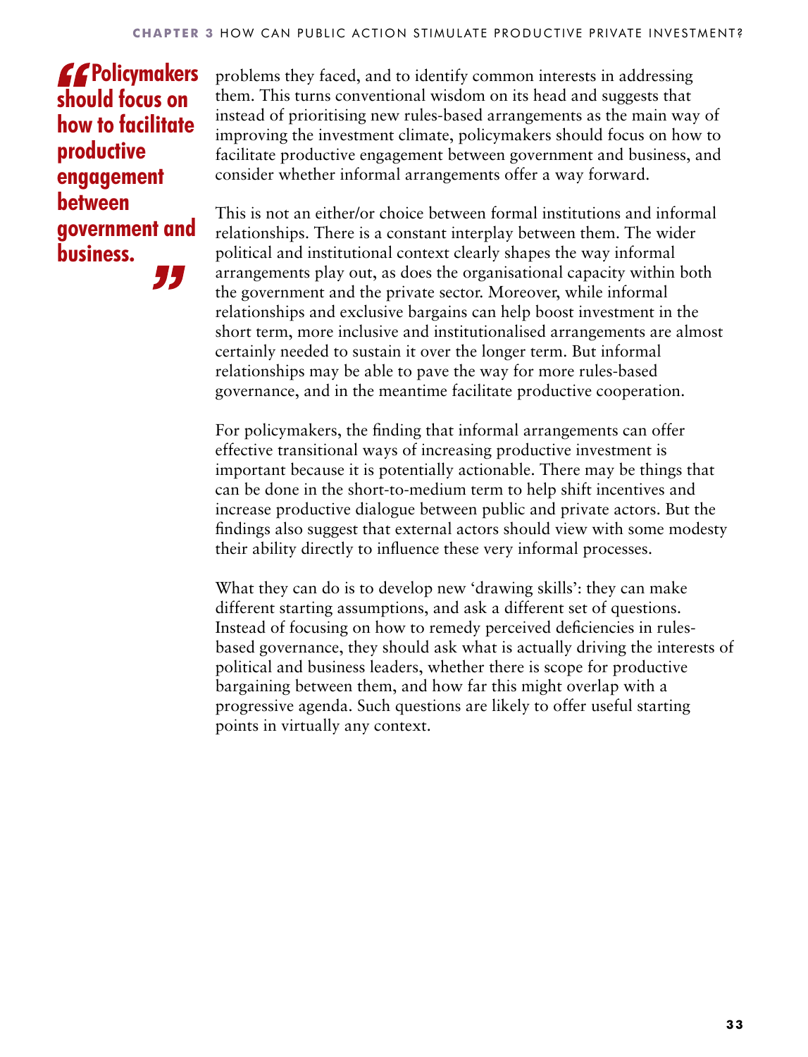> **"Policymakers should focus on how to facilitate productive engagement between government and business."**

problems they faced, and to identify common interests in addressing them. This turns conventional wisdom on its head and suggests that instead of prioritising new rules-based arrangements as the main way of improving the investment climate, policymakers should focus on how to facilitate productive engagement between government and business, and consider whether informal arrangements offer a way forward.

This is not an either/or choice between formal institutions and informal relationships. There is a constant interplay between them. The wider political and institutional context clearly shapes the way informal arrangements play out, as does the organisational capacity within both the government and the private sector. Moreover, while informal relationships and exclusive bargains can help boost investment in the short term, more inclusive and institutionalised arrangements are almost certainly needed to sustain it over the longer term. But informal relationships may be able to pave the way for more rules-based governance, and in the meantime facilitate productive cooperation.

For policymakers, the finding that informal arrangements can offer effective transitional ways of increasing productive investment is important because it is potentially actionable. There may be things that can be done in the short-to-medium term to help shift incentives and increase productive dialogue between public and private actors. But the findings also suggest that external actors should view with some modesty their ability directly to influence these very informal processes.

What they can do is to develop new 'drawing skills': they can make different starting assumptions, and ask a different set of questions. Instead of focusing on how to remedy perceived deficiencies in rules-based governance, they should ask what is actually driving the interests of political and business leaders, whether there is scope for productive bargaining between them, and how far this might overlap with a progressive agenda. Such questions are likely to offer useful starting points in virtually any context.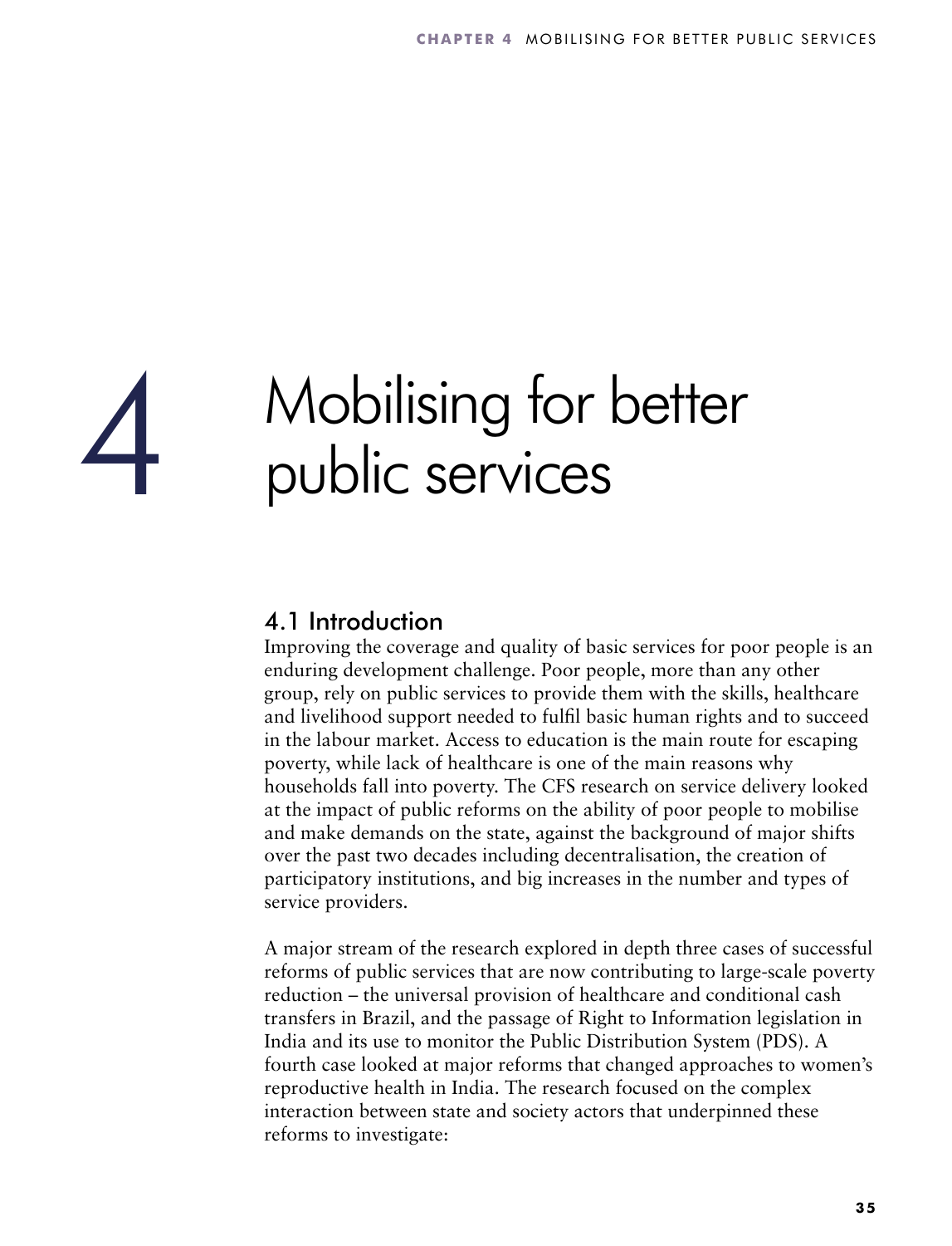# 4 Mobilising for better public services

## 4.1 Introduction

Improving the coverage and quality of basic services for poor people is an enduring development challenge. Poor people, more than any other group, rely on public services to provide them with the skills, healthcare and livelihood support needed to fulfil basic human rights and to succeed in the labour market. Access to education is the main route for escaping poverty, while lack of healthcare is one of the main reasons why households fall into poverty. The CFS research on service delivery looked at the impact of public reforms on the ability of poor people to mobilise and make demands on the state, against the background of major shifts over the past two decades including decentralisation, the creation of participatory institutions, and big increases in the number and types of service providers.

A major stream of the research explored in depth three cases of successful reforms of public services that are now contributing to large-scale poverty reduction – the universal provision of healthcare and conditional cash transfers in Brazil, and the passage of Right to Information legislation in India and its use to monitor the Public Distribution System (PDS). A fourth case looked at major reforms that changed approaches to women's reproductive health in India. The research focused on the complex interaction between state and society actors that underpinned these reforms to investigate: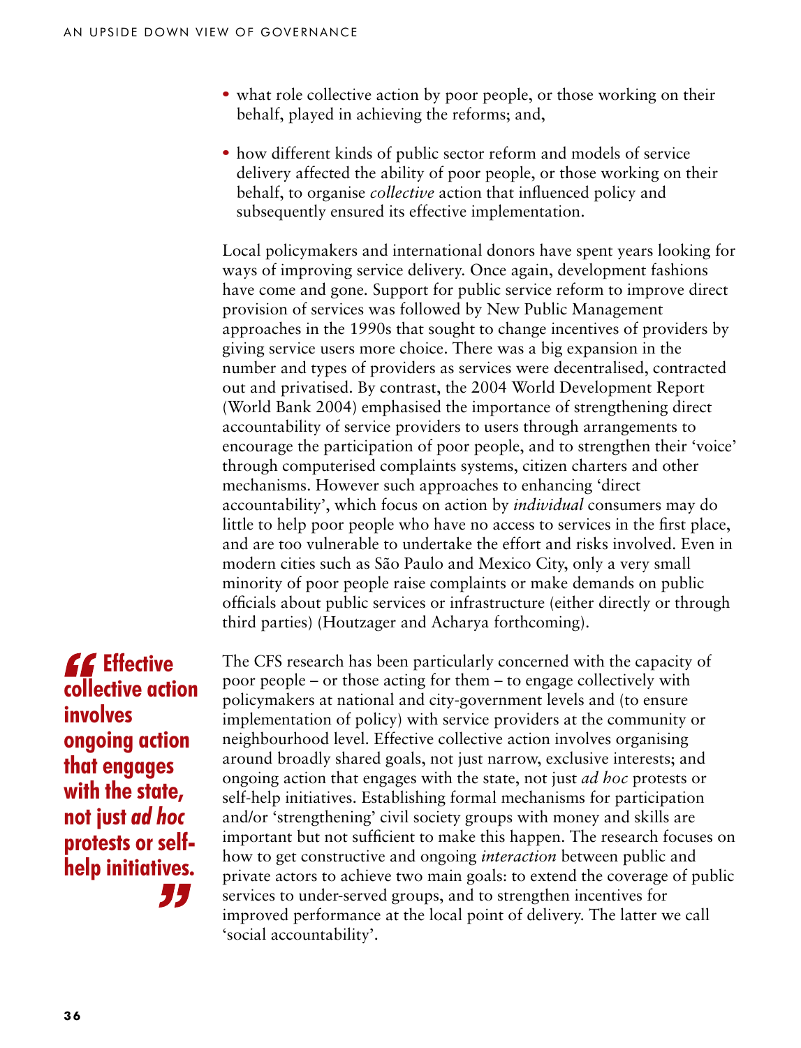- what role collective action by poor people, or those working on their behalf, played in achieving the reforms; and,
- how different kinds of public sector reform and models of service delivery affected the ability of poor people, or those working on their behalf, to organise *collective* action that influenced policy and subsequently ensured its effective implementation.

Local policymakers and international donors have spent years looking for ways of improving service delivery. Once again, development fashions have come and gone. Support for public service reform to improve direct provision of services was followed by New Public Management approaches in the 1990s that sought to change incentives of providers by giving service users more choice. There was a big expansion in the number and types of providers as services were decentralised, contracted out and privatised. By contrast, the 2004 World Development Report (World Bank 2004) emphasised the importance of strengthening direct accountability of service providers to users through arrangements to encourage the participation of poor people, and to strengthen their 'voice' through computerised complaints systems, citizen charters and other mechanisms. However such approaches to enhancing 'direct accountability', which focus on action by *individual* consumers may do little to help poor people who have no access to services in the first place, and are too vulnerable to undertake the effort and risks involved. Even in modern cities such as São Paulo and Mexico City, only a very small minority of poor people raise complaints or make demands on public officials about public services or infrastructure (either directly or through third parties) (Houtzager and Acharya forthcoming).

> **"Effective collective action involves ongoing action that engages with the state, not just *ad hoc* protests or self-help initiatives."**

The CFS research has been particularly concerned with the capacity of poor people – or those acting for them – to engage collectively with policymakers at national and city-government levels and (to ensure implementation of policy) with service providers at the community or neighbourhood level. Effective collective action involves organising around broadly shared goals, not just narrow, exclusive interests; and ongoing action that engages with the state, not just *ad hoc* protests or self-help initiatives. Establishing formal mechanisms for participation and/or 'strengthening' civil society groups with money and skills are important but not sufficient to make this happen. The research focuses on how to get constructive and ongoing *interaction* between public and private actors to achieve two main goals: to extend the coverage of public services to under-served groups, and to strengthen incentives for improved performance at the local point of delivery. The latter we call 'social accountability'.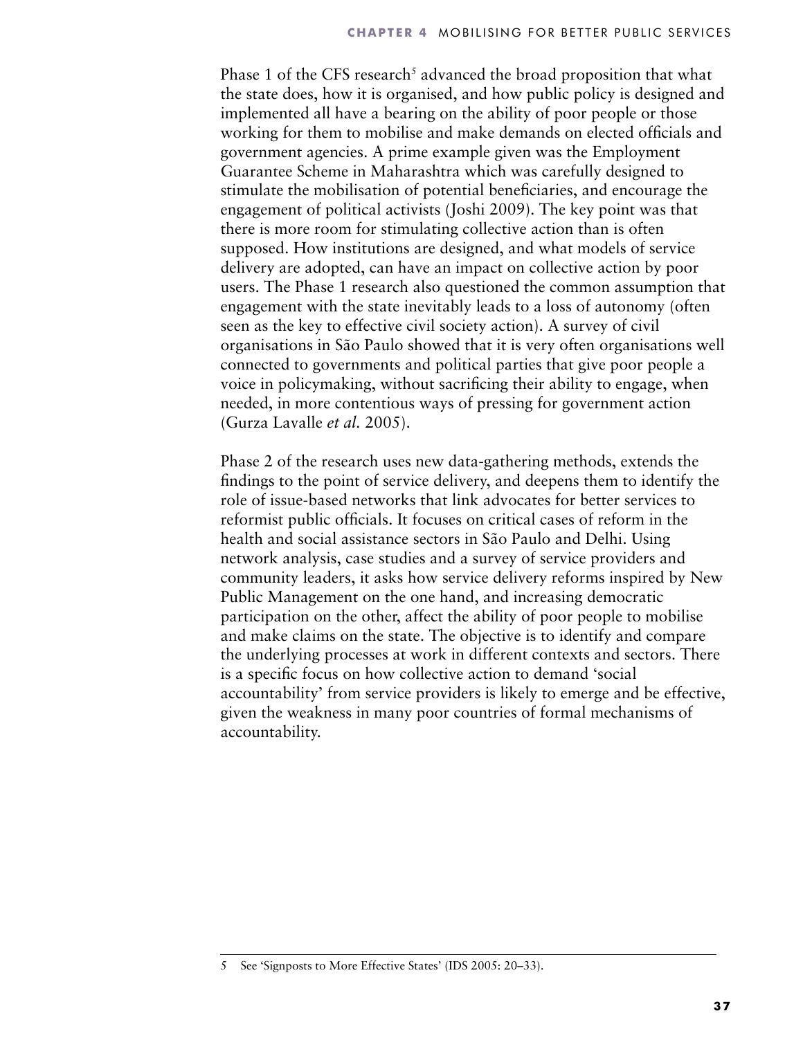Phase 1 of the CFS research[5] advanced the broad proposition that what the state does, how it is organised, and how public policy is designed and implemented all have a bearing on the ability of poor people or those working for them to mobilise and make demands on elected officials and government agencies. A prime example given was the Employment Guarantee Scheme in Maharashtra which was carefully designed to stimulate the mobilisation of potential beneficiaries, and encourage the engagement of political activists (Joshi 2009). The key point was that there is more room for stimulating collective action than is often supposed. How institutions are designed, and what models of service delivery are adopted, can have an impact on collective action by poor users. The Phase 1 research also questioned the common assumption that engagement with the state inevitably leads to a loss of autonomy (often seen as the key to effective civil society action). A survey of civil organisations in São Paulo showed that it is very often organisations well connected to governments and political parties that give poor people a voice in policymaking, without sacrificing their ability to engage, when needed, in more contentious ways of pressing for government action (Gurza Lavalle *et al.* 2005).

Phase 2 of the research uses new data-gathering methods, extends the findings to the point of service delivery, and deepens them to identify the role of issue-based networks that link advocates for better services to reformist public officials. It focuses on critical cases of reform in the health and social assistance sectors in São Paulo and Delhi. Using network analysis, case studies and a survey of service providers and community leaders, it asks how service delivery reforms inspired by New Public Management on the one hand, and increasing democratic participation on the other, affect the ability of poor people to mobilise and make claims on the state. The objective is to identify and compare the underlying processes at work in different contexts and sectors. There is a specific focus on how collective action to demand 'social accountability' from service providers is likely to emerge and be effective, given the weakness in many poor countries of formal mechanisms of accountability.

---

5 See 'Signposts to More Effective States' (IDS 2005: 20–33).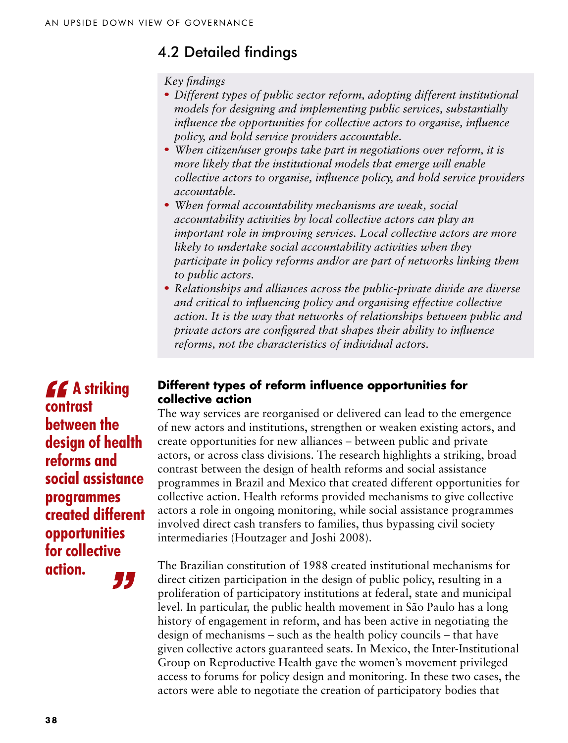## 4.2 Detailed findings

*Key findings*

- *Different types of public sector reform, adopting different institutional models for designing and implementing public services, substantially influence the opportunities for collective actors to organise, influence policy, and hold service providers accountable.*
- *When citizen/user groups take part in negotiations over reform, it is more likely that the institutional models that emerge will enable collective actors to organise, influence policy, and hold service providers accountable.*
- *When formal accountability mechanisms are weak, social accountability activities by local collective actors can play an important role in improving services. Local collective actors are more likely to undertake social accountability activities when they participate in policy reforms and/or are part of networks linking them to public actors.*
- *Relationships and alliances across the public-private divide are diverse and critical to influencing policy and organising effective collective action. It is the way that networks of relationships between public and private actors are configured that shapes their ability to influence reforms, not the characteristics of individual actors.*

> **"A striking contrast between the design of health reforms and social assistance programmes created different opportunities for collective action."**

### Different types of reform influence opportunities for collective action

The way services are reorganised or delivered can lead to the emergence of new actors and institutions, strengthen or weaken existing actors, and create opportunities for new alliances – between public and private actors, or across class divisions. The research highlights a striking, broad contrast between the design of health reforms and social assistance programmes in Brazil and Mexico that created different opportunities for collective action. Health reforms provided mechanisms to give collective actors a role in ongoing monitoring, while social assistance programmes involved direct cash transfers to families, thus bypassing civil society intermediaries (Houtzager and Joshi 2008).

The Brazilian constitution of 1988 created institutional mechanisms for direct citizen participation in the design of public policy, resulting in a proliferation of participatory institutions at federal, state and municipal level. In particular, the public health movement in São Paulo has a long history of engagement in reform, and has been active in negotiating the design of mechanisms – such as the health policy councils – that have given collective actors guaranteed seats. In Mexico, the Inter-Institutional Group on Reproductive Health gave the women's movement privileged access to forums for policy design and monitoring. In these two cases, the actors were able to negotiate the creation of participatory bodies that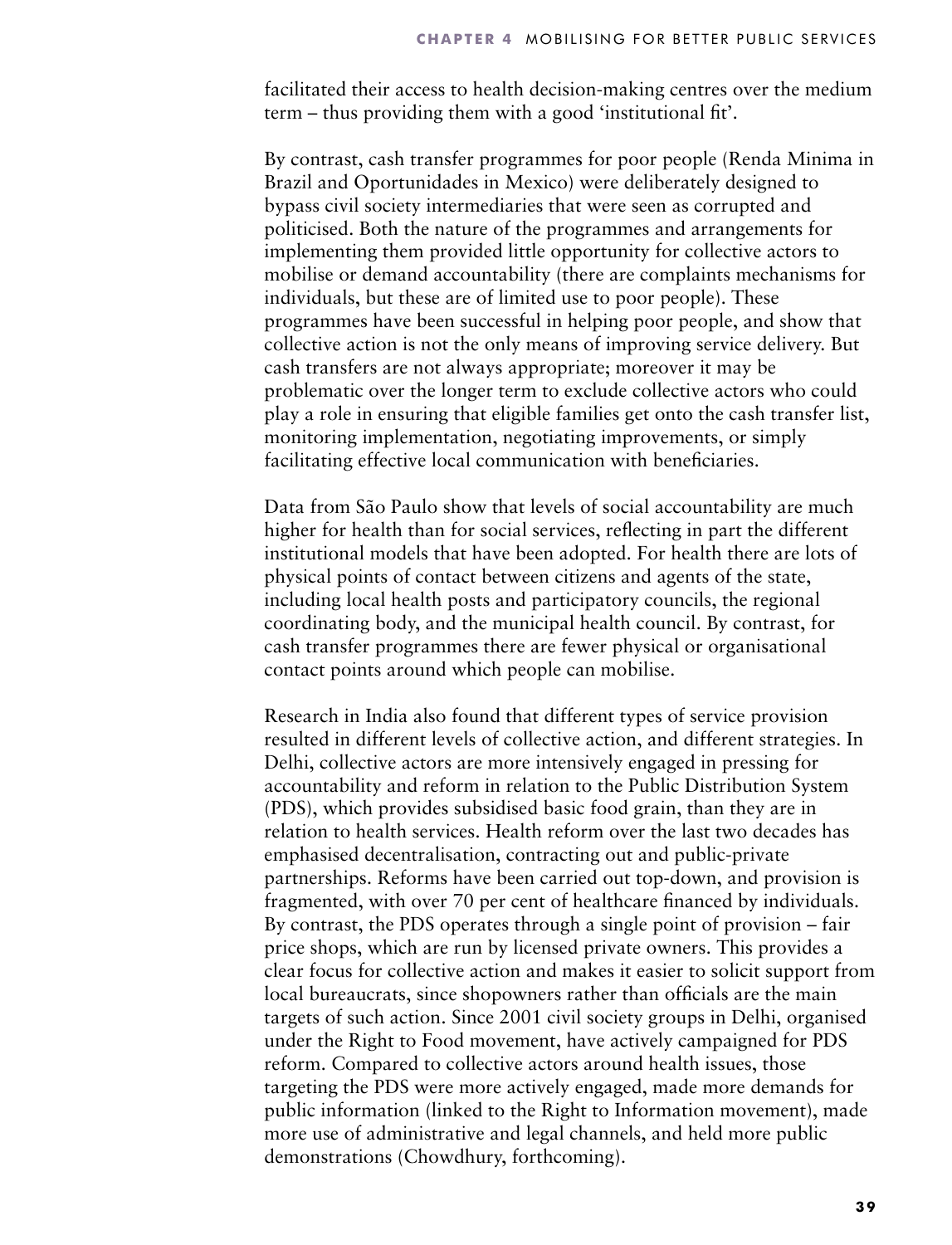facilitated their access to health decision-making centres over the medium term – thus providing them with a good 'institutional fit'.

By contrast, cash transfer programmes for poor people (Renda Minima in Brazil and Oportunidades in Mexico) were deliberately designed to bypass civil society intermediaries that were seen as corrupted and politicised. Both the nature of the programmes and arrangements for implementing them provided little opportunity for collective actors to mobilise or demand accountability (there are complaints mechanisms for individuals, but these are of limited use to poor people). These programmes have been successful in helping poor people, and show that collective action is not the only means of improving service delivery. But cash transfers are not always appropriate; moreover it may be problematic over the longer term to exclude collective actors who could play a role in ensuring that eligible families get onto the cash transfer list, monitoring implementation, negotiating improvements, or simply facilitating effective local communication with beneficiaries.

Data from São Paulo show that levels of social accountability are much higher for health than for social services, reflecting in part the different institutional models that have been adopted. For health there are lots of physical points of contact between citizens and agents of the state, including local health posts and participatory councils, the regional coordinating body, and the municipal health council. By contrast, for cash transfer programmes there are fewer physical or organisational contact points around which people can mobilise.

Research in India also found that different types of service provision resulted in different levels of collective action, and different strategies. In Delhi, collective actors are more intensively engaged in pressing for accountability and reform in relation to the Public Distribution System (PDS), which provides subsidised basic food grain, than they are in relation to health services. Health reform over the last two decades has emphasised decentralisation, contracting out and public-private partnerships. Reforms have been carried out top-down, and provision is fragmented, with over 70 per cent of healthcare financed by individuals. By contrast, the PDS operates through a single point of provision – fair price shops, which are run by licensed private owners. This provides a clear focus for collective action and makes it easier to solicit support from local bureaucrats, since shopowners rather than officials are the main targets of such action. Since 2001 civil society groups in Delhi, organised under the Right to Food movement, have actively campaigned for PDS reform. Compared to collective actors around health issues, those targeting the PDS were more actively engaged, made more demands for public information (linked to the Right to Information movement), made more use of administrative and legal channels, and held more public demonstrations (Chowdhury, forthcoming).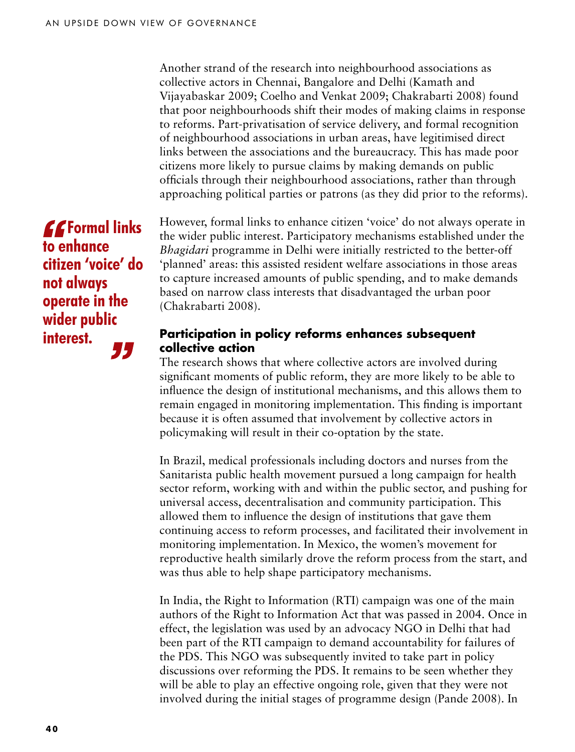Another strand of the research into neighbourhood associations as collective actors in Chennai, Bangalore and Delhi (Kamath and Vijayabaskar 2009; Coelho and Venkat 2009; Chakrabarti 2008) found that poor neighbourhoods shift their modes of making claims in response to reforms. Part-privatisation of service delivery, and formal recognition of neighbourhood associations in urban areas, have legitimised direct links between the associations and the bureaucracy. This has made poor citizens more likely to pursue claims by making demands on public officials through their neighbourhood associations, rather than through approaching political parties or patrons (as they did prior to the reforms).

> **"Formal links to enhance citizen 'voice' do not always operate in the wider public interest."**

However, formal links to enhance citizen 'voice' do not always operate in the wider public interest. Participatory mechanisms established under the *Bhagidari* programme in Delhi were initially restricted to the better-off 'planned' areas: this assisted resident welfare associations in those areas to capture increased amounts of public spending, and to make demands based on narrow class interests that disadvantaged the urban poor (Chakrabarti 2008).

### Participation in policy reforms enhances subsequent collective action

The research shows that where collective actors are involved during significant moments of public reform, they are more likely to be able to influence the design of institutional mechanisms, and this allows them to remain engaged in monitoring implementation. This finding is important because it is often assumed that involvement by collective actors in policymaking will result in their co-optation by the state.

In Brazil, medical professionals including doctors and nurses from the Sanitarista public health movement pursued a long campaign for health sector reform, working with and within the public sector, and pushing for universal access, decentralisation and community participation. This allowed them to influence the design of institutions that gave them continuing access to reform processes, and facilitated their involvement in monitoring implementation. In Mexico, the women's movement for reproductive health similarly drove the reform process from the start, and was thus able to help shape participatory mechanisms.

In India, the Right to Information (RTI) campaign was one of the main authors of the Right to Information Act that was passed in 2004. Once in effect, the legislation was used by an advocacy NGO in Delhi that had been part of the RTI campaign to demand accountability for failures of the PDS. This NGO was subsequently invited to take part in policy discussions over reforming the PDS. It remains to be seen whether they will be able to play an effective ongoing role, given that they were not involved during the initial stages of programme design (Pande 2008). In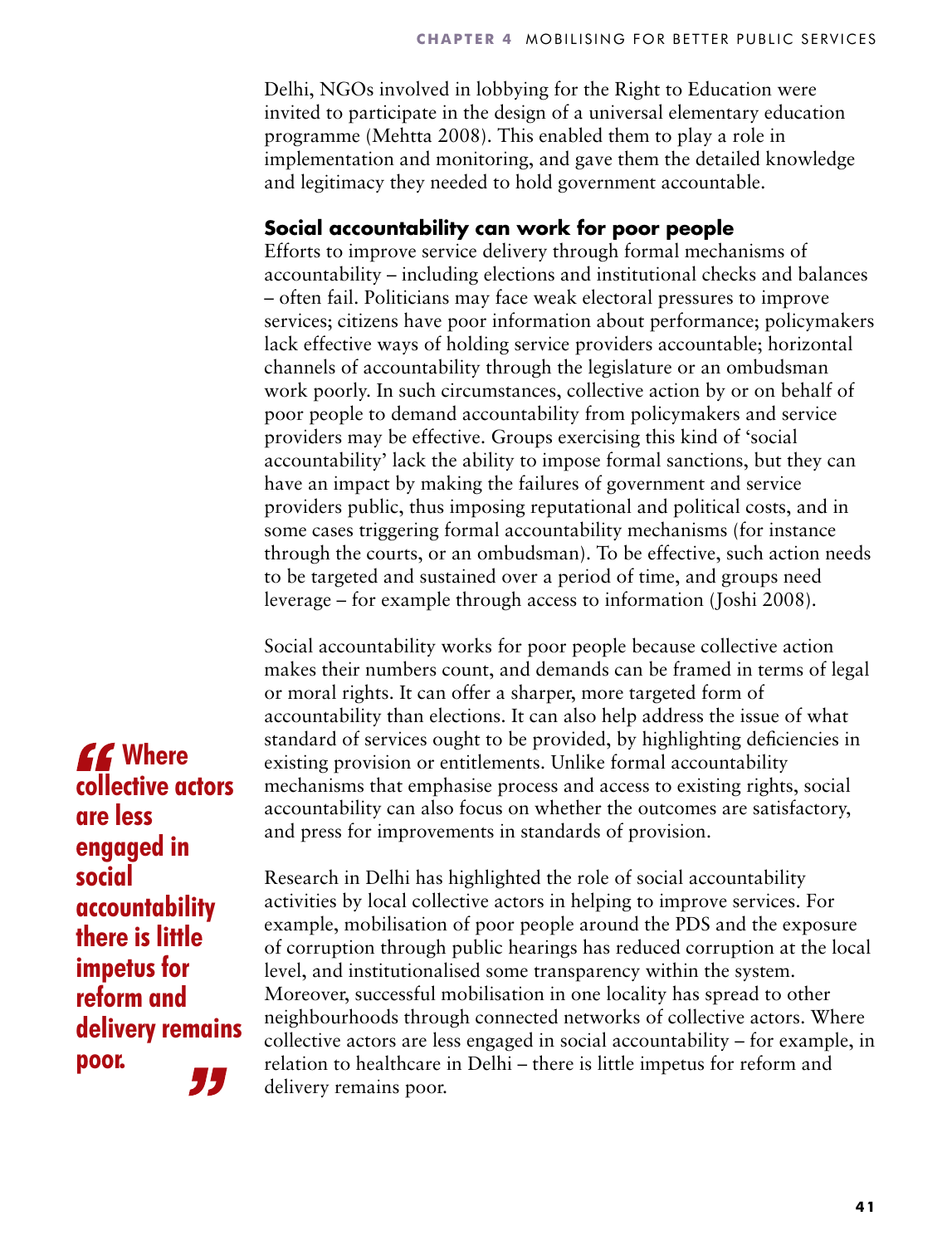Delhi, NGOs involved in lobbying for the Right to Education were invited to participate in the design of a universal elementary education programme (Mehtta 2008). This enabled them to play a role in implementation and monitoring, and gave them the detailed knowledge and legitimacy they needed to hold government accountable.

### Social accountability can work for poor people

Efforts to improve service delivery through formal mechanisms of accountability – including elections and institutional checks and balances – often fail. Politicians may face weak electoral pressures to improve services; citizens have poor information about performance; policymakers lack effective ways of holding service providers accountable; horizontal channels of accountability through the legislature or an ombudsman work poorly. In such circumstances, collective action by or on behalf of poor people to demand accountability from policymakers and service providers may be effective. Groups exercising this kind of 'social accountability' lack the ability to impose formal sanctions, but they can have an impact by making the failures of government and service providers public, thus imposing reputational and political costs, and in some cases triggering formal accountability mechanisms (for instance through the courts, or an ombudsman). To be effective, such action needs to be targeted and sustained over a period of time, and groups need leverage – for example through access to information (Joshi 2008).

Social accountability works for poor people because collective action makes their numbers count, and demands can be framed in terms of legal or moral rights. It can offer a sharper, more targeted form of accountability than elections. It can also help address the issue of what standard of services ought to be provided, by highlighting deficiencies in existing provision or entitlements. Unlike formal accountability mechanisms that emphasise process and access to existing rights, social accountability can also focus on whether the outcomes are satisfactory, and press for improvements in standards of provision.

> **"Where collective actors are less engaged in social accountability there is little impetus for reform and delivery remains poor."**

Research in Delhi has highlighted the role of social accountability activities by local collective actors in helping to improve services. For example, mobilisation of poor people around the PDS and the exposure of corruption through public hearings has reduced corruption at the local level, and institutionalised some transparency within the system. Moreover, successful mobilisation in one locality has spread to other neighbourhoods through connected networks of collective actors. Where collective actors are less engaged in social accountability – for example, in relation to healthcare in Delhi – there is little impetus for reform and delivery remains poor.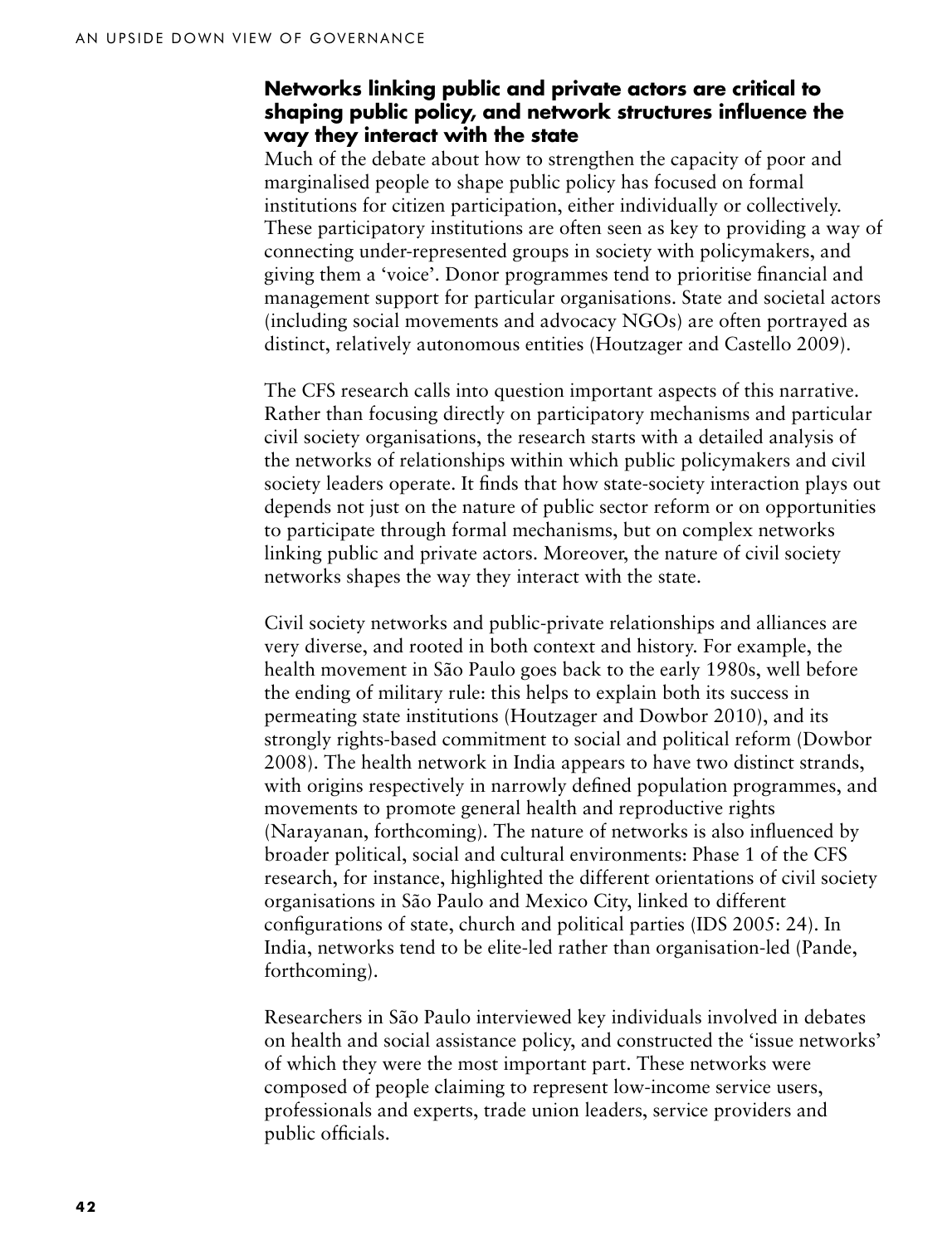### Networks linking public and private actors are critical to shaping public policy, and network structures influence the way they interact with the state

Much of the debate about how to strengthen the capacity of poor and marginalised people to shape public policy has focused on formal institutions for citizen participation, either individually or collectively. These participatory institutions are often seen as key to providing a way of connecting under-represented groups in society with policymakers, and giving them a 'voice'. Donor programmes tend to prioritise financial and management support for particular organisations. State and societal actors (including social movements and advocacy NGOs) are often portrayed as distinct, relatively autonomous entities (Houtzager and Castello 2009).

The CFS research calls into question important aspects of this narrative. Rather than focusing directly on participatory mechanisms and particular civil society organisations, the research starts with a detailed analysis of the networks of relationships within which public policymakers and civil society leaders operate. It finds that how state-society interaction plays out depends not just on the nature of public sector reform or on opportunities to participate through formal mechanisms, but on complex networks linking public and private actors. Moreover, the nature of civil society networks shapes the way they interact with the state.

Civil society networks and public-private relationships and alliances are very diverse, and rooted in both context and history. For example, the health movement in São Paulo goes back to the early 1980s, well before the ending of military rule: this helps to explain both its success in permeating state institutions (Houtzager and Dowbor 2010), and its strongly rights-based commitment to social and political reform (Dowbor 2008). The health network in India appears to have two distinct strands, with origins respectively in narrowly defined population programmes, and movements to promote general health and reproductive rights (Narayanan, forthcoming). The nature of networks is also influenced by broader political, social and cultural environments: Phase 1 of the CFS research, for instance, highlighted the different orientations of civil society organisations in São Paulo and Mexico City, linked to different configurations of state, church and political parties (IDS 2005: 24). In India, networks tend to be elite-led rather than organisation-led (Pande, forthcoming).

Researchers in São Paulo interviewed key individuals involved in debates on health and social assistance policy, and constructed the 'issue networks' of which they were the most important part. These networks were composed of people claiming to represent low-income service users, professionals and experts, trade union leaders, service providers and public officials.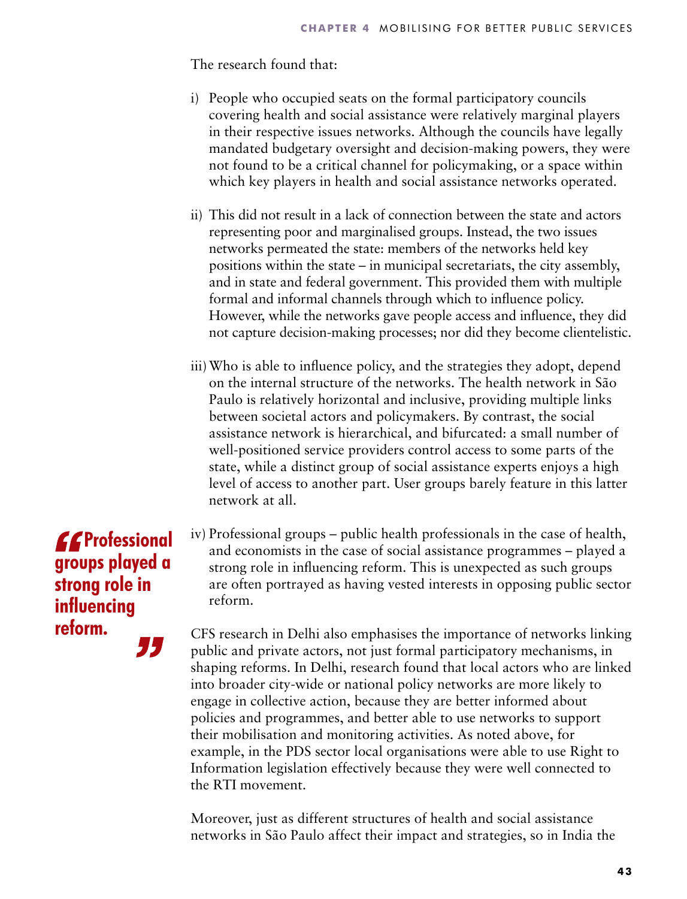The research found that:

i) People who occupied seats on the formal participatory councils covering health and social assistance were relatively marginal players in their respective issues networks. Although the councils have legally mandated budgetary oversight and decision-making powers, they were not found to be a critical channel for policymaking, or a space within which key players in health and social assistance networks operated.

ii) This did not result in a lack of connection between the state and actors representing poor and marginalised groups. Instead, the two issues networks permeated the state: members of the networks held key positions within the state – in municipal secretariats, the city assembly, and in state and federal government. This provided them with multiple formal and informal channels through which to influence policy. However, while the networks gave people access and influence, they did not capture decision-making processes; nor did they become clientelistic.

iii) Who is able to influence policy, and the strategies they adopt, depend on the internal structure of the networks. The health network in São Paulo is relatively horizontal and inclusive, providing multiple links between societal actors and policymakers. By contrast, the social assistance network is hierarchical, and bifurcated: a small number of well-positioned service providers control access to some parts of the state, while a distinct group of social assistance experts enjoys a high level of access to another part. User groups barely feature in this latter network at all.

iv) Professional groups – public health professionals in the case of health, and economists in the case of social assistance programmes – played a strong role in influencing reform. This is unexpected as such groups are often portrayed as having vested interests in opposing public sector reform.

> **"Professional groups played a strong role in influencing reform."**

CFS research in Delhi also emphasises the importance of networks linking public and private actors, not just formal participatory mechanisms, in shaping reforms. In Delhi, research found that local actors who are linked into broader city-wide or national policy networks are more likely to engage in collective action, because they are better informed about policies and programmes, and better able to use networks to support their mobilisation and monitoring activities. As noted above, for example, in the PDS sector local organisations were able to use Right to Information legislation effectively because they were well connected to the RTI movement.

Moreover, just as different structures of health and social assistance networks in São Paulo affect their impact and strategies, so in India the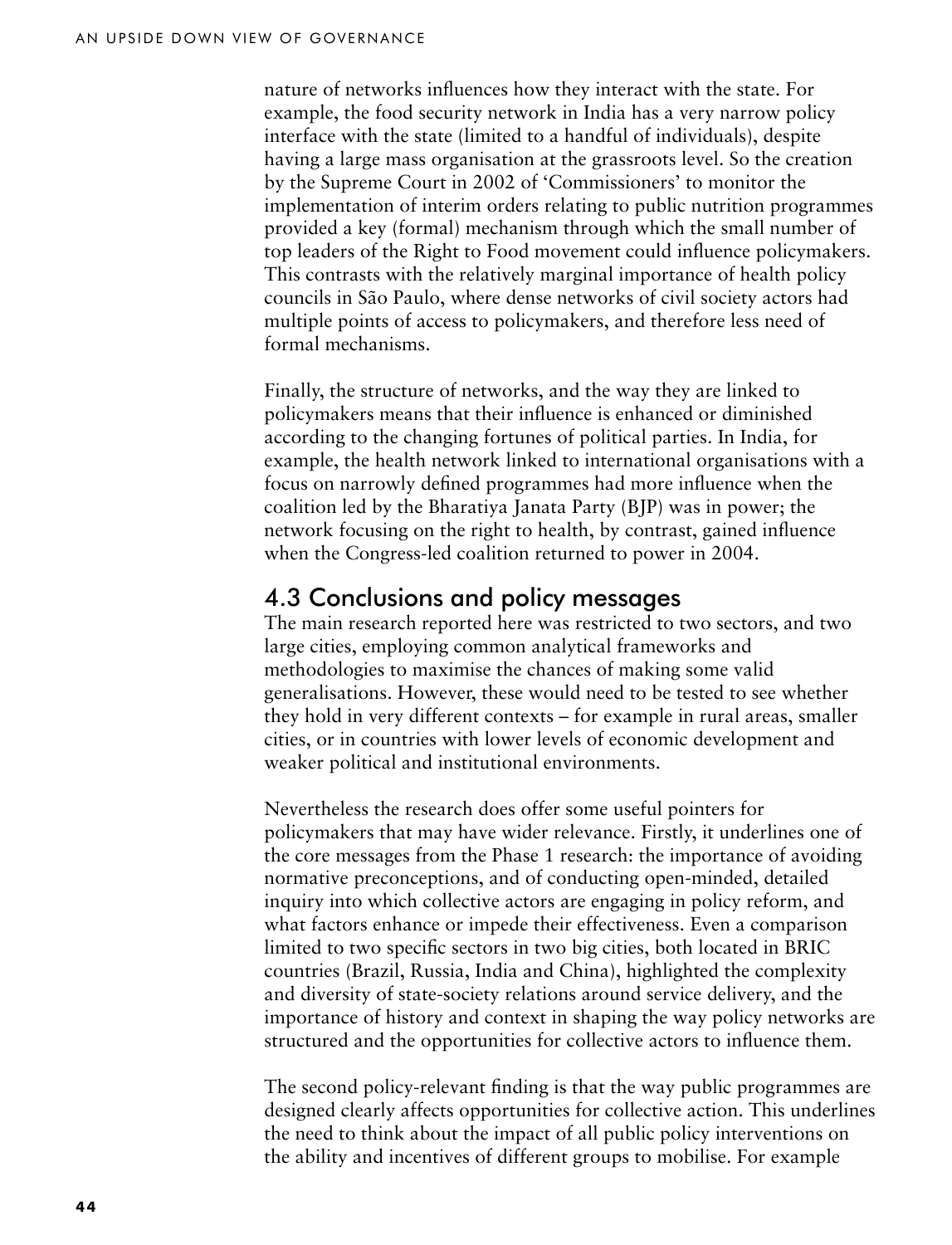nature of networks influences how they interact with the state. For example, the food security network in India has a very narrow policy interface with the state (limited to a handful of individuals), despite having a large mass organisation at the grassroots level. So the creation by the Supreme Court in 2002 of 'Commissioners' to monitor the implementation of interim orders relating to public nutrition programmes provided a key (formal) mechanism through which the small number of top leaders of the Right to Food movement could influence policymakers. This contrasts with the relatively marginal importance of health policy councils in São Paulo, where dense networks of civil society actors had multiple points of access to policymakers, and therefore less need of formal mechanisms.

Finally, the structure of networks, and the way they are linked to policymakers means that their influence is enhanced or diminished according to the changing fortunes of political parties. In India, for example, the health network linked to international organisations with a focus on narrowly defined programmes had more influence when the coalition led by the Bharatiya Janata Party (BJP) was in power; the network focusing on the right to health, by contrast, gained influence when the Congress-led coalition returned to power in 2004.

## 4.3 Conclusions and policy messages

The main research reported here was restricted to two sectors, and two large cities, employing common analytical frameworks and methodologies to maximise the chances of making some valid generalisations. However, these would need to be tested to see whether they hold in very different contexts – for example in rural areas, smaller cities, or in countries with lower levels of economic development and weaker political and institutional environments.

Nevertheless the research does offer some useful pointers for policymakers that may have wider relevance. Firstly, it underlines one of the core messages from the Phase 1 research: the importance of avoiding normative preconceptions, and of conducting open-minded, detailed inquiry into which collective actors are engaging in policy reform, and what factors enhance or impede their effectiveness. Even a comparison limited to two specific sectors in two big cities, both located in BRIC countries (Brazil, Russia, India and China), highlighted the complexity and diversity of state-society relations around service delivery, and the importance of history and context in shaping the way policy networks are structured and the opportunities for collective actors to influence them.

The second policy-relevant finding is that the way public programmes are designed clearly affects opportunities for collective action. This underlines the need to think about the impact of all public policy interventions on the ability and incentives of different groups to mobilise. For example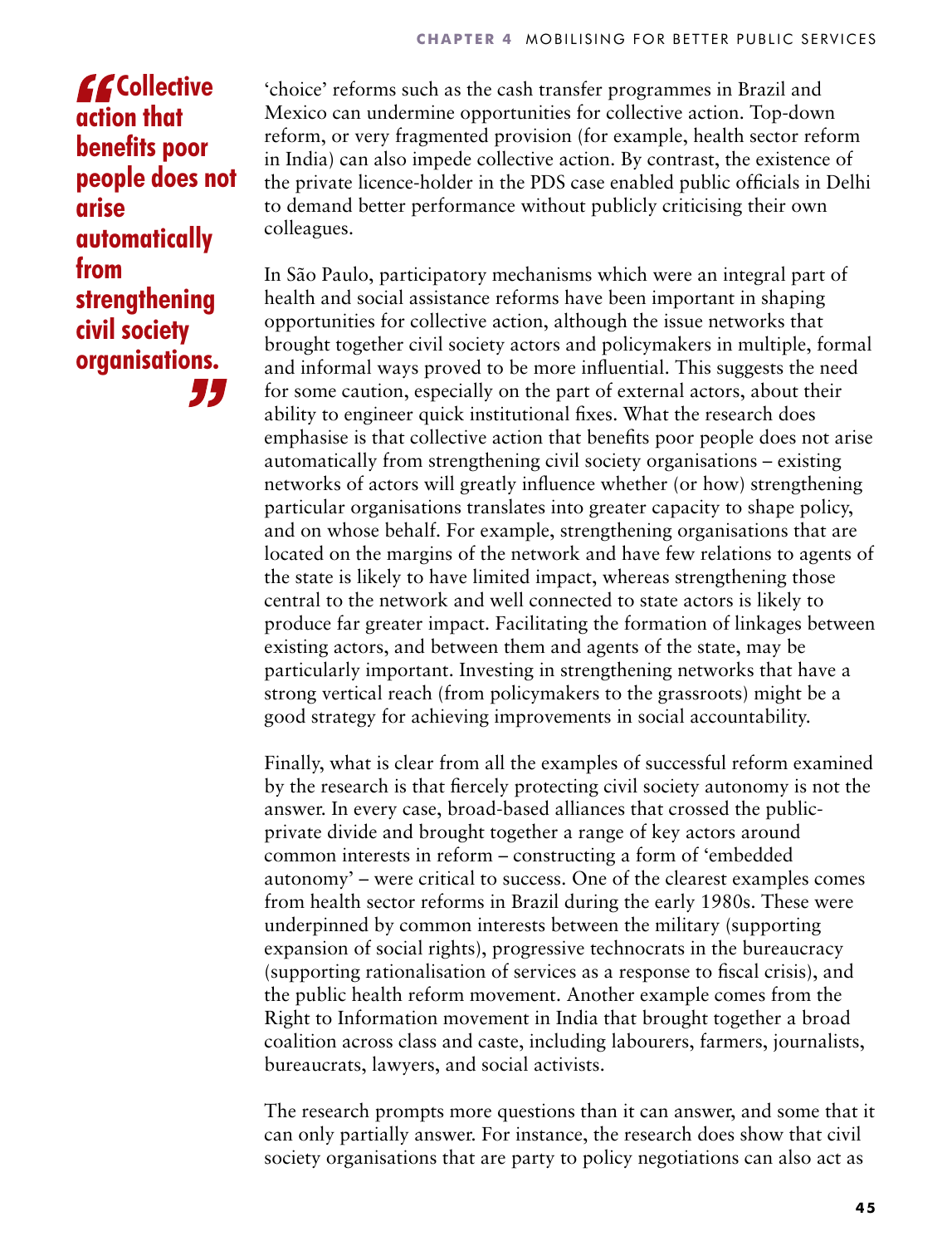> **“Collective action that benefits poor people does not arise automatically from strengthening civil society organisations.”**

‘choice’ reforms such as the cash transfer programmes in Brazil and Mexico can undermine opportunities for collective action. Top-down reform, or very fragmented provision (for example, health sector reform in India) can also impede collective action. By contrast, the existence of the private licence-holder in the PDS case enabled public officials in Delhi to demand better performance without publicly criticising their own colleagues.

In São Paulo, participatory mechanisms which were an integral part of health and social assistance reforms have been important in shaping opportunities for collective action, although the issue networks that brought together civil society actors and policymakers in multiple, formal and informal ways proved to be more influential. This suggests the need for some caution, especially on the part of external actors, about their ability to engineer quick institutional fixes. What the research does emphasise is that collective action that benefits poor people does not arise automatically from strengthening civil society organisations – existing networks of actors will greatly influence whether (or how) strengthening particular organisations translates into greater capacity to shape policy, and on whose behalf. For example, strengthening organisations that are located on the margins of the network and have few relations to agents of the state is likely to have limited impact, whereas strengthening those central to the network and well connected to state actors is likely to produce far greater impact. Facilitating the formation of linkages between existing actors, and between them and agents of the state, may be particularly important. Investing in strengthening networks that have a strong vertical reach (from policymakers to the grassroots) might be a good strategy for achieving improvements in social accountability.

Finally, what is clear from all the examples of successful reform examined by the research is that fiercely protecting civil society autonomy is not the answer. In every case, broad-based alliances that crossed the public-private divide and brought together a range of key actors around common interests in reform – constructing a form of ‘embedded autonomy’ – were critical to success. One of the clearest examples comes from health sector reforms in Brazil during the early 1980s. These were underpinned by common interests between the military (supporting expansion of social rights), progressive technocrats in the bureaucracy (supporting rationalisation of services as a response to fiscal crisis), and the public health reform movement. Another example comes from the Right to Information movement in India that brought together a broad coalition across class and caste, including labourers, farmers, journalists, bureaucrats, lawyers, and social activists.

The research prompts more questions than it can answer, and some that it can only partially answer. For instance, the research does show that civil society organisations that are party to policy negotiations can also act as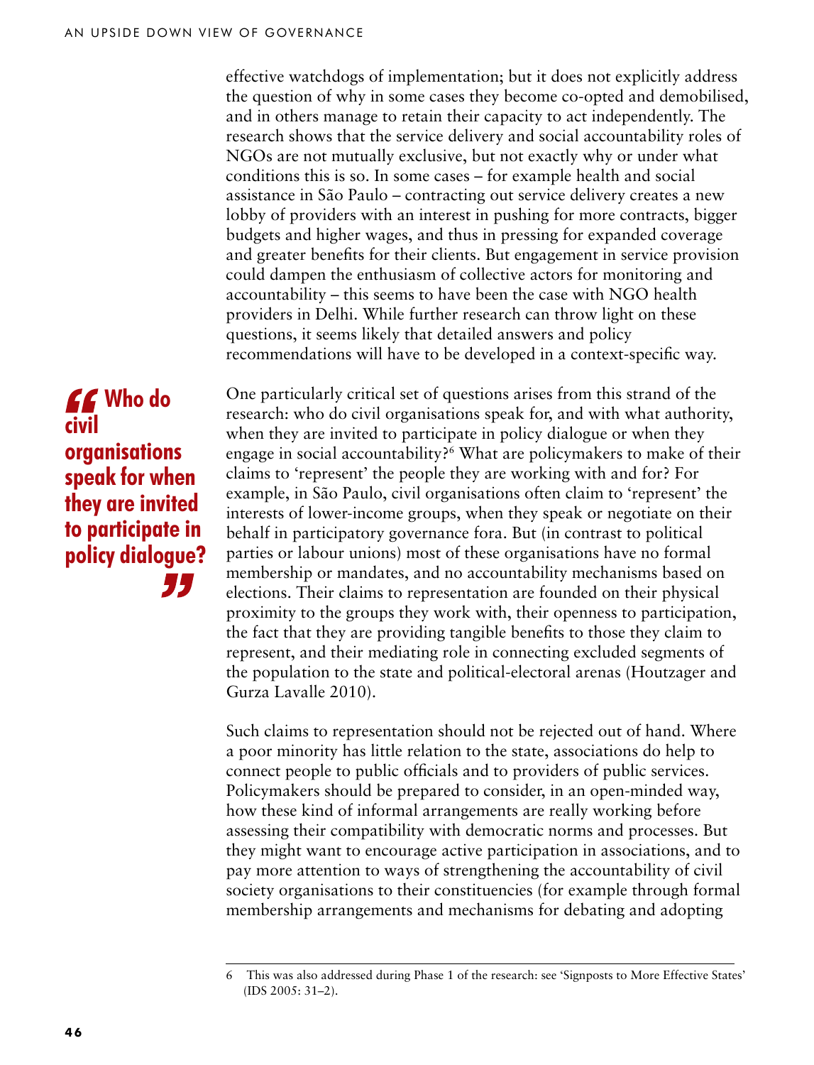effective watchdogs of implementation; but it does not explicitly address the question of why in some cases they become co-opted and demobilised, and in others manage to retain their capacity to act independently. The research shows that the service delivery and social accountability roles of NGOs are not mutually exclusive, but not exactly why or under what conditions this is so. In some cases – for example health and social assistance in São Paulo – contracting out service delivery creates a new lobby of providers with an interest in pushing for more contracts, bigger budgets and higher wages, and thus in pressing for expanded coverage and greater benefits for their clients. But engagement in service provision could dampen the enthusiasm of collective actors for monitoring and accountability – this seems to have been the case with NGO health providers in Delhi. While further research can throw light on these questions, it seems likely that detailed answers and policy recommendations will have to be developed in a context-specific way.

> **"Who do civil organisations speak for when they are invited to participate in policy dialogue?"**

One particularly critical set of questions arises from this strand of the research: who do civil organisations speak for, and with what authority, when they are invited to participate in policy dialogue or when they engage in social accountability?[6] What are policymakers to make of their claims to 'represent' the people they are working with and for? For example, in São Paulo, civil organisations often claim to 'represent' the interests of lower-income groups, when they speak or negotiate on their behalf in participatory governance fora. But (in contrast to political parties or labour unions) most of these organisations have no formal membership or mandates, and no accountability mechanisms based on elections. Their claims to representation are founded on their physical proximity to the groups they work with, their openness to participation, the fact that they are providing tangible benefits to those they claim to represent, and their mediating role in connecting excluded segments of the population to the state and political-electoral arenas (Houtzager and Gurza Lavalle 2010).

Such claims to representation should not be rejected out of hand. Where a poor minority has little relation to the state, associations do help to connect people to public officials and to providers of public services. Policymakers should be prepared to consider, in an open-minded way, how these kind of informal arrangements are really working before assessing their compatibility with democratic norms and processes. But they might want to encourage active participation in associations, and to pay more attention to ways of strengthening the accountability of civil society organisations to their constituencies (for example through formal membership arrangements and mechanisms for debating and adopting

---

6 This was also addressed during Phase 1 of the research: see 'Signposts to More Effective States' (IDS 2005: 31–2).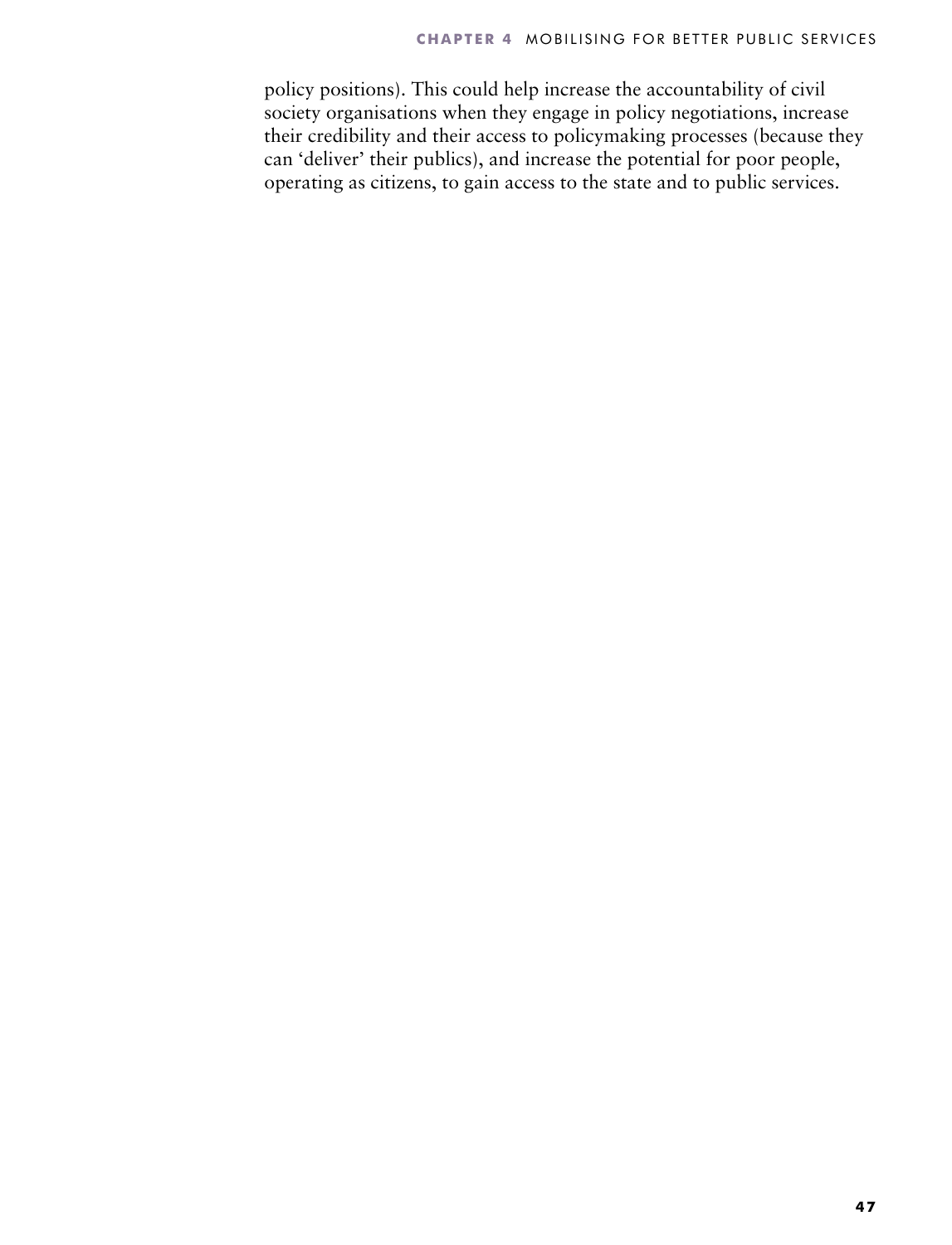policy positions). This could help increase the accountability of civil society organisations when they engage in policy negotiations, increase their credibility and their access to policymaking processes (because they can 'deliver' their publics), and increase the potential for poor people, operating as citizens, to gain access to the state and to public services.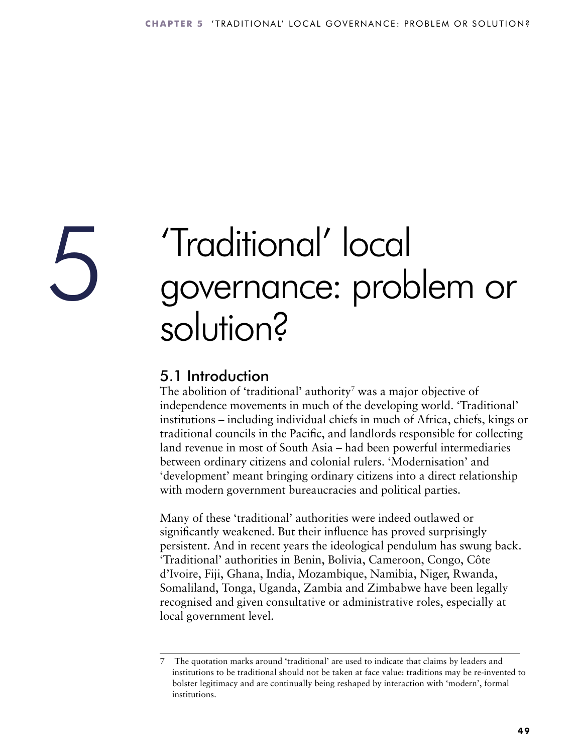# 5 'Traditional' local governance: problem or solution?

## 5.1 Introduction

The abolition of 'traditional' authority[7] was a major objective of independence movements in much of the developing world. 'Traditional' institutions – including individual chiefs in much of Africa, chiefs, kings or traditional councils in the Pacific, and landlords responsible for collecting land revenue in most of South Asia – had been powerful intermediaries between ordinary citizens and colonial rulers. 'Modernisation' and 'development' meant bringing ordinary citizens into a direct relationship with modern government bureaucracies and political parties.

Many of these 'traditional' authorities were indeed outlawed or significantly weakened. But their influence has proved surprisingly persistent. And in recent years the ideological pendulum has swung back. 'Traditional' authorities in Benin, Bolivia, Cameroon, Congo, Côte d'Ivoire, Fiji, Ghana, India, Mozambique, Namibia, Niger, Rwanda, Somaliland, Tonga, Uganda, Zambia and Zimbabwe have been legally recognised and given consultative or administrative roles, especially at local government level.

---

7 The quotation marks around 'traditional' are used to indicate that claims by leaders and institutions to be traditional should not be taken at face value: traditions may be re-invented to bolster legitimacy and are continually being reshaped by interaction with 'modern', formal institutions.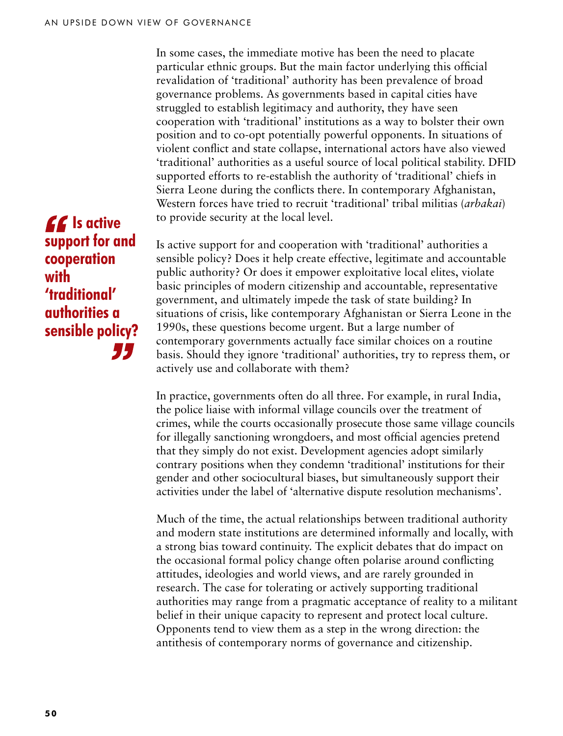In some cases, the immediate motive has been the need to placate particular ethnic groups. But the main factor underlying this official revalidation of 'traditional' authority has been prevalence of broad governance problems. As governments based in capital cities have struggled to establish legitimacy and authority, they have seen cooperation with 'traditional' institutions as a way to bolster their own position and to co-opt potentially powerful opponents. In situations of violent conflict and state collapse, international actors have also viewed 'traditional' authorities as a useful source of local political stability. DFID supported efforts to re-establish the authority of 'traditional' chiefs in Sierra Leone during the conflicts there. In contemporary Afghanistan, Western forces have tried to recruit 'traditional' tribal militias (*arbakai*) to provide security at the local level.

> **"Is active support for and cooperation with 'traditional' authorities a sensible policy?"**

Is active support for and cooperation with 'traditional' authorities a sensible policy? Does it help create effective, legitimate and accountable public authority? Or does it empower exploitative local elites, violate basic principles of modern citizenship and accountable, representative government, and ultimately impede the task of state building? In situations of crisis, like contemporary Afghanistan or Sierra Leone in the 1990s, these questions become urgent. But a large number of contemporary governments actually face similar choices on a routine basis. Should they ignore 'traditional' authorities, try to repress them, or actively use and collaborate with them?

In practice, governments often do all three. For example, in rural India, the police liaise with informal village councils over the treatment of crimes, while the courts occasionally prosecute those same village councils for illegally sanctioning wrongdoers, and most official agencies pretend that they simply do not exist. Development agencies adopt similarly contrary positions when they condemn 'traditional' institutions for their gender and other sociocultural biases, but simultaneously support their activities under the label of 'alternative dispute resolution mechanisms'.

Much of the time, the actual relationships between traditional authority and modern state institutions are determined informally and locally, with a strong bias toward continuity. The explicit debates that do impact on the occasional formal policy change often polarise around conflicting attitudes, ideologies and world views, and are rarely grounded in research. The case for tolerating or actively supporting traditional authorities may range from a pragmatic acceptance of reality to a militant belief in their unique capacity to represent and protect local culture. Opponents tend to view them as a step in the wrong direction: the antithesis of contemporary norms of governance and citizenship.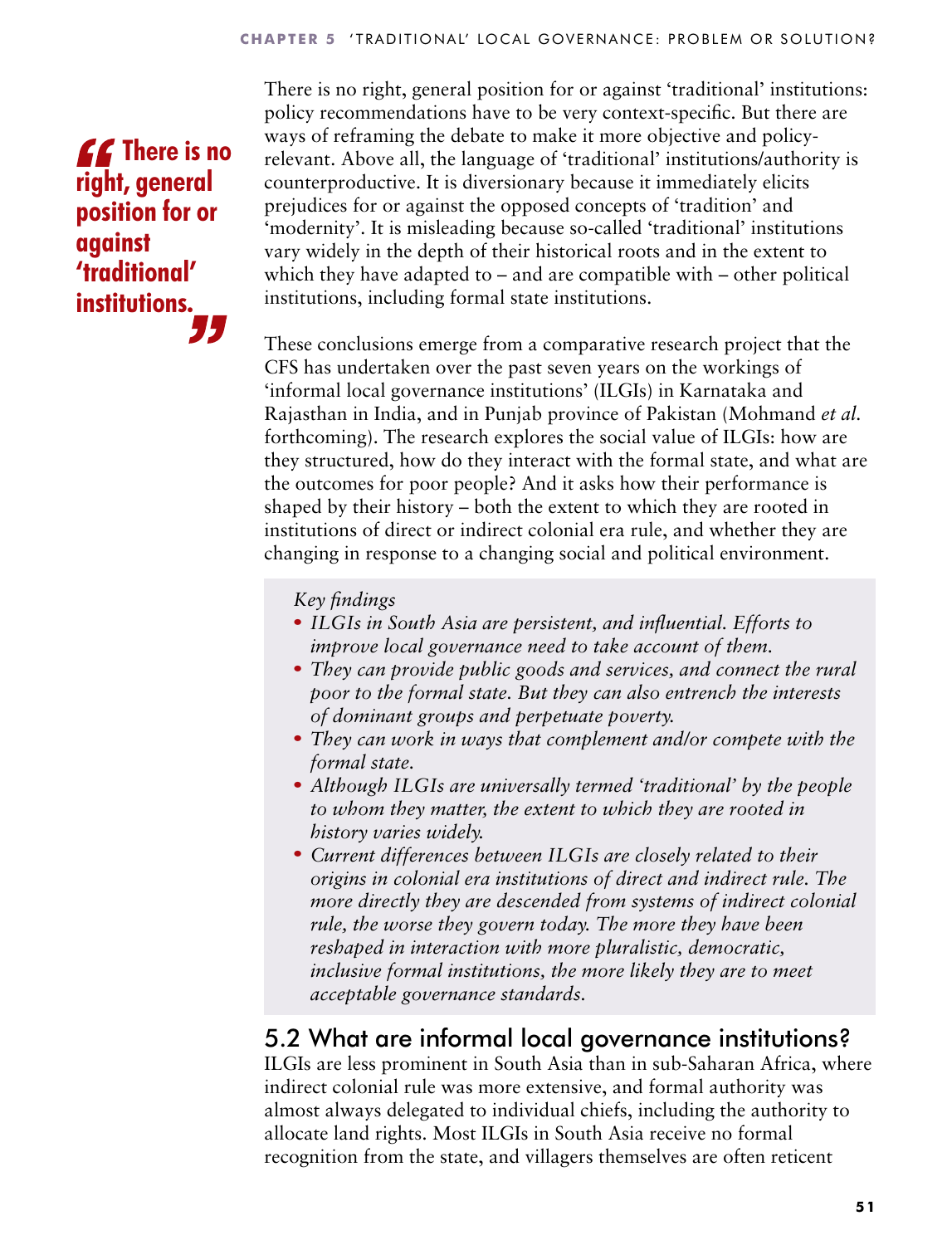> **“There is no right, general position for or against ‘traditional’ institutions.”**

There is no right, general position for or against ‘traditional’ institutions: policy recommendations have to be very context-specific. But there are ways of reframing the debate to make it more objective and policy-relevant. Above all, the language of ‘traditional’ institutions/authority is counterproductive. It is diversionary because it immediately elicits prejudices for or against the opposed concepts of ‘tradition’ and ‘modernity’. It is misleading because so-called ‘traditional’ institutions vary widely in the depth of their historical roots and in the extent to which they have adapted to – and are compatible with – other political institutions, including formal state institutions.

These conclusions emerge from a comparative research project that the CFS has undertaken over the past seven years on the workings of ‘informal local governance institutions’ (ILGIs) in Karnataka and Rajasthan in India, and in Punjab province of Pakistan (Mohmand *et al.* forthcoming). The research explores the social value of ILGIs: how are they structured, how do they interact with the formal state, and what are the outcomes for poor people? And it asks how their performance is shaped by their history – both the extent to which they are rooted in institutions of direct or indirect colonial era rule, and whether they are changing in response to a changing social and political environment.

*Key findings*

- *ILGIs in South Asia are persistent, and influential. Efforts to improve local governance need to take account of them.*
- *They can provide public goods and services, and connect the rural poor to the formal state. But they can also entrench the interests of dominant groups and perpetuate poverty.*
- *They can work in ways that complement and/or compete with the formal state.*
- *Although ILGIs are universally termed ‘traditional’ by the people to whom they matter, the extent to which they are rooted in history varies widely.*
- *Current differences between ILGIs are closely related to their origins in colonial era institutions of direct and indirect rule. The more directly they are descended from systems of indirect colonial rule, the worse they govern today. The more they have been reshaped in interaction with more pluralistic, democratic, inclusive formal institutions, the more likely they are to meet acceptable governance standards.*

## 5.2 What are informal local governance institutions?

ILGIs are less prominent in South Asia than in sub-Saharan Africa, where indirect colonial rule was more extensive, and formal authority was almost always delegated to individual chiefs, including the authority to allocate land rights. Most ILGIs in South Asia receive no formal recognition from the state, and villagers themselves are often reticent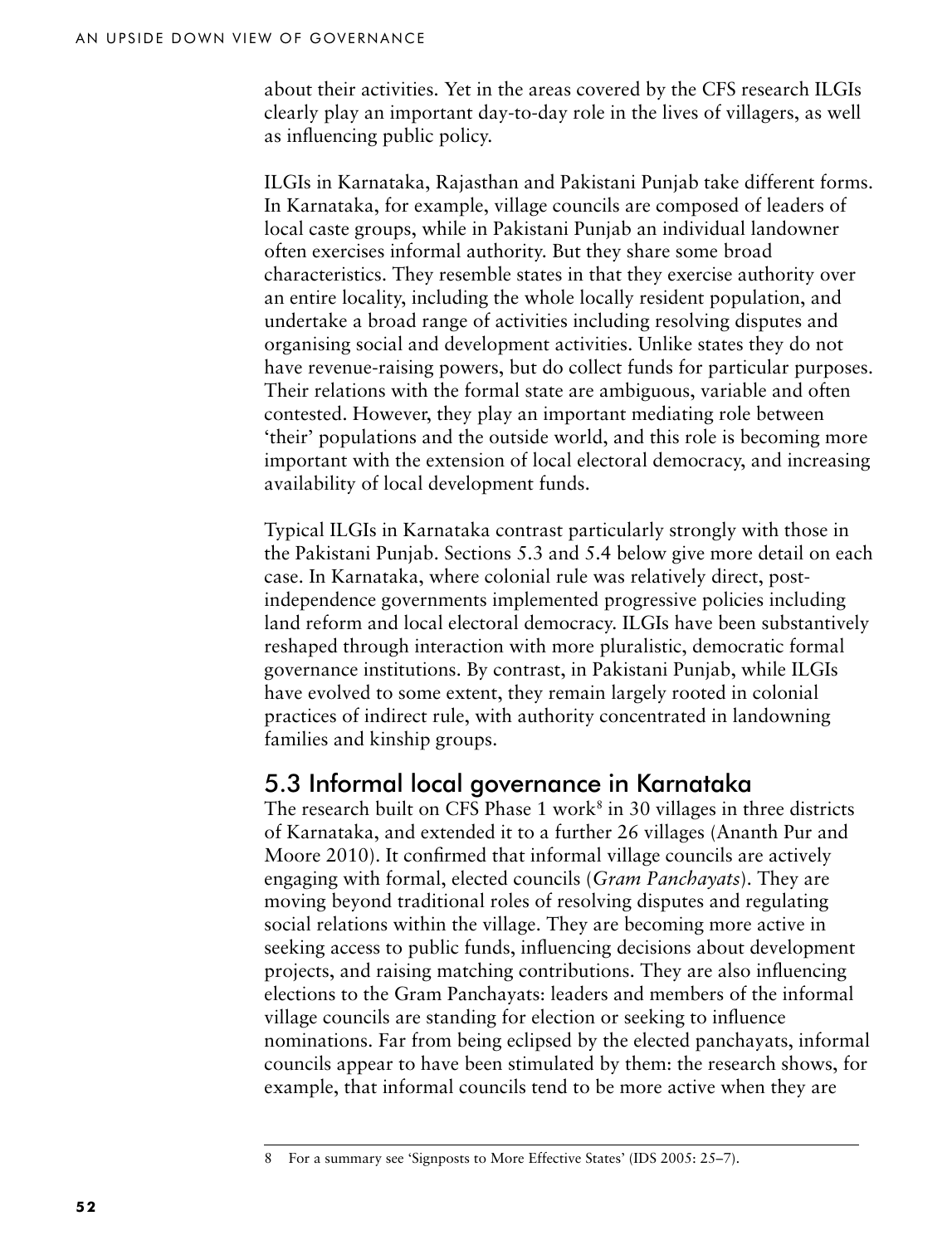about their activities. Yet in the areas covered by the CFS research ILGIs clearly play an important day-to-day role in the lives of villagers, as well as influencing public policy.

ILGIs in Karnataka, Rajasthan and Pakistani Punjab take different forms. In Karnataka, for example, village councils are composed of leaders of local caste groups, while in Pakistani Punjab an individual landowner often exercises informal authority. But they share some broad characteristics. They resemble states in that they exercise authority over an entire locality, including the whole locally resident population, and undertake a broad range of activities including resolving disputes and organising social and development activities. Unlike states they do not have revenue-raising powers, but do collect funds for particular purposes. Their relations with the formal state are ambiguous, variable and often contested. However, they play an important mediating role between 'their' populations and the outside world, and this role is becoming more important with the extension of local electoral democracy, and increasing availability of local development funds.

Typical ILGIs in Karnataka contrast particularly strongly with those in the Pakistani Punjab. Sections 5.3 and 5.4 below give more detail on each case. In Karnataka, where colonial rule was relatively direct, post-independence governments implemented progressive policies including land reform and local electoral democracy. ILGIs have been substantively reshaped through interaction with more pluralistic, democratic formal governance institutions. By contrast, in Pakistani Punjab, while ILGIs have evolved to some extent, they remain largely rooted in colonial practices of indirect rule, with authority concentrated in landowning families and kinship groups.

## 5.3 Informal local governance in Karnataka

The research built on CFS Phase 1 work[8] in 30 villages in three districts of Karnataka, and extended it to a further 26 villages (Ananth Pur and Moore 2010). It confirmed that informal village councils are actively engaging with formal, elected councils (*Gram Panchayats*). They are moving beyond traditional roles of resolving disputes and regulating social relations within the village. They are becoming more active in seeking access to public funds, influencing decisions about development projects, and raising matching contributions. They are also influencing elections to the Gram Panchayats: leaders and members of the informal village councils are standing for election or seeking to influence nominations. Far from being eclipsed by the elected panchayats, informal councils appear to have been stimulated by them: the research shows, for example, that informal councils tend to be more active when they are

8 For a summary see 'Signposts to More Effective States' (IDS 2005: 25–7).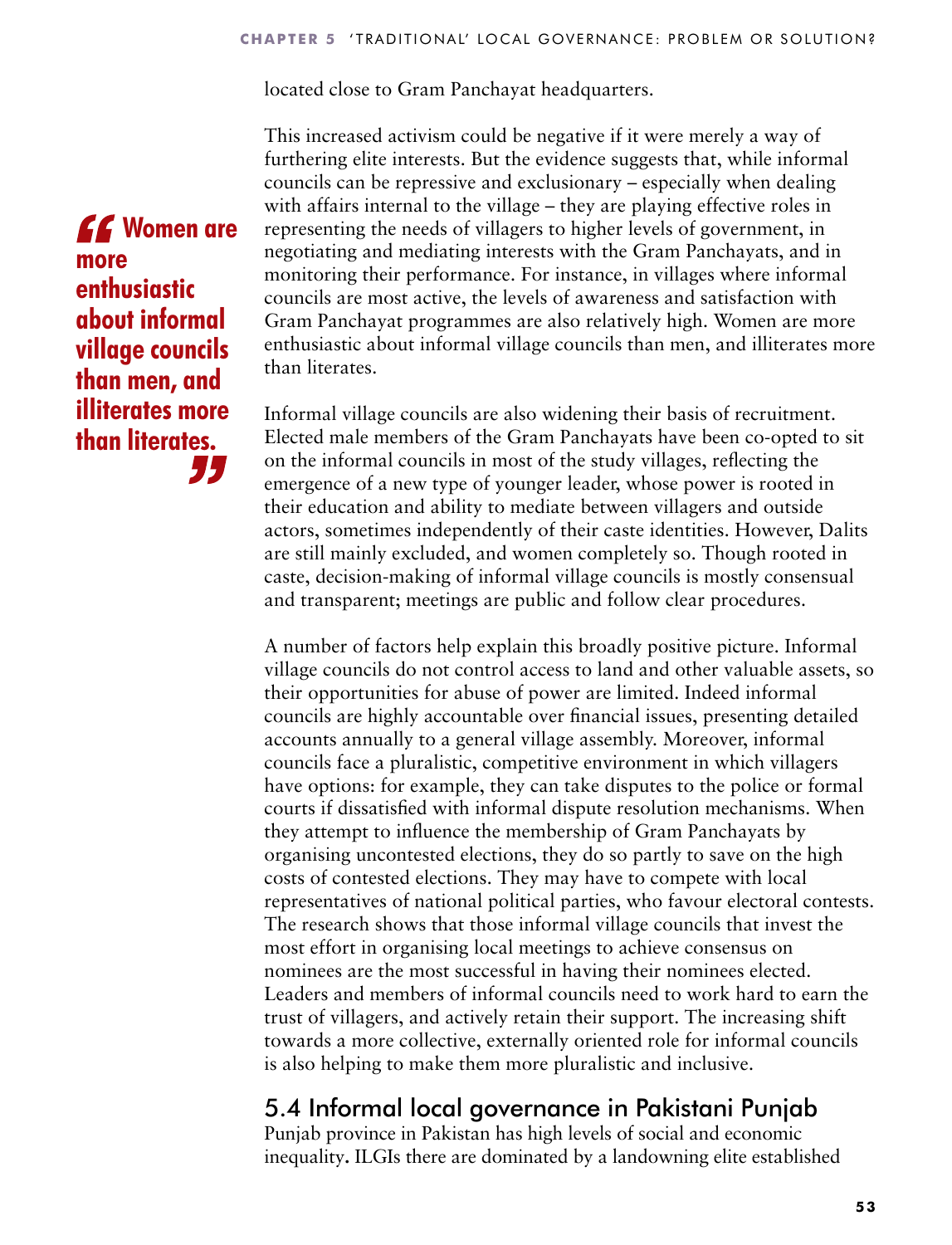located close to Gram Panchayat headquarters.

This increased activism could be negative if it were merely a way of furthering elite interests. But the evidence suggests that, while informal councils can be repressive and exclusionary – especially when dealing with affairs internal to the village – they are playing effective roles in representing the needs of villagers to higher levels of government, in negotiating and mediating interests with the Gram Panchayats, and in monitoring their performance. For instance, in villages where informal councils are most active, the levels of awareness and satisfaction with Gram Panchayat programmes are also relatively high. Women are more enthusiastic about informal village councils than men, and illiterates more than literates.

> **"Women are more enthusiastic about informal village councils than men, and illiterates more than literates."**

Informal village councils are also widening their basis of recruitment. Elected male members of the Gram Panchayats have been co-opted to sit on the informal councils in most of the study villages, reflecting the emergence of a new type of younger leader, whose power is rooted in their education and ability to mediate between villagers and outside actors, sometimes independently of their caste identities. However, Dalits are still mainly excluded, and women completely so. Though rooted in caste, decision-making of informal village councils is mostly consensual and transparent; meetings are public and follow clear procedures.

A number of factors help explain this broadly positive picture. Informal village councils do not control access to land and other valuable assets, so their opportunities for abuse of power are limited. Indeed informal councils are highly accountable over financial issues, presenting detailed accounts annually to a general village assembly. Moreover, informal councils face a pluralistic, competitive environment in which villagers have options: for example, they can take disputes to the police or formal courts if dissatisfied with informal dispute resolution mechanisms. When they attempt to influence the membership of Gram Panchayats by organising uncontested elections, they do so partly to save on the high costs of contested elections. They may have to compete with local representatives of national political parties, who favour electoral contests. The research shows that those informal village councils that invest the most effort in organising local meetings to achieve consensus on nominees are the most successful in having their nominees elected. Leaders and members of informal councils need to work hard to earn the trust of villagers, and actively retain their support. The increasing shift towards a more collective, externally oriented role for informal councils is also helping to make them more pluralistic and inclusive.

## 5.4 Informal local governance in Pakistani Punjab

Punjab province in Pakistan has high levels of social and economic inequality. ILGIs there are dominated by a landowning elite established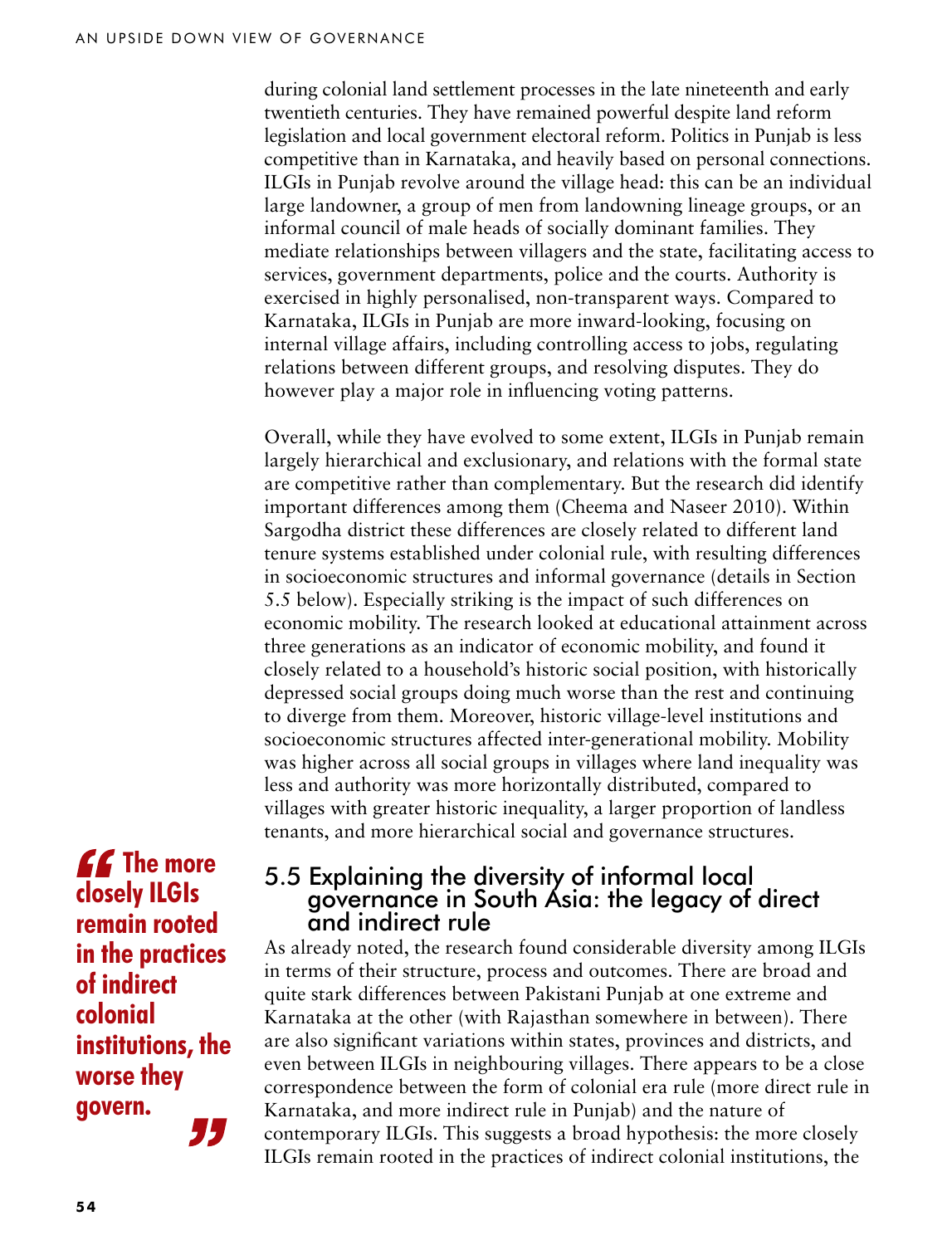during colonial land settlement processes in the late nineteenth and early twentieth centuries. They have remained powerful despite land reform legislation and local government electoral reform. Politics in Punjab is less competitive than in Karnataka, and heavily based on personal connections. ILGIs in Punjab revolve around the village head: this can be an individual large landowner, a group of men from landowning lineage groups, or an informal council of male heads of socially dominant families. They mediate relationships between villagers and the state, facilitating access to services, government departments, police and the courts. Authority is exercised in highly personalised, non-transparent ways. Compared to Karnataka, ILGIs in Punjab are more inward-looking, focusing on internal village affairs, including controlling access to jobs, regulating relations between different groups, and resolving disputes. They do however play a major role in influencing voting patterns.

Overall, while they have evolved to some extent, ILGIs in Punjab remain largely hierarchical and exclusionary, and relations with the formal state are competitive rather than complementary. But the research did identify important differences among them (Cheema and Naseer 2010). Within Sargodha district these differences are closely related to different land tenure systems established under colonial rule, with resulting differences in socioeconomic structures and informal governance (details in Section 5.5 below). Especially striking is the impact of such differences on economic mobility. The research looked at educational attainment across three generations as an indicator of economic mobility, and found it closely related to a household's historic social position, with historically depressed social groups doing much worse than the rest and continuing to diverge from them. Moreover, historic village-level institutions and socioeconomic structures affected inter-generational mobility. Mobility was higher across all social groups in villages where land inequality was less and authority was more horizontally distributed, compared to villages with greater historic inequality, a larger proportion of landless tenants, and more hierarchical social and governance structures.

> **"The more closely ILGIs remain rooted in the practices of indirect colonial institutions, the worse they govern."**

## 5.5 Explaining the diversity of informal local governance in South Asia: the legacy of direct and indirect rule

As already noted, the research found considerable diversity among ILGIs in terms of their structure, process and outcomes. There are broad and quite stark differences between Pakistani Punjab at one extreme and Karnataka at the other (with Rajasthan somewhere in between). There are also significant variations within states, provinces and districts, and even between ILGIs in neighbouring villages. There appears to be a close correspondence between the form of colonial era rule (more direct rule in Karnataka, and more indirect rule in Punjab) and the nature of contemporary ILGIs. This suggests a broad hypothesis: the more closely ILGIs remain rooted in the practices of indirect colonial institutions, the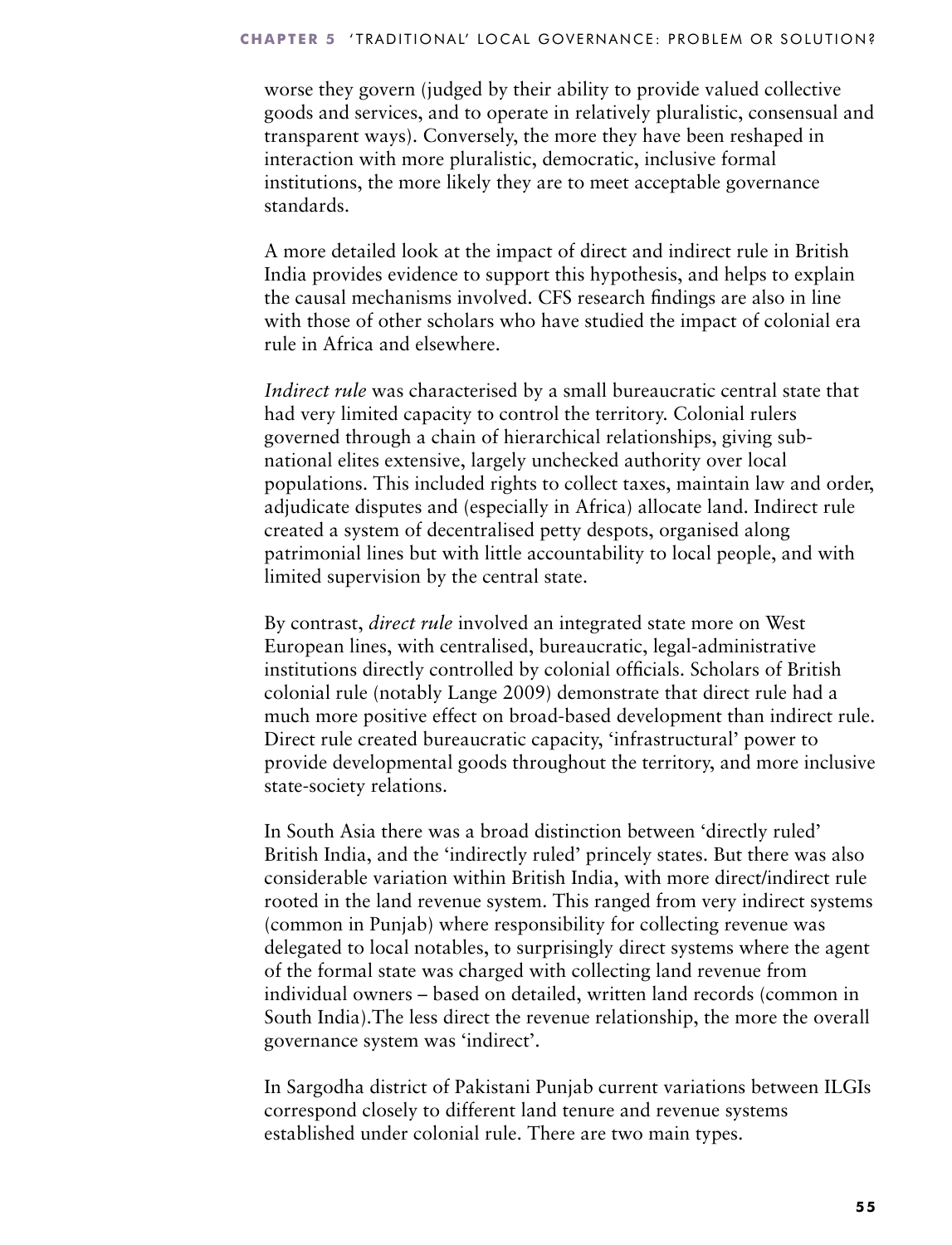worse they govern (judged by their ability to provide valued collective goods and services, and to operate in relatively pluralistic, consensual and transparent ways). Conversely, the more they have been reshaped in interaction with more pluralistic, democratic, inclusive formal institutions, the more likely they are to meet acceptable governance standards.

A more detailed look at the impact of direct and indirect rule in British India provides evidence to support this hypothesis, and helps to explain the causal mechanisms involved. CFS research findings are also in line with those of other scholars who have studied the impact of colonial era rule in Africa and elsewhere.

*Indirect rule* was characterised by a small bureaucratic central state that had very limited capacity to control the territory. Colonial rulers governed through a chain of hierarchical relationships, giving sub-national elites extensive, largely unchecked authority over local populations. This included rights to collect taxes, maintain law and order, adjudicate disputes and (especially in Africa) allocate land. Indirect rule created a system of decentralised petty despots, organised along patrimonial lines but with little accountability to local people, and with limited supervision by the central state.

By contrast, *direct rule* involved an integrated state more on West European lines, with centralised, bureaucratic, legal-administrative institutions directly controlled by colonial officials. Scholars of British colonial rule (notably Lange 2009) demonstrate that direct rule had a much more positive effect on broad-based development than indirect rule. Direct rule created bureaucratic capacity, 'infrastructural' power to provide developmental goods throughout the territory, and more inclusive state-society relations.

In South Asia there was a broad distinction between 'directly ruled' British India, and the 'indirectly ruled' princely states. But there was also considerable variation within British India, with more direct/indirect rule rooted in the land revenue system. This ranged from very indirect systems (common in Punjab) where responsibility for collecting revenue was delegated to local notables, to surprisingly direct systems where the agent of the formal state was charged with collecting land revenue from individual owners – based on detailed, written land records (common in South India).The less direct the revenue relationship, the more the overall governance system was 'indirect'.

In Sargodha district of Pakistani Punjab current variations between ILGIs correspond closely to different land tenure and revenue systems established under colonial rule. There are two main types.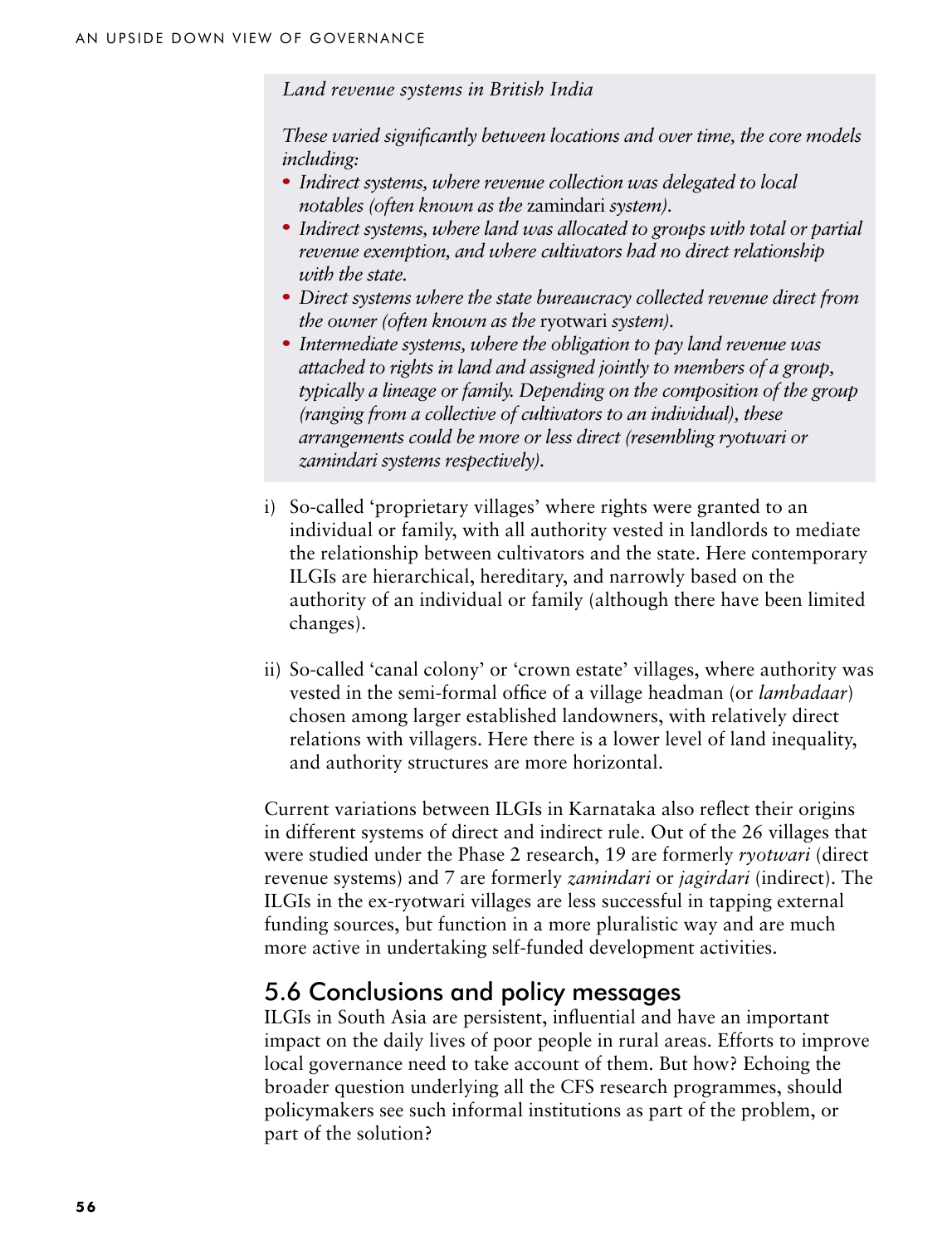*Land revenue systems in British India*

*These varied significantly between locations and over time, the core models including:*

- *Indirect systems, where revenue collection was delegated to local notables (often known as the* zamindari *system).*
- *Indirect systems, where land was allocated to groups with total or partial revenue exemption, and where cultivators had no direct relationship with the state.*
- *Direct systems where the state bureaucracy collected revenue direct from the owner (often known as the* ryotwari *system).*
- *Intermediate systems, where the obligation to pay land revenue was attached to rights in land and assigned jointly to members of a group, typically a lineage or family. Depending on the composition of the group (ranging from a collective of cultivators to an individual), these arrangements could be more or less direct (resembling ryotwari or zamindari systems respectively).*

i) So-called 'proprietary villages' where rights were granted to an individual or family, with all authority vested in landlords to mediate the relationship between cultivators and the state. Here contemporary ILGIs are hierarchical, hereditary, and narrowly based on the authority of an individual or family (although there have been limited changes).

ii) So-called 'canal colony' or 'crown estate' villages, where authority was vested in the semi-formal office of a village headman (or *lambadaar*) chosen among larger established landowners, with relatively direct relations with villagers. Here there is a lower level of land inequality, and authority structures are more horizontal.

Current variations between ILGIs in Karnataka also reflect their origins in different systems of direct and indirect rule. Out of the 26 villages that were studied under the Phase 2 research, 19 are formerly *ryotwari* (direct revenue systems) and 7 are formerly *zamindari* or *jagirdari* (indirect). The ILGIs in the ex-ryotwari villages are less successful in tapping external funding sources, but function in a more pluralistic way and are much more active in undertaking self-funded development activities.

## 5.6 Conclusions and policy messages

ILGIs in South Asia are persistent, influential and have an important impact on the daily lives of poor people in rural areas. Efforts to improve local governance need to take account of them. But how? Echoing the broader question underlying all the CFS research programmes, should policymakers see such informal institutions as part of the problem, or part of the solution?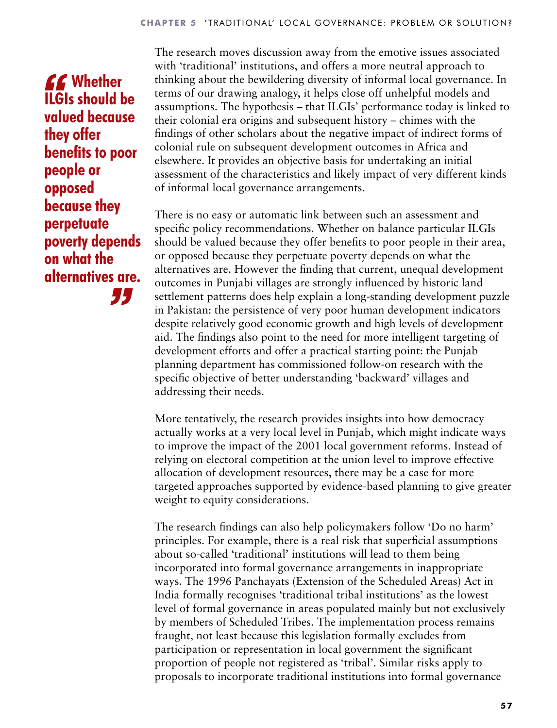> **Whether ILGIs should be valued because they offer benefits to poor people or opposed because they perpetuate poverty depends on what the alternatives are.**

The research moves discussion away from the emotive issues associated with 'traditional' institutions, and offers a more neutral approach to thinking about the bewildering diversity of informal local governance. In terms of our drawing analogy, it helps close off unhelpful models and assumptions. The hypothesis – that ILGIs' performance today is linked to their colonial era origins and subsequent history – chimes with the findings of other scholars about the negative impact of indirect forms of colonial rule on subsequent development outcomes in Africa and elsewhere. It provides an objective basis for undertaking an initial assessment of the characteristics and likely impact of very different kinds of informal local governance arrangements.

There is no easy or automatic link between such an assessment and specific policy recommendations. Whether on balance particular ILGIs should be valued because they offer benefits to poor people in their area, or opposed because they perpetuate poverty depends on what the alternatives are. However the finding that current, unequal development outcomes in Punjabi villages are strongly influenced by historic land settlement patterns does help explain a long-standing development puzzle in Pakistan: the persistence of very poor human development indicators despite relatively good economic growth and high levels of development aid. The findings also point to the need for more intelligent targeting of development efforts and offer a practical starting point: the Punjab planning department has commissioned follow-on research with the specific objective of better understanding 'backward' villages and addressing their needs.

More tentatively, the research provides insights into how democracy actually works at a very local level in Punjab, which might indicate ways to improve the impact of the 2001 local government reforms. Instead of relying on electoral competition at the union level to improve effective allocation of development resources, there may be a case for more targeted approaches supported by evidence-based planning to give greater weight to equity considerations.

The research findings can also help policymakers follow 'Do no harm' principles. For example, there is a real risk that superficial assumptions about so-called 'traditional' institutions will lead to them being incorporated into formal governance arrangements in inappropriate ways. The 1996 Panchayats (Extension of the Scheduled Areas) Act in India formally recognises 'traditional tribal institutions' as the lowest level of formal governance in areas populated mainly but not exclusively by members of Scheduled Tribes. The implementation process remains fraught, not least because this legislation formally excludes from participation or representation in local government the significant proportion of people not registered as 'tribal'. Similar risks apply to proposals to incorporate traditional institutions into formal governance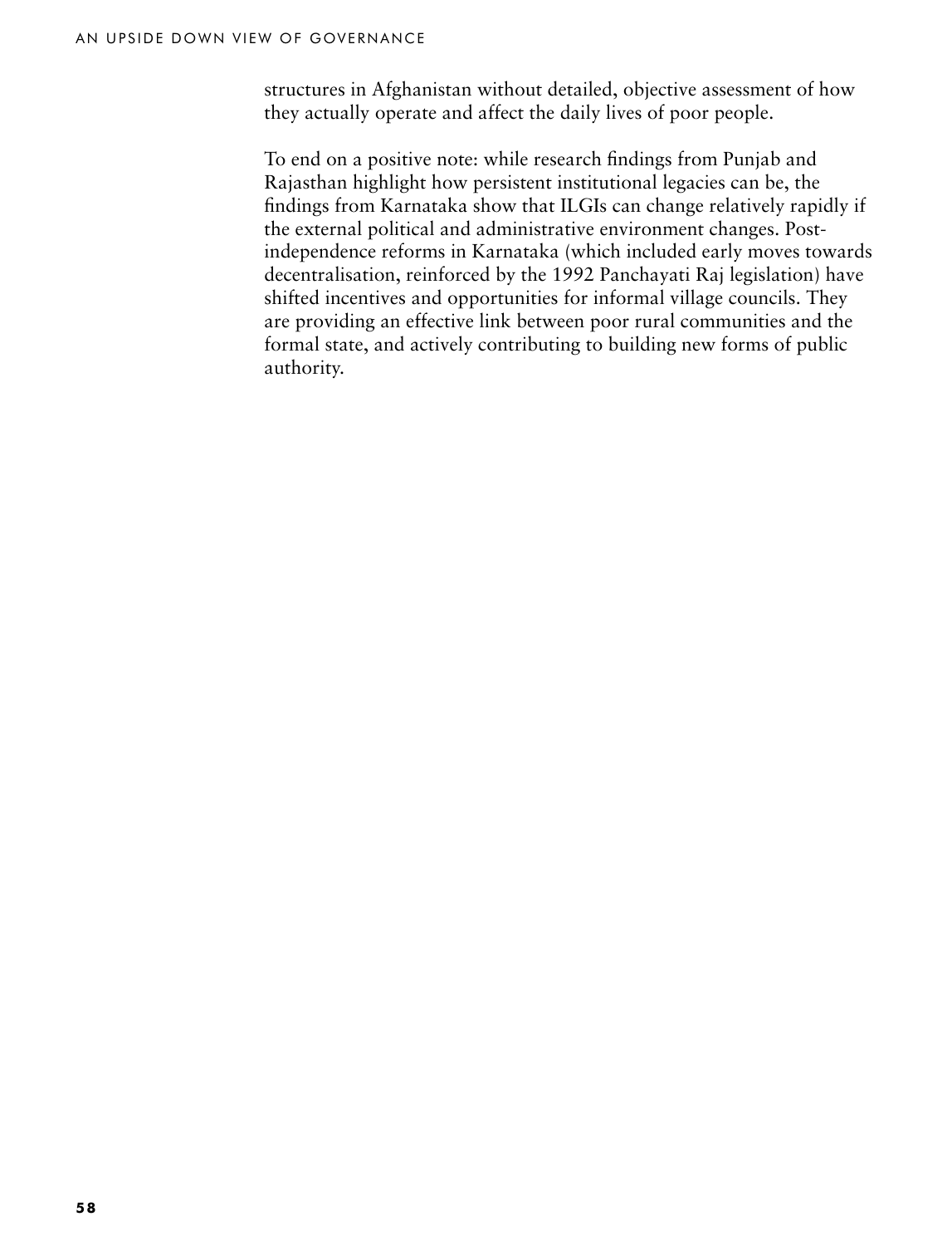structures in Afghanistan without detailed, objective assessment of how they actually operate and affect the daily lives of poor people.

To end on a positive note: while research findings from Punjab and Rajasthan highlight how persistent institutional legacies can be, the findings from Karnataka show that ILGIs can change relatively rapidly if the external political and administrative environment changes. Post-independence reforms in Karnataka (which included early moves towards decentralisation, reinforced by the 1992 Panchayati Raj legislation) have shifted incentives and opportunities for informal village councils. They are providing an effective link between poor rural communities and the formal state, and actively contributing to building new forms of public authority.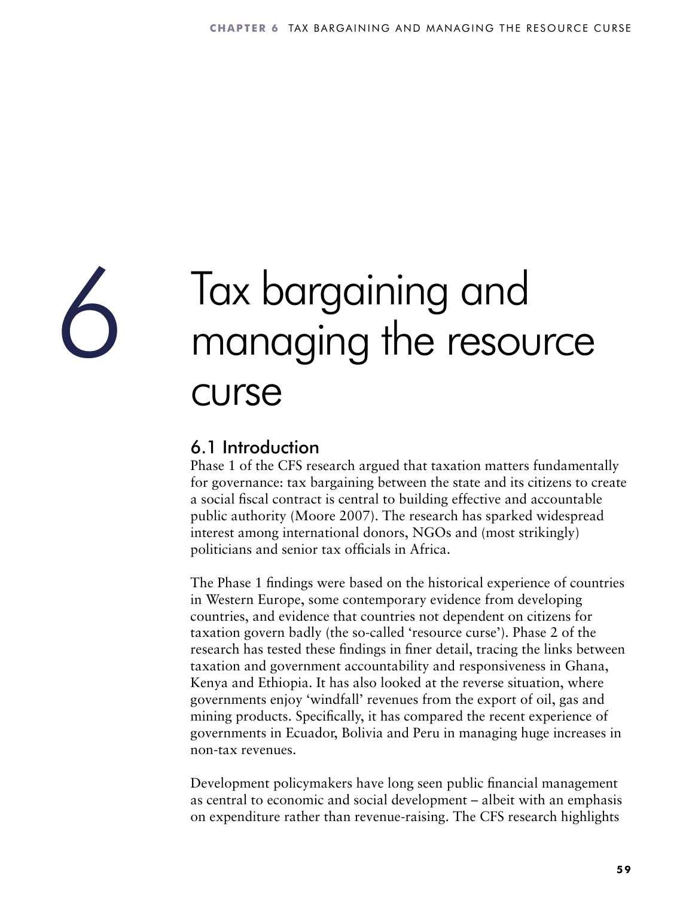# 6 Tax bargaining and managing the resource curse

## 6.1 Introduction

Phase 1 of the CFS research argued that taxation matters fundamentally for governance: tax bargaining between the state and its citizens to create a social fiscal contract is central to building effective and accountable public authority (Moore 2007). The research has sparked widespread interest among international donors, NGOs and (most strikingly) politicians and senior tax officials in Africa.

The Phase 1 findings were based on the historical experience of countries in Western Europe, some contemporary evidence from developing countries, and evidence that countries not dependent on citizens for taxation govern badly (the so-called 'resource curse'). Phase 2 of the research has tested these findings in finer detail, tracing the links between taxation and government accountability and responsiveness in Ghana, Kenya and Ethiopia. It has also looked at the reverse situation, where governments enjoy 'windfall' revenues from the export of oil, gas and mining products. Specifically, it has compared the recent experience of governments in Ecuador, Bolivia and Peru in managing huge increases in non-tax revenues.

Development policymakers have long seen public financial management as central to economic and social development – albeit with an emphasis on expenditure rather than revenue-raising. The CFS research highlights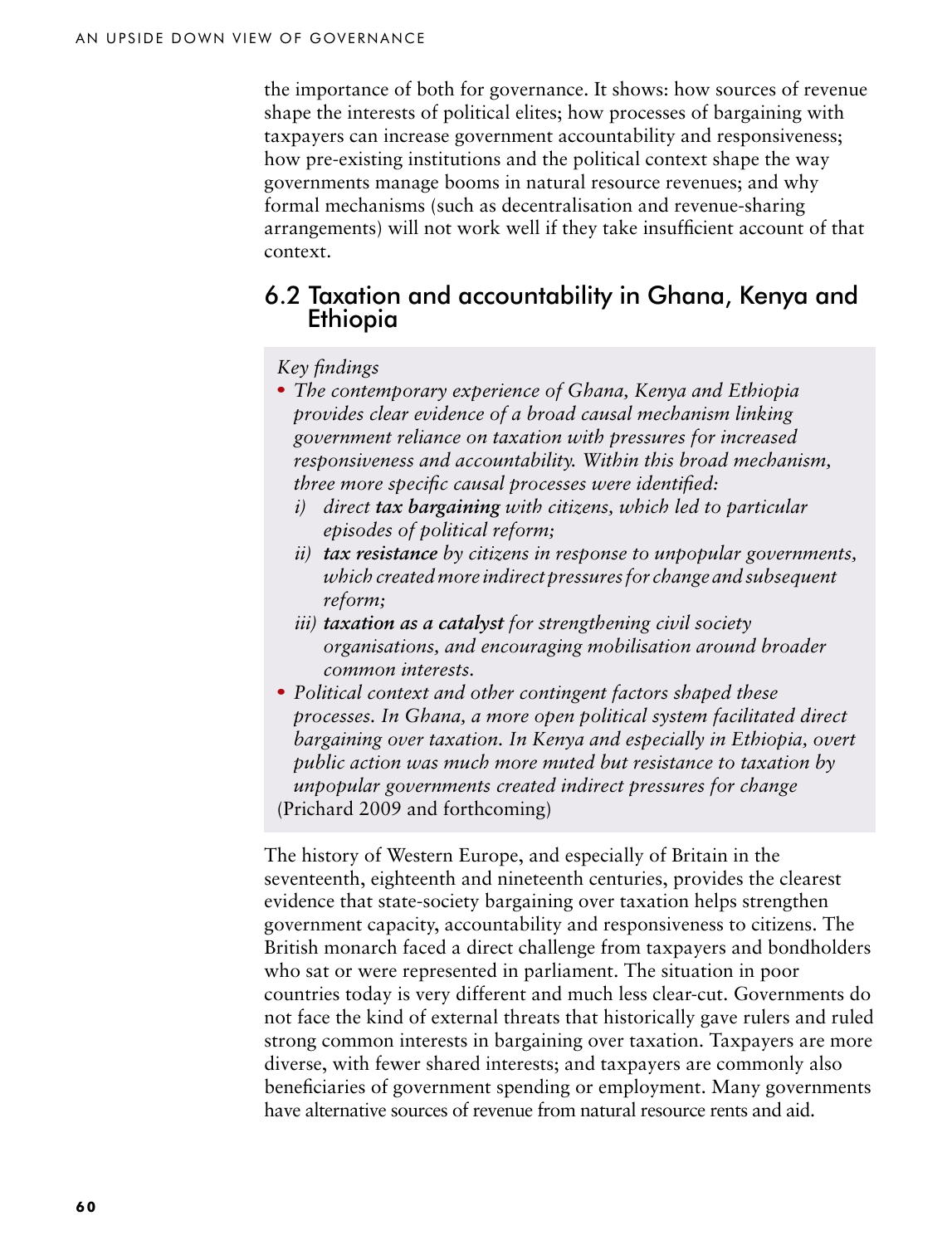the importance of both for governance. It shows: how sources of revenue shape the interests of political elites; how processes of bargaining with taxpayers can increase government accountability and responsiveness; how pre-existing institutions and the political context shape the way governments manage booms in natural resource revenues; and why formal mechanisms (such as decentralisation and revenue-sharing arrangements) will not work well if they take insufficient account of that context.

## 6.2 Taxation and accountability in Ghana, Kenya and Ethiopia

*Key findings*

- *The contemporary experience of Ghana, Kenya and Ethiopia provides clear evidence of a broad causal mechanism linking government reliance on taxation with pressures for increased responsiveness and accountability. Within this broad mechanism, three more specific causal processes were identified:*
  - *i) direct **tax bargaining** with citizens, which led to particular episodes of political reform;*
  - *ii) **tax resistance** by citizens in response to unpopular governments, which created more indirect pressures for change and subsequent reform;*
  - *iii) **taxation as a catalyst** for strengthening civil society organisations, and encouraging mobilisation around broader common interests.*
- *Political context and other contingent factors shaped these processes. In Ghana, a more open political system facilitated direct bargaining over taxation. In Kenya and especially in Ethiopia, overt public action was much more muted but resistance to taxation by unpopular governments created indirect pressures for change*

(Prichard 2009 and forthcoming)

The history of Western Europe, and especially of Britain in the seventeenth, eighteenth and nineteenth centuries, provides the clearest evidence that state-society bargaining over taxation helps strengthen government capacity, accountability and responsiveness to citizens. The British monarch faced a direct challenge from taxpayers and bondholders who sat or were represented in parliament. The situation in poor countries today is very different and much less clear-cut. Governments do not face the kind of external threats that historically gave rulers and ruled strong common interests in bargaining over taxation. Taxpayers are more diverse, with fewer shared interests; and taxpayers are commonly also beneficiaries of government spending or employment. Many governments have alternative sources of revenue from natural resource rents and aid.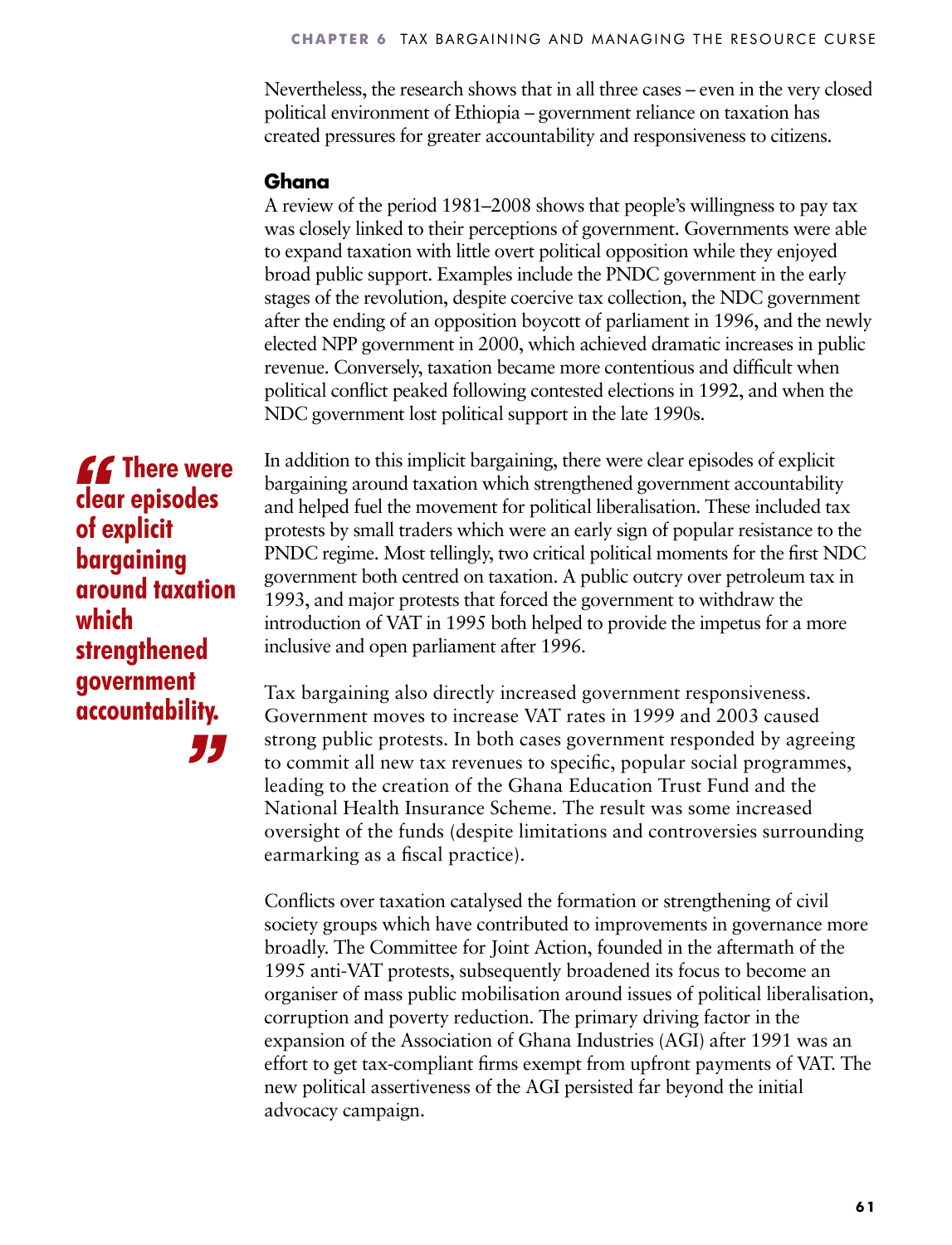Nevertheless, the research shows that in all three cases – even in the very closed political environment of Ethiopia – government reliance on taxation has created pressures for greater accountability and responsiveness to citizens.

### Ghana

A review of the period 1981–2008 shows that people's willingness to pay tax was closely linked to their perceptions of government. Governments were able to expand taxation with little overt political opposition while they enjoyed broad public support. Examples include the PNDC government in the early stages of the revolution, despite coercive tax collection, the NDC government after the ending of an opposition boycott of parliament in 1996, and the newly elected NPP government in 2000, which achieved dramatic increases in public revenue. Conversely, taxation became more contentious and difficult when political conflict peaked following contested elections in 1992, and when the NDC government lost political support in the late 1990s.

> **"There were clear episodes of explicit bargaining around taxation which strengthened government accountability."**

In addition to this implicit bargaining, there were clear episodes of explicit bargaining around taxation which strengthened government accountability and helped fuel the movement for political liberalisation. These included tax protests by small traders which were an early sign of popular resistance to the PNDC regime. Most tellingly, two critical political moments for the first NDC government both centred on taxation. A public outcry over petroleum tax in 1993, and major protests that forced the government to withdraw the introduction of VAT in 1995 both helped to provide the impetus for a more inclusive and open parliament after 1996.

Tax bargaining also directly increased government responsiveness. Government moves to increase VAT rates in 1999 and 2003 caused strong public protests. In both cases government responded by agreeing to commit all new tax revenues to specific, popular social programmes, leading to the creation of the Ghana Education Trust Fund and the National Health Insurance Scheme. The result was some increased oversight of the funds (despite limitations and controversies surrounding earmarking as a fiscal practice).

Conflicts over taxation catalysed the formation or strengthening of civil society groups which have contributed to improvements in governance more broadly. The Committee for Joint Action, founded in the aftermath of the 1995 anti-VAT protests, subsequently broadened its focus to become an organiser of mass public mobilisation around issues of political liberalisation, corruption and poverty reduction. The primary driving factor in the expansion of the Association of Ghana Industries (AGI) after 1991 was an effort to get tax-compliant firms exempt from upfront payments of VAT. The new political assertiveness of the AGI persisted far beyond the initial advocacy campaign.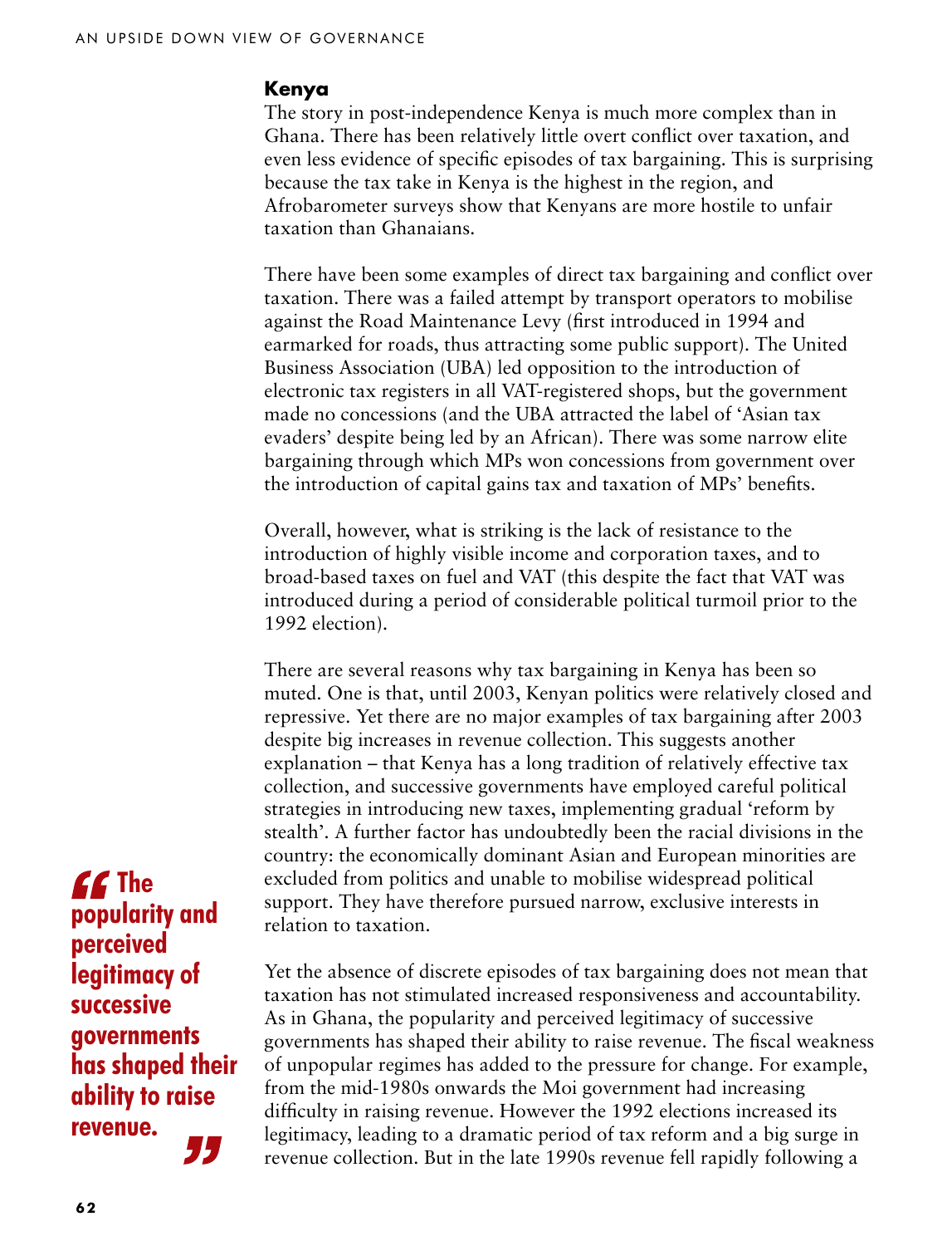## Kenya

The story in post-independence Kenya is much more complex than in Ghana. There has been relatively little overt conflict over taxation, and even less evidence of specific episodes of tax bargaining. This is surprising because the tax take in Kenya is the highest in the region, and Afrobarometer surveys show that Kenyans are more hostile to unfair taxation than Ghanaians.

There have been some examples of direct tax bargaining and conflict over taxation. There was a failed attempt by transport operators to mobilise against the Road Maintenance Levy (first introduced in 1994 and earmarked for roads, thus attracting some public support). The United Business Association (UBA) led opposition to the introduction of electronic tax registers in all VAT-registered shops, but the government made no concessions (and the UBA attracted the label of 'Asian tax evaders' despite being led by an African). There was some narrow elite bargaining through which MPs won concessions from government over the introduction of capital gains tax and taxation of MPs' benefits.

Overall, however, what is striking is the lack of resistance to the introduction of highly visible income and corporation taxes, and to broad-based taxes on fuel and VAT (this despite the fact that VAT was introduced during a period of considerable political turmoil prior to the 1992 election).

There are several reasons why tax bargaining in Kenya has been so muted. One is that, until 2003, Kenyan politics were relatively closed and repressive. Yet there are no major examples of tax bargaining after 2003 despite big increases in revenue collection. This suggests another explanation – that Kenya has a long tradition of relatively effective tax collection, and successive governments have employed careful political strategies in introducing new taxes, implementing gradual 'reform by stealth'. A further factor has undoubtedly been the racial divisions in the country: the economically dominant Asian and European minorities are excluded from politics and unable to mobilise widespread political support. They have therefore pursued narrow, exclusive interests in relation to taxation.

> **"The popularity and perceived legitimacy of successive governments has shaped their ability to raise revenue."**

Yet the absence of discrete episodes of tax bargaining does not mean that taxation has not stimulated increased responsiveness and accountability. As in Ghana, the popularity and perceived legitimacy of successive governments has shaped their ability to raise revenue. The fiscal weakness of unpopular regimes has added to the pressure for change. For example, from the mid-1980s onwards the Moi government had increasing difficulty in raising revenue. However the 1992 elections increased its legitimacy, leading to a dramatic period of tax reform and a big surge in revenue collection. But in the late 1990s revenue fell rapidly following a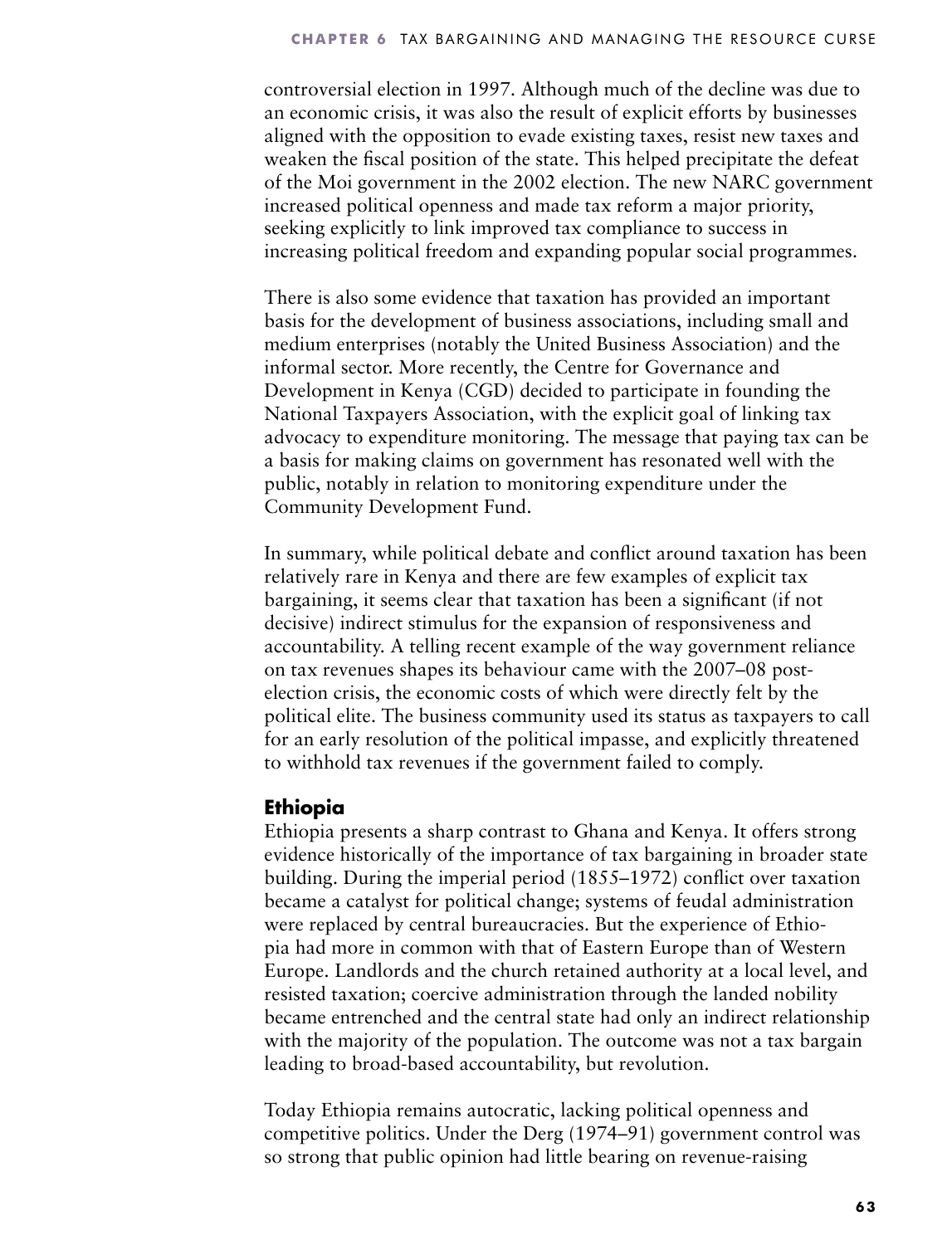controversial election in 1997. Although much of the decline was due to an economic crisis, it was also the result of explicit efforts by businesses aligned with the opposition to evade existing taxes, resist new taxes and weaken the fiscal position of the state. This helped precipitate the defeat of the Moi government in the 2002 election. The new NARC government increased political openness and made tax reform a major priority, seeking explicitly to link improved tax compliance to success in increasing political freedom and expanding popular social programmes.

There is also some evidence that taxation has provided an important basis for the development of business associations, including small and medium enterprises (notably the United Business Association) and the informal sector. More recently, the Centre for Governance and Development in Kenya (CGD) decided to participate in founding the National Taxpayers Association, with the explicit goal of linking tax advocacy to expenditure monitoring. The message that paying tax can be a basis for making claims on government has resonated well with the public, notably in relation to monitoring expenditure under the Community Development Fund.

In summary, while political debate and conflict around taxation has been relatively rare in Kenya and there are few examples of explicit tax bargaining, it seems clear that taxation has been a significant (if not decisive) indirect stimulus for the expansion of responsiveness and accountability. A telling recent example of the way government reliance on tax revenues shapes its behaviour came with the 2007–08 post-election crisis, the economic costs of which were directly felt by the political elite. The business community used its status as taxpayers to call for an early resolution of the political impasse, and explicitly threatened to withhold tax revenues if the government failed to comply.

### Ethiopia

Ethiopia presents a sharp contrast to Ghana and Kenya. It offers strong evidence historically of the importance of tax bargaining in broader state building. During the imperial period (1855–1972) conflict over taxation became a catalyst for political change; systems of feudal administration were replaced by central bureaucracies. But the experience of Ethiopia had more in common with that of Eastern Europe than of Western Europe. Landlords and the church retained authority at a local level, and resisted taxation; coercive administration through the landed nobility became entrenched and the central state had only an indirect relationship with the majority of the population. The outcome was not a tax bargain leading to broad-based accountability, but revolution.

Today Ethiopia remains autocratic, lacking political openness and competitive politics. Under the Derg (1974–91) government control was so strong that public opinion had little bearing on revenue-raising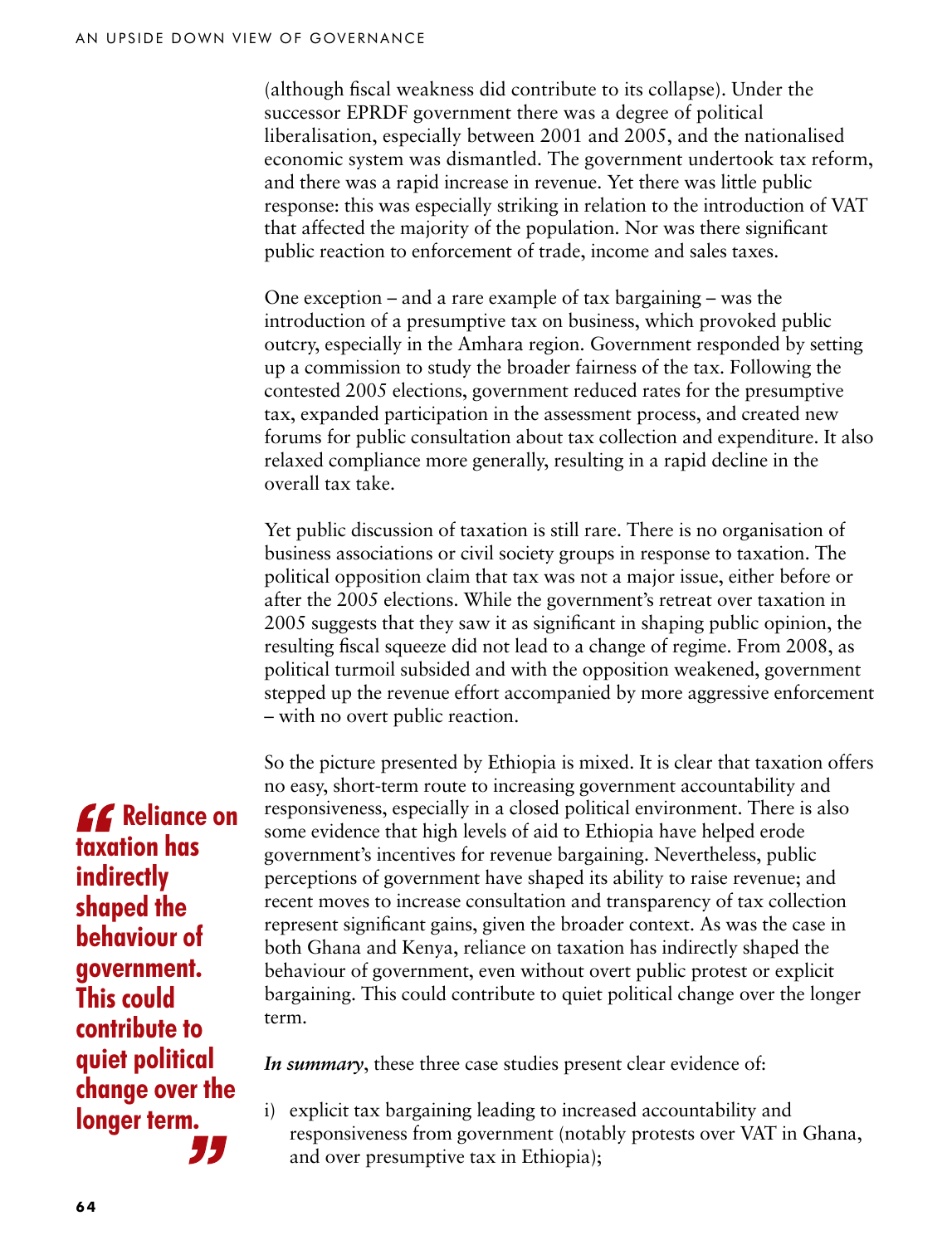(although fiscal weakness did contribute to its collapse). Under the successor EPRDF government there was a degree of political liberalisation, especially between 2001 and 2005, and the nationalised economic system was dismantled. The government undertook tax reform, and there was a rapid increase in revenue. Yet there was little public response: this was especially striking in relation to the introduction of VAT that affected the majority of the population. Nor was there significant public reaction to enforcement of trade, income and sales taxes.

One exception – and a rare example of tax bargaining – was the introduction of a presumptive tax on business, which provoked public outcry, especially in the Amhara region. Government responded by setting up a commission to study the broader fairness of the tax. Following the contested 2005 elections, government reduced rates for the presumptive tax, expanded participation in the assessment process, and created new forums for public consultation about tax collection and expenditure. It also relaxed compliance more generally, resulting in a rapid decline in the overall tax take.

Yet public discussion of taxation is still rare. There is no organisation of business associations or civil society groups in response to taxation. The political opposition claim that tax was not a major issue, either before or after the 2005 elections. While the government's retreat over taxation in 2005 suggests that they saw it as significant in shaping public opinion, the resulting fiscal squeeze did not lead to a change of regime. From 2008, as political turmoil subsided and with the opposition weakened, government stepped up the revenue effort accompanied by more aggressive enforcement – with no overt public reaction.

So the picture presented by Ethiopia is mixed. It is clear that taxation offers no easy, short-term route to increasing government accountability and responsiveness, especially in a closed political environment. There is also some evidence that high levels of aid to Ethiopia have helped erode government's incentives for revenue bargaining. Nevertheless, public perceptions of government have shaped its ability to raise revenue; and recent moves to increase consultation and transparency of tax collection represent significant gains, given the broader context. As was the case in both Ghana and Kenya, reliance on taxation has indirectly shaped the behaviour of government, even without overt public protest or explicit bargaining. This could contribute to quiet political change over the longer term.

> **“Reliance on taxation has indirectly shaped the behaviour of government. This could contribute to quiet political change over the longer term.”**

***In summary***, these three case studies present clear evidence of:

i) explicit tax bargaining leading to increased accountability and responsiveness from government (notably protests over VAT in Ghana, and over presumptive tax in Ethiopia);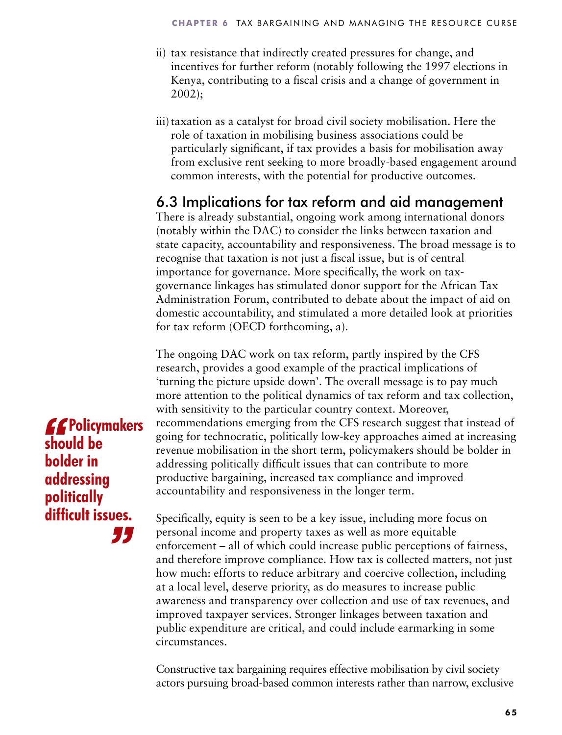ii) tax resistance that indirectly created pressures for change, and incentives for further reform (notably following the 1997 elections in Kenya, contributing to a fiscal crisis and a change of government in 2002);

iii) taxation as a catalyst for broad civil society mobilisation. Here the role of taxation in mobilising business associations could be particularly significant, if tax provides a basis for mobilisation away from exclusive rent seeking to more broadly-based engagement around common interests, with the potential for productive outcomes.

## 6.3 Implications for tax reform and aid management

There is already substantial, ongoing work among international donors (notably within the DAC) to consider the links between taxation and state capacity, accountability and responsiveness. The broad message is to recognise that taxation is not just a fiscal issue, but is of central importance for governance. More specifically, the work on tax-governance linkages has stimulated donor support for the African Tax Administration Forum, contributed to debate about the impact of aid on domestic accountability, and stimulated a more detailed look at priorities for tax reform (OECD forthcoming, a).

The ongoing DAC work on tax reform, partly inspired by the CFS research, provides a good example of the practical implications of 'turning the picture upside down'. The overall message is to pay much more attention to the political dynamics of tax reform and tax collection, with sensitivity to the particular country context. Moreover, recommendations emerging from the CFS research suggest that instead of going for technocratic, politically low-key approaches aimed at increasing revenue mobilisation in the short term, policymakers should be bolder in addressing politically difficult issues that can contribute to more productive bargaining, increased tax compliance and improved accountability and responsiveness in the longer term.

> **"Policymakers should be bolder in addressing politically difficult issues."**

Specifically, equity is seen to be a key issue, including more focus on personal income and property taxes as well as more equitable enforcement – all of which could increase public perceptions of fairness, and therefore improve compliance. How tax is collected matters, not just how much: efforts to reduce arbitrary and coercive collection, including at a local level, deserve priority, as do measures to increase public awareness and transparency over collection and use of tax revenues, and improved taxpayer services. Stronger linkages between taxation and public expenditure are critical, and could include earmarking in some circumstances.

Constructive tax bargaining requires effective mobilisation by civil society actors pursuing broad-based common interests rather than narrow, exclusive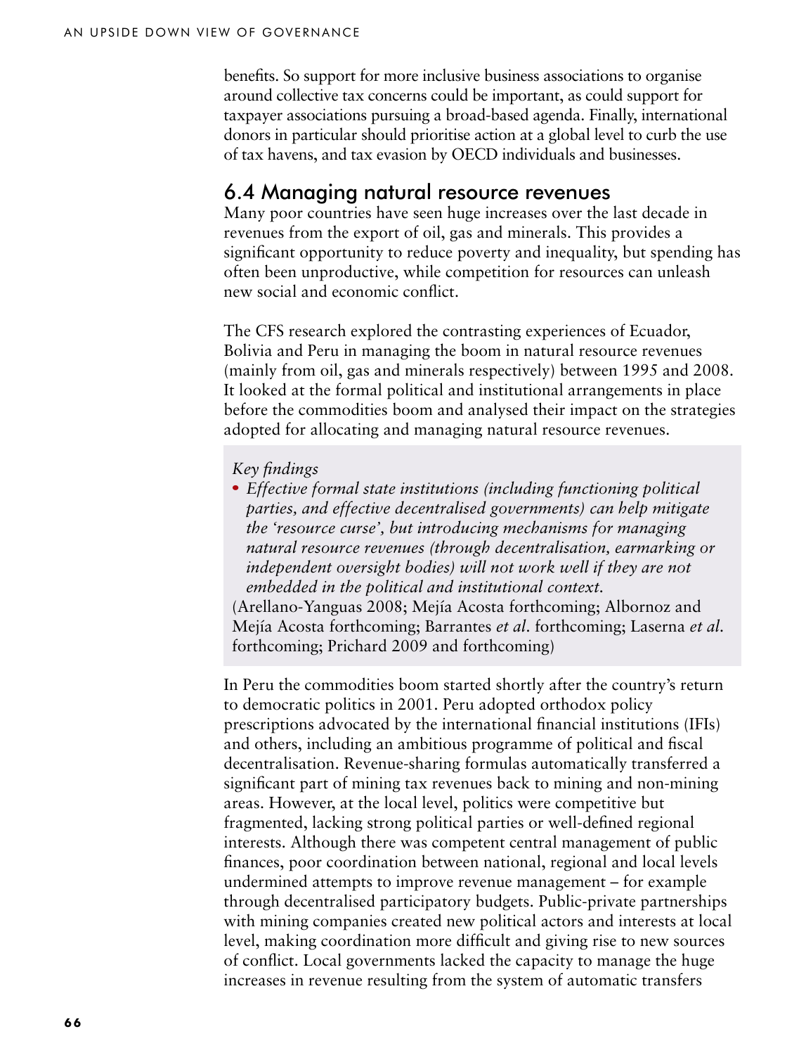benefits. So support for more inclusive business associations to organise around collective tax concerns could be important, as could support for taxpayer associations pursuing a broad-based agenda. Finally, international donors in particular should prioritise action at a global level to curb the use of tax havens, and tax evasion by OECD individuals and businesses.

## 6.4 Managing natural resource revenues

Many poor countries have seen huge increases over the last decade in revenues from the export of oil, gas and minerals. This provides a significant opportunity to reduce poverty and inequality, but spending has often been unproductive, while competition for resources can unleash new social and economic conflict.

The CFS research explored the contrasting experiences of Ecuador, Bolivia and Peru in managing the boom in natural resource revenues (mainly from oil, gas and minerals respectively) between 1995 and 2008. It looked at the formal political and institutional arrangements in place before the commodities boom and analysed their impact on the strategies adopted for allocating and managing natural resource revenues.

> *Key findings*
>
> - *Effective formal state institutions (including functioning political parties, and effective decentralised governments) can help mitigate the 'resource curse', but introducing mechanisms for managing natural resource revenues (through decentralisation, earmarking or independent oversight bodies) will not work well if they are not embedded in the political and institutional context.*
>
> (Arellano-Yanguas 2008; Mejía Acosta forthcoming; Albornoz and Mejía Acosta forthcoming; Barrantes *et al*. forthcoming; Laserna *et al*. forthcoming; Prichard 2009 and forthcoming)

In Peru the commodities boom started shortly after the country's return to democratic politics in 2001. Peru adopted orthodox policy prescriptions advocated by the international financial institutions (IFIs) and others, including an ambitious programme of political and fiscal decentralisation. Revenue-sharing formulas automatically transferred a significant part of mining tax revenues back to mining and non-mining areas. However, at the local level, politics were competitive but fragmented, lacking strong political parties or well-defined regional interests. Although there was competent central management of public finances, poor coordination between national, regional and local levels undermined attempts to improve revenue management – for example through decentralised participatory budgets. Public-private partnerships with mining companies created new political actors and interests at local level, making coordination more difficult and giving rise to new sources of conflict. Local governments lacked the capacity to manage the huge increases in revenue resulting from the system of automatic transfers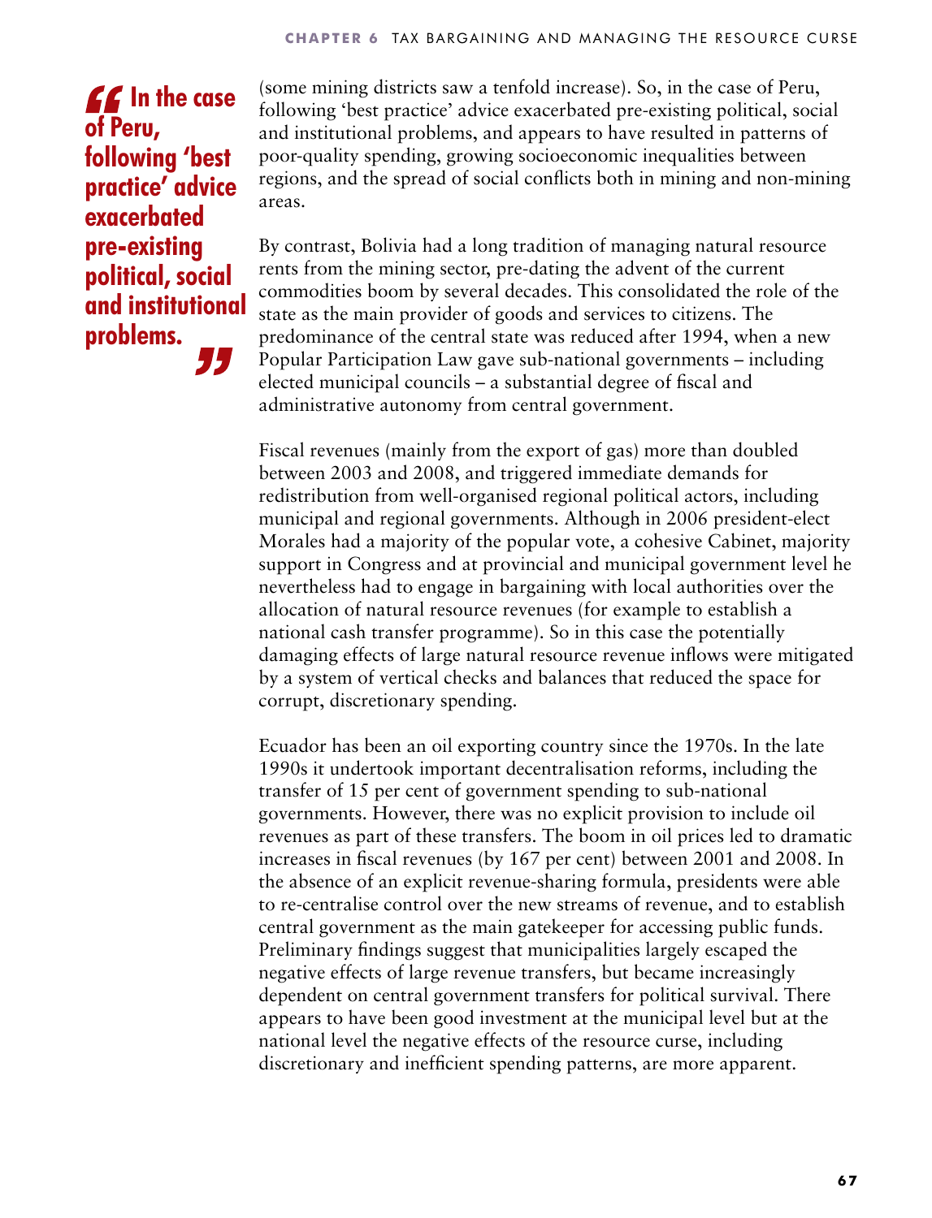> **In the case of Peru, following 'best practice' advice exacerbated pre-existing political, social and institutional problems.**

(some mining districts saw a tenfold increase). So, in the case of Peru, following 'best practice' advice exacerbated pre-existing political, social and institutional problems, and appears to have resulted in patterns of poor-quality spending, growing socioeconomic inequalities between regions, and the spread of social conflicts both in mining and non-mining areas.

By contrast, Bolivia had a long tradition of managing natural resource rents from the mining sector, pre-dating the advent of the current commodities boom by several decades. This consolidated the role of the state as the main provider of goods and services to citizens. The predominance of the central state was reduced after 1994, when a new Popular Participation Law gave sub-national governments – including elected municipal councils – a substantial degree of fiscal and administrative autonomy from central government.

Fiscal revenues (mainly from the export of gas) more than doubled between 2003 and 2008, and triggered immediate demands for redistribution from well-organised regional political actors, including municipal and regional governments. Although in 2006 president-elect Morales had a majority of the popular vote, a cohesive Cabinet, majority support in Congress and at provincial and municipal government level he nevertheless had to engage in bargaining with local authorities over the allocation of natural resource revenues (for example to establish a national cash transfer programme). So in this case the potentially damaging effects of large natural resource revenue inflows were mitigated by a system of vertical checks and balances that reduced the space for corrupt, discretionary spending.

Ecuador has been an oil exporting country since the 1970s. In the late 1990s it undertook important decentralisation reforms, including the transfer of 15 per cent of government spending to sub-national governments. However, there was no explicit provision to include oil revenues as part of these transfers. The boom in oil prices led to dramatic increases in fiscal revenues (by 167 per cent) between 2001 and 2008. In the absence of an explicit revenue-sharing formula, presidents were able to re-centralise control over the new streams of revenue, and to establish central government as the main gatekeeper for accessing public funds. Preliminary findings suggest that municipalities largely escaped the negative effects of large revenue transfers, but became increasingly dependent on central government transfers for political survival. There appears to have been good investment at the municipal level but at the national level the negative effects of the resource curse, including discretionary and inefficient spending patterns, are more apparent.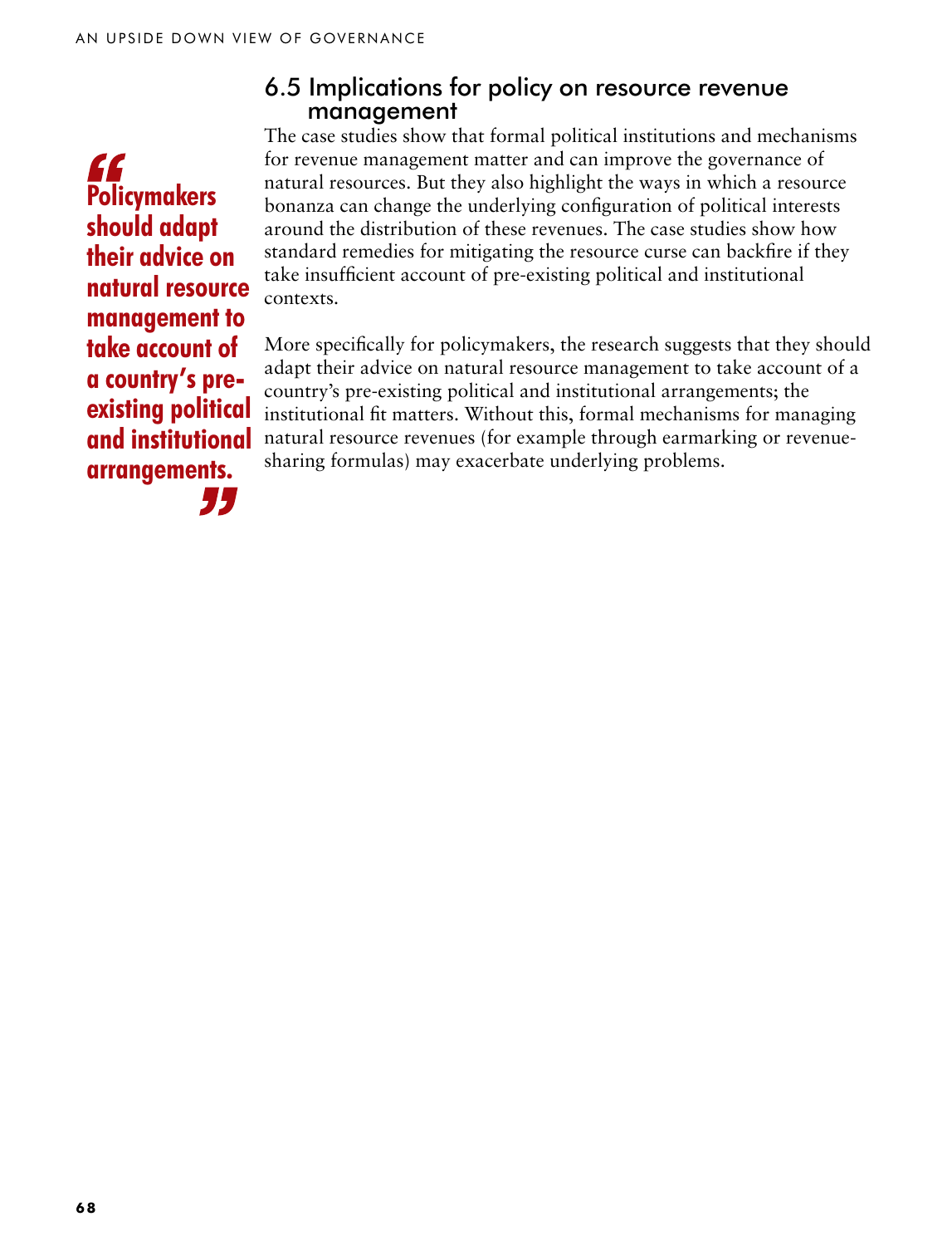> "Policymakers should adapt their advice on natural resource management to take account of a country's pre-existing political and institutional arrangements."

## 6.5 Implications for policy on resource revenue management

The case studies show that formal political institutions and mechanisms for revenue management matter and can improve the governance of natural resources. But they also highlight the ways in which a resource bonanza can change the underlying configuration of political interests around the distribution of these revenues. The case studies show how standard remedies for mitigating the resource curse can backfire if they take insufficient account of pre-existing political and institutional contexts.

More specifically for policymakers, the research suggests that they should adapt their advice on natural resource management to take account of a country's pre-existing political and institutional arrangements; the institutional fit matters. Without this, formal mechanisms for managing natural resource revenues (for example through earmarking or revenue-sharing formulas) may exacerbate underlying problems.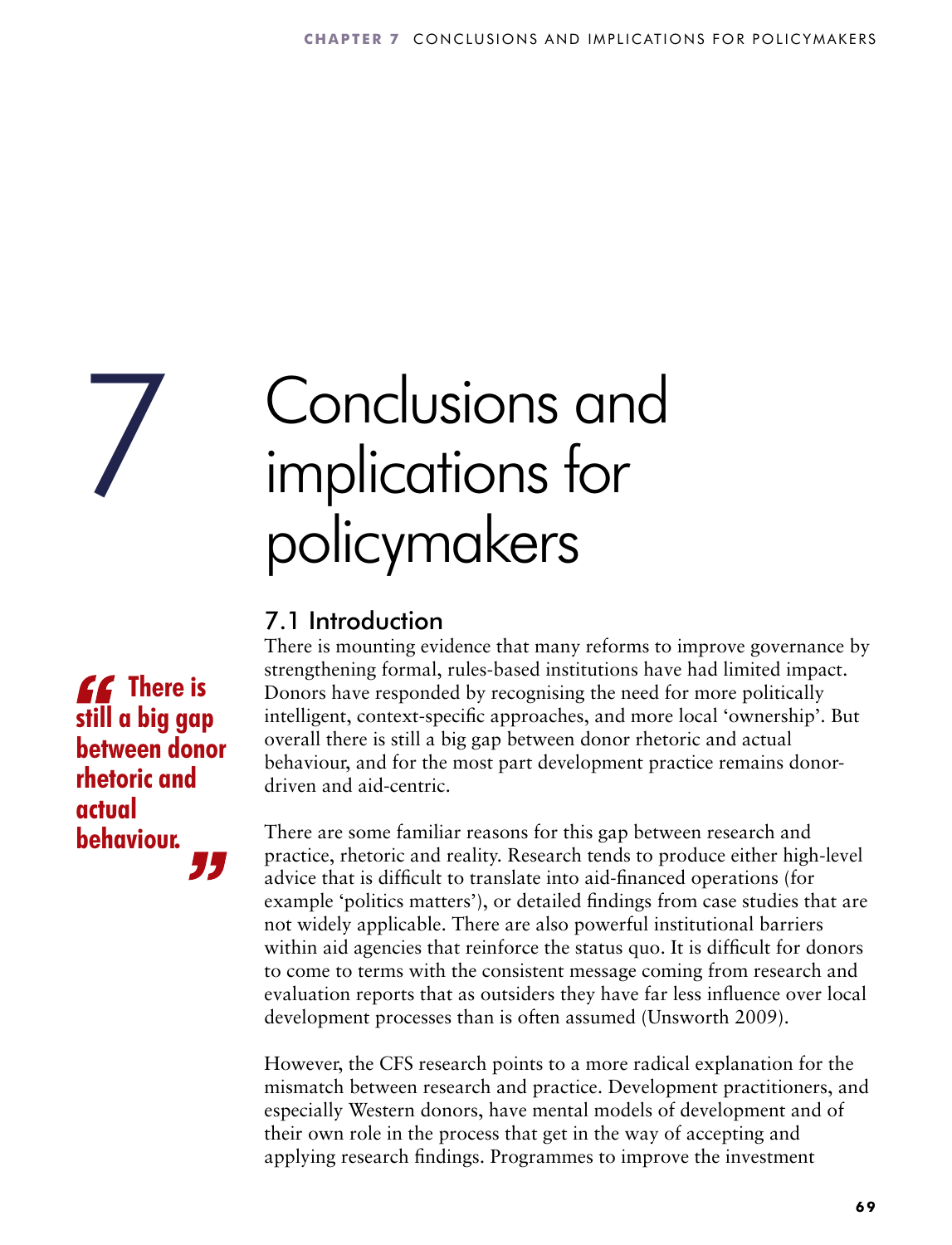# 7 Conclusions and implications for policymakers

## 7.1 Introduction

> **There is still a big gap between donor rhetoric and actual behaviour.**

There is mounting evidence that many reforms to improve governance by strengthening formal, rules-based institutions have had limited impact. Donors have responded by recognising the need for more politically intelligent, context-specific approaches, and more local 'ownership'. But overall there is still a big gap between donor rhetoric and actual behaviour, and for the most part development practice remains donor-driven and aid-centric.

There are some familiar reasons for this gap between research and practice, rhetoric and reality. Research tends to produce either high-level advice that is difficult to translate into aid-financed operations (for example 'politics matters'), or detailed findings from case studies that are not widely applicable. There are also powerful institutional barriers within aid agencies that reinforce the status quo. It is difficult for donors to come to terms with the consistent message coming from research and evaluation reports that as outsiders they have far less influence over local development processes than is often assumed (Unsworth 2009).

However, the CFS research points to a more radical explanation for the mismatch between research and practice. Development practitioners, and especially Western donors, have mental models of development and of their own role in the process that get in the way of accepting and applying research findings. Programmes to improve the investment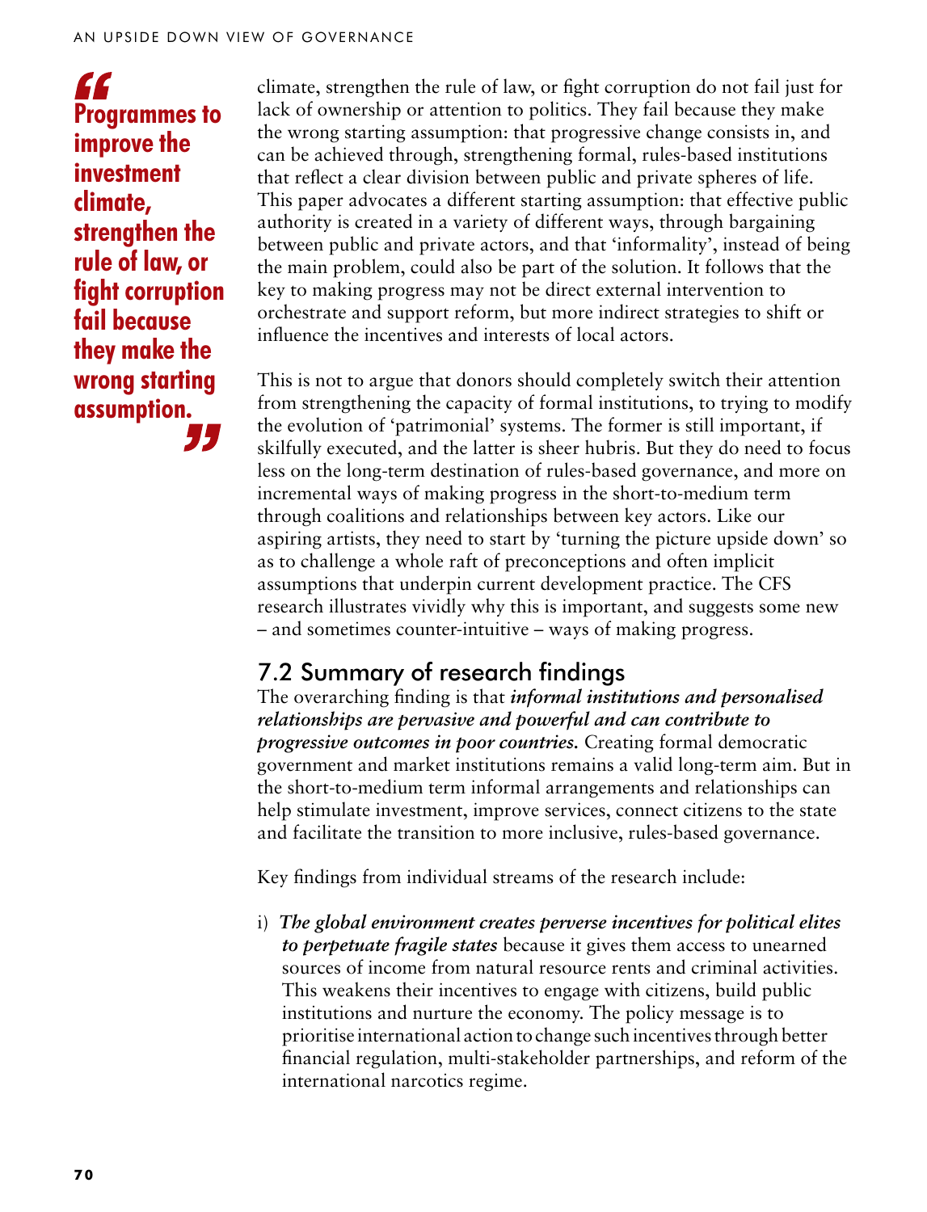> **"Programmes to improve the investment climate, strengthen the rule of law, or fight corruption fail because they make the wrong starting assumption."**

climate, strengthen the rule of law, or fight corruption do not fail just for lack of ownership or attention to politics. They fail because they make the wrong starting assumption: that progressive change consists in, and can be achieved through, strengthening formal, rules-based institutions that reflect a clear division between public and private spheres of life. This paper advocates a different starting assumption: that effective public authority is created in a variety of different ways, through bargaining between public and private actors, and that 'informality', instead of being the main problem, could also be part of the solution. It follows that the key to making progress may not be direct external intervention to orchestrate and support reform, but more indirect strategies to shift or influence the incentives and interests of local actors.

This is not to argue that donors should completely switch their attention from strengthening the capacity of formal institutions, to trying to modify the evolution of 'patrimonial' systems. The former is still important, if skilfully executed, and the latter is sheer hubris. But they do need to focus less on the long-term destination of rules-based governance, and more on incremental ways of making progress in the short-to-medium term through coalitions and relationships between key actors. Like our aspiring artists, they need to start by 'turning the picture upside down' so as to challenge a whole raft of preconceptions and often implicit assumptions that underpin current development practice. The CFS research illustrates vividly why this is important, and suggests some new – and sometimes counter-intuitive – ways of making progress.

## 7.2 Summary of research findings

The overarching finding is that ***informal institutions and personalised relationships are pervasive and powerful and can contribute to progressive outcomes in poor countries.*** Creating formal democratic government and market institutions remains a valid long-term aim. But in the short-to-medium term informal arrangements and relationships can help stimulate investment, improve services, connect citizens to the state and facilitate the transition to more inclusive, rules-based governance.

Key findings from individual streams of the research include:

i) ***The global environment creates perverse incentives for political elites to perpetuate fragile states*** because it gives them access to unearned sources of income from natural resource rents and criminal activities. This weakens their incentives to engage with citizens, build public institutions and nurture the economy. The policy message is to prioritise international action to change such incentives through better financial regulation, multi-stakeholder partnerships, and reform of the international narcotics regime.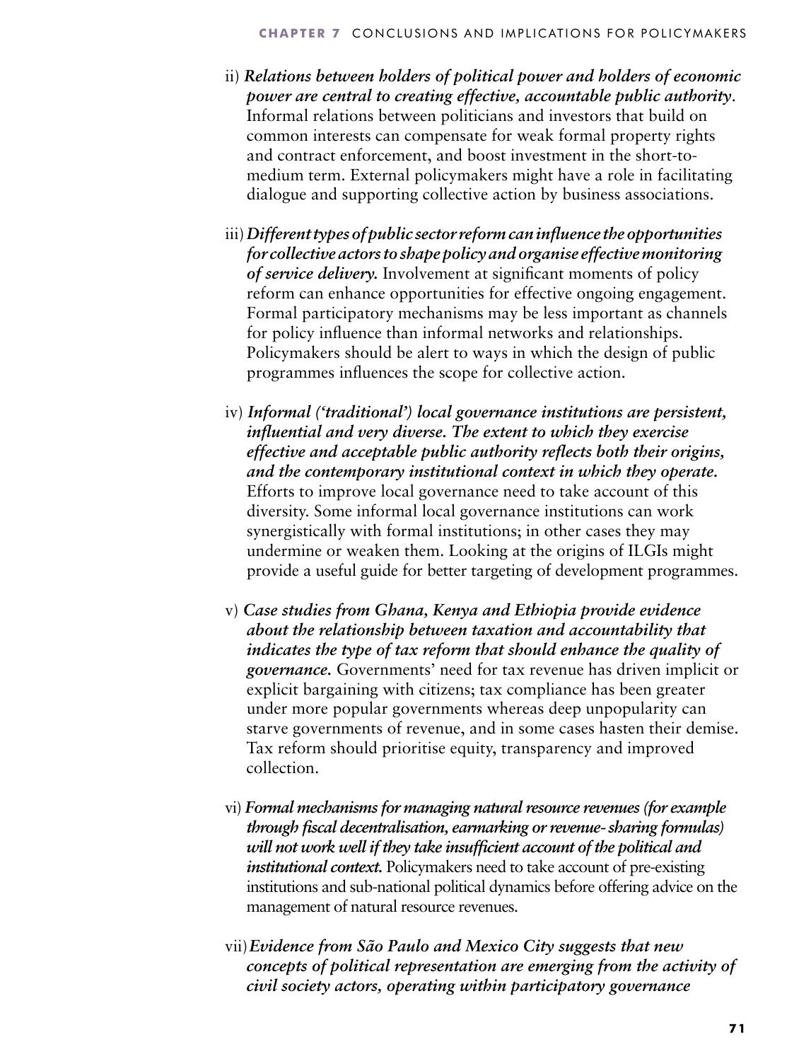ii) ***Relations between holders of political power and holders of economic power are central to creating effective, accountable public authority.*** Informal relations between politicians and investors that build on common interests can compensate for weak formal property rights and contract enforcement, and boost investment in the short-to-medium term. External policymakers might have a role in facilitating dialogue and supporting collective action by business associations.

iii) ***Different types of public sector reform can influence the opportunities for collective actors to shape policy and organise effective monitoring of service delivery.*** Involvement at significant moments of policy reform can enhance opportunities for effective ongoing engagement. Formal participatory mechanisms may be less important as channels for policy influence than informal networks and relationships. Policymakers should be alert to ways in which the design of public programmes influences the scope for collective action.

iv) ***Informal ('traditional') local governance institutions are persistent, influential and very diverse. The extent to which they exercise effective and acceptable public authority reflects both their origins, and the contemporary institutional context in which they operate.*** Efforts to improve local governance need to take account of this diversity. Some informal local governance institutions can work synergistically with formal institutions; in other cases they may undermine or weaken them. Looking at the origins of ILGIs might provide a useful guide for better targeting of development programmes.

v) ***Case studies from Ghana, Kenya and Ethiopia provide evidence about the relationship between taxation and accountability that indicates the type of tax reform that should enhance the quality of governance.*** Governments' need for tax revenue has driven implicit or explicit bargaining with citizens; tax compliance has been greater under more popular governments whereas deep unpopularity can starve governments of revenue, and in some cases hasten their demise. Tax reform should prioritise equity, transparency and improved collection.

vi) ***Formal mechanisms for managing natural resource revenues (for example through fiscal decentralisation, earmarking or revenue- sharing formulas) will not work well if they take insufficient account of the political and institutional context.*** Policymakers need to take account of pre-existing institutions and sub-national political dynamics before offering advice on the management of natural resource revenues.

vii) ***Evidence from São Paulo and Mexico City suggests that new concepts of political representation are emerging from the activity of civil society actors, operating within participatory governance***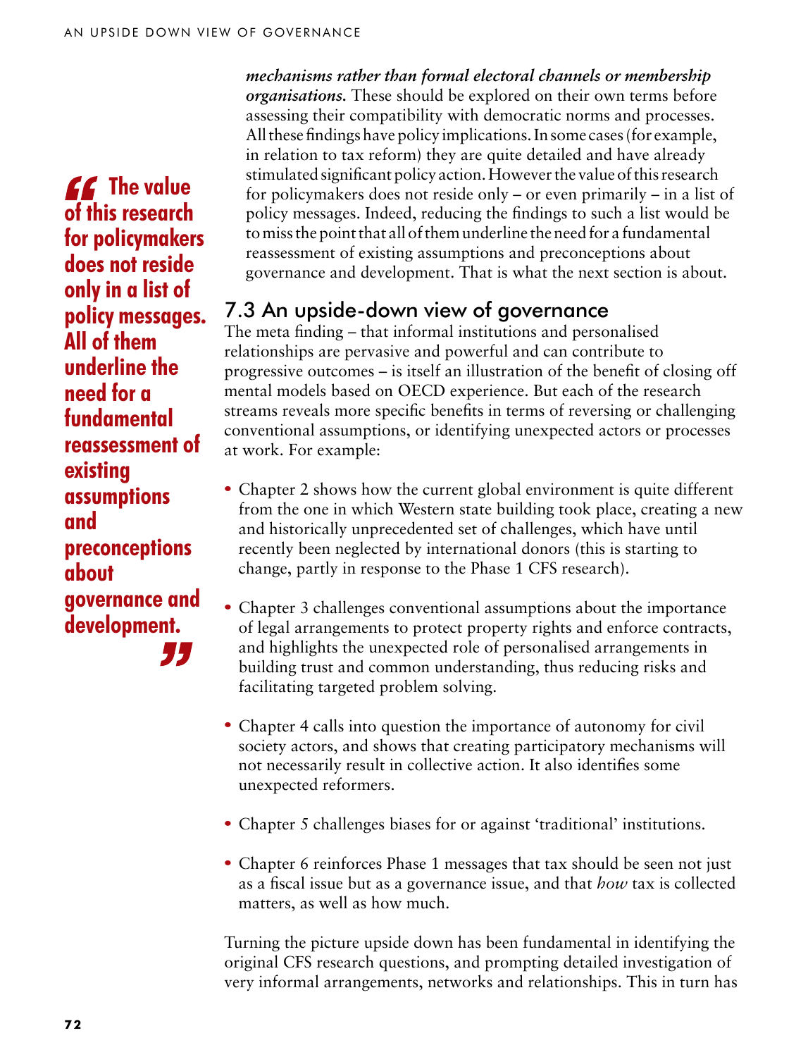***mechanisms rather than formal electoral channels or membership organisations.*** These should be explored on their own terms before assessing their compatibility with democratic norms and processes. All these findings have policy implications. In some cases (for example, in relation to tax reform) they are quite detailed and have already stimulated significant policy action. However the value of this research for policymakers does not reside only – or even primarily – in a list of policy messages. Indeed, reducing the findings to such a list would be to miss the point that all of them underline the need for a fundamental reassessment of existing assumptions and preconceptions about governance and development. That is what the next section is about.

> **"The value of this research for policymakers does not reside only in a list of policy messages. All of them underline the need for a fundamental reassessment of existing assumptions and preconceptions about governance and development."**

## 7.3 An upside-down view of governance

The meta finding – that informal institutions and personalised relationships are pervasive and powerful and can contribute to progressive outcomes – is itself an illustration of the benefit of closing off mental models based on OECD experience. But each of the research streams reveals more specific benefits in terms of reversing or challenging conventional assumptions, or identifying unexpected actors or processes at work. For example:

- Chapter 2 shows how the current global environment is quite different from the one in which Western state building took place, creating a new and historically unprecedented set of challenges, which have until recently been neglected by international donors (this is starting to change, partly in response to the Phase 1 CFS research).
- Chapter 3 challenges conventional assumptions about the importance of legal arrangements to protect property rights and enforce contracts, and highlights the unexpected role of personalised arrangements in building trust and common understanding, thus reducing risks and facilitating targeted problem solving.
- Chapter 4 calls into question the importance of autonomy for civil society actors, and shows that creating participatory mechanisms will not necessarily result in collective action. It also identifies some unexpected reformers.
- Chapter 5 challenges biases for or against 'traditional' institutions.
- Chapter 6 reinforces Phase 1 messages that tax should be seen not just as a fiscal issue but as a governance issue, and that *how* tax is collected matters, as well as how much.

Turning the picture upside down has been fundamental in identifying the original CFS research questions, and prompting detailed investigation of very informal arrangements, networks and relationships. This in turn has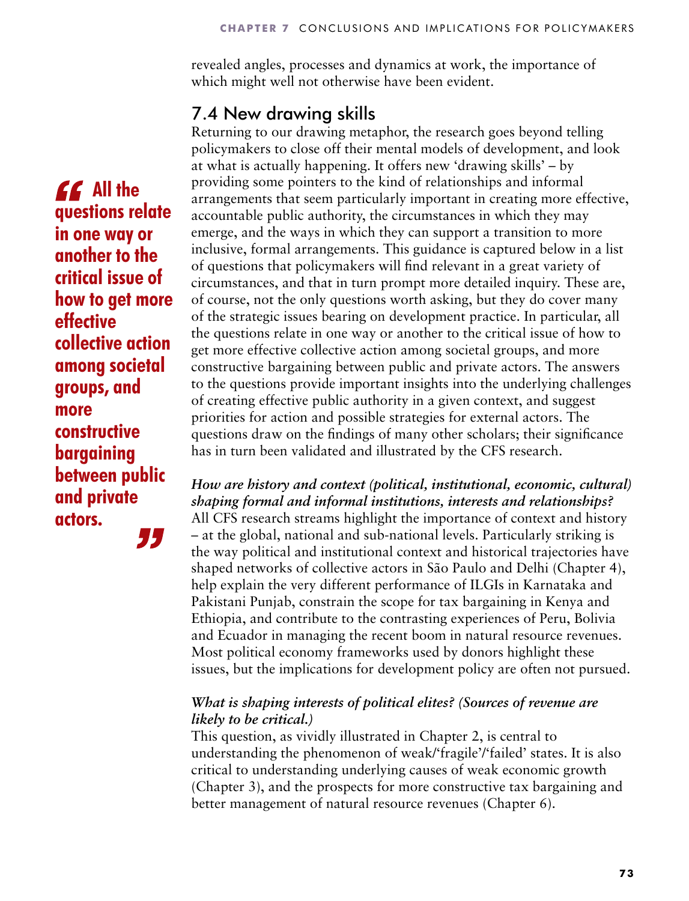revealed angles, processes and dynamics at work, the importance of which might well not otherwise have been evident.

## 7.4 New drawing skills

Returning to our drawing metaphor, the research goes beyond telling policymakers to close off their mental models of development, and look at what is actually happening. It offers new 'drawing skills' – by providing some pointers to the kind of relationships and informal arrangements that seem particularly important in creating more effective, accountable public authority, the circumstances in which they may emerge, and the ways in which they can support a transition to more inclusive, formal arrangements. This guidance is captured below in a list of questions that policymakers will find relevant in a great variety of circumstances, and that in turn prompt more detailed inquiry. These are, of course, not the only questions worth asking, but they do cover many of the strategic issues bearing on development practice. In particular, all the questions relate in one way or another to the critical issue of how to get more effective collective action among societal groups, and more constructive bargaining between public and private actors. The answers to the questions provide important insights into the underlying challenges of creating effective public authority in a given context, and suggest priorities for action and possible strategies for external actors. The questions draw on the findings of many other scholars; their significance has in turn been validated and illustrated by the CFS research.

> **"All the questions relate in one way or another to the critical issue of how to get more effective collective action among societal groups, and more constructive bargaining between public and private actors."**

*How are history and context (political, institutional, economic, cultural) shaping formal and informal institutions, interests and relationships?*
All CFS research streams highlight the importance of context and history – at the global, national and sub-national levels. Particularly striking is the way political and institutional context and historical trajectories have shaped networks of collective actors in São Paulo and Delhi (Chapter 4), help explain the very different performance of ILGIs in Karnataka and Pakistani Punjab, constrain the scope for tax bargaining in Kenya and Ethiopia, and contribute to the contrasting experiences of Peru, Bolivia and Ecuador in managing the recent boom in natural resource revenues. Most political economy frameworks used by donors highlight these issues, but the implications for development policy are often not pursued.

*What is shaping interests of political elites? (Sources of revenue are likely to be critical.)*
This question, as vividly illustrated in Chapter 2, is central to understanding the phenomenon of weak/'fragile'/'failed' states. It is also critical to understanding underlying causes of weak economic growth (Chapter 3), and the prospects for more constructive tax bargaining and better management of natural resource revenues (Chapter 6).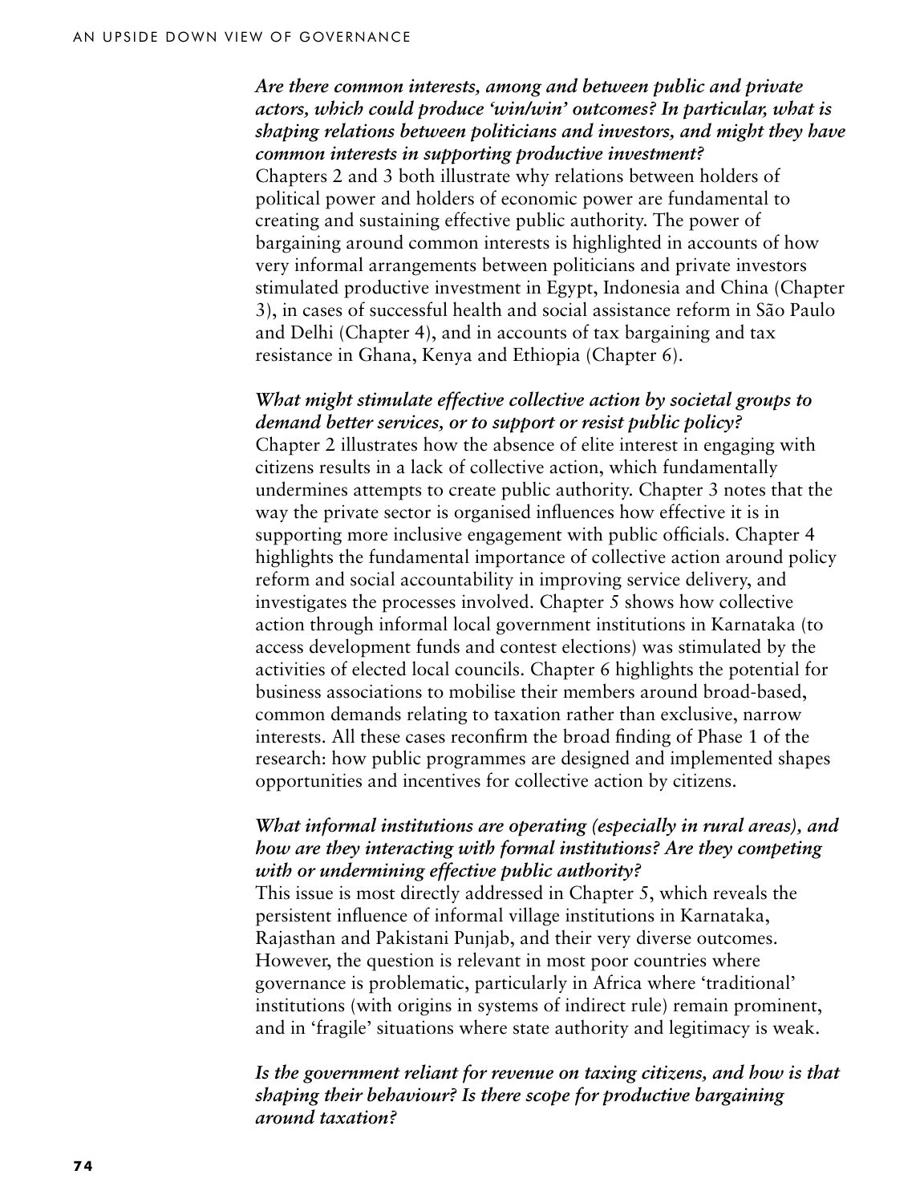***Are there common interests, among and between public and private actors, which could produce 'win/win' outcomes? In particular, what is shaping relations between politicians and investors, and might they have common interests in supporting productive investment?***

Chapters 2 and 3 both illustrate why relations between holders of political power and holders of economic power are fundamental to creating and sustaining effective public authority. The power of bargaining around common interests is highlighted in accounts of how very informal arrangements between politicians and private investors stimulated productive investment in Egypt, Indonesia and China (Chapter 3), in cases of successful health and social assistance reform in São Paulo and Delhi (Chapter 4), and in accounts of tax bargaining and tax resistance in Ghana, Kenya and Ethiopia (Chapter 6).

***What might stimulate effective collective action by societal groups to demand better services, or to support or resist public policy?***

Chapter 2 illustrates how the absence of elite interest in engaging with citizens results in a lack of collective action, which fundamentally undermines attempts to create public authority. Chapter 3 notes that the way the private sector is organised influences how effective it is in supporting more inclusive engagement with public officials. Chapter 4 highlights the fundamental importance of collective action around policy reform and social accountability in improving service delivery, and investigates the processes involved. Chapter 5 shows how collective action through informal local government institutions in Karnataka (to access development funds and contest elections) was stimulated by the activities of elected local councils. Chapter 6 highlights the potential for business associations to mobilise their members around broad-based, common demands relating to taxation rather than exclusive, narrow interests. All these cases reconfirm the broad finding of Phase 1 of the research: how public programmes are designed and implemented shapes opportunities and incentives for collective action by citizens.

***What informal institutions are operating (especially in rural areas), and how are they interacting with formal institutions? Are they competing with or undermining effective public authority?***

This issue is most directly addressed in Chapter 5, which reveals the persistent influence of informal village institutions in Karnataka, Rajasthan and Pakistani Punjab, and their very diverse outcomes. However, the question is relevant in most poor countries where governance is problematic, particularly in Africa where 'traditional' institutions (with origins in systems of indirect rule) remain prominent, and in 'fragile' situations where state authority and legitimacy is weak.

***Is the government reliant for revenue on taxing citizens, and how is that shaping their behaviour? Is there scope for productive bargaining around taxation?***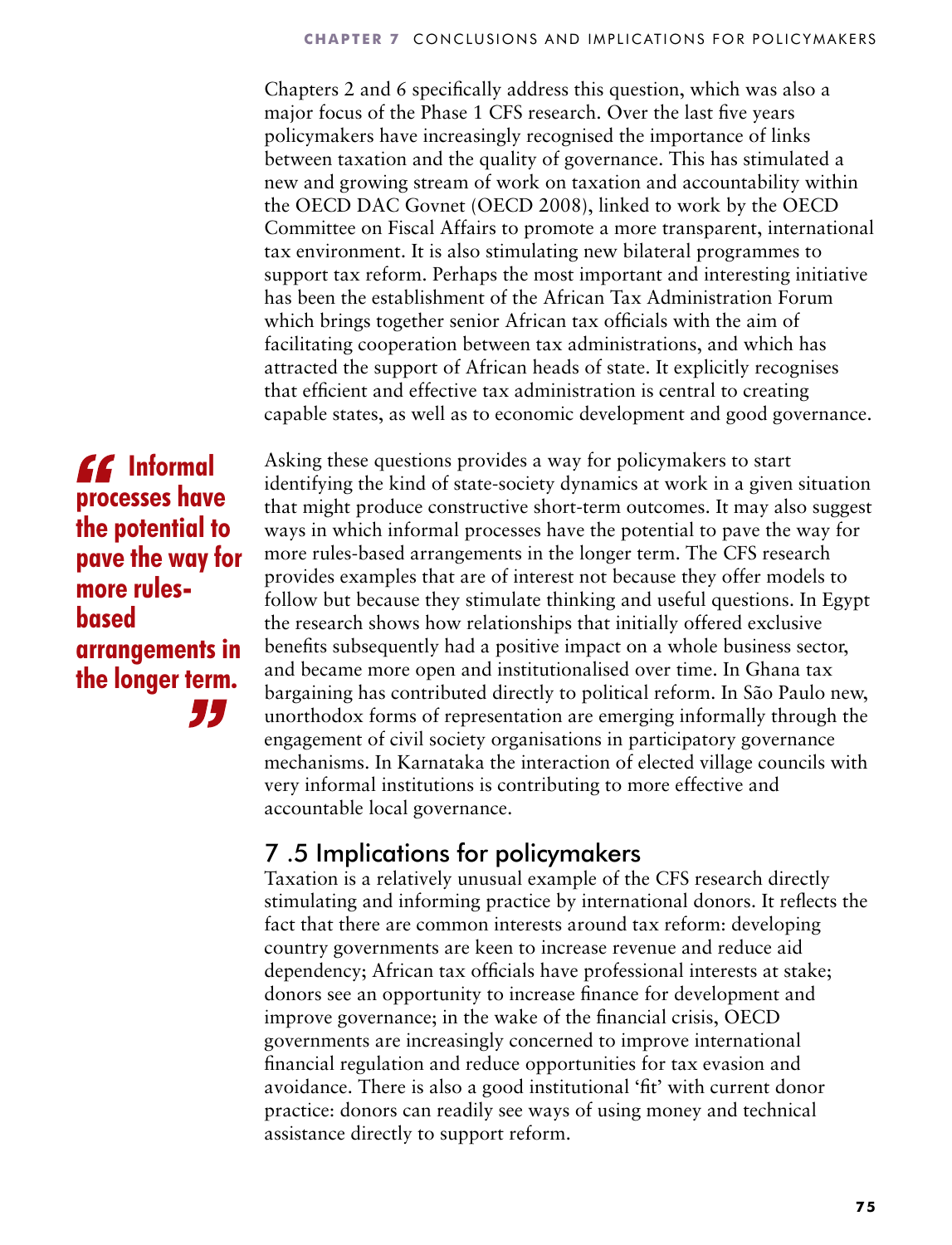Chapters 2 and 6 specifically address this question, which was also a major focus of the Phase 1 CFS research. Over the last five years policymakers have increasingly recognised the importance of links between taxation and the quality of governance. This has stimulated a new and growing stream of work on taxation and accountability within the OECD DAC Govnet (OECD 2008), linked to work by the OECD Committee on Fiscal Affairs to promote a more transparent, international tax environment. It is also stimulating new bilateral programmes to support tax reform. Perhaps the most important and interesting initiative has been the establishment of the African Tax Administration Forum which brings together senior African tax officials with the aim of facilitating cooperation between tax administrations, and which has attracted the support of African heads of state. It explicitly recognises that efficient and effective tax administration is central to creating capable states, as well as to economic development and good governance.

> **"Informal processes have the potential to pave the way for more rules-based arrangements in the longer term."**

Asking these questions provides a way for policymakers to start identifying the kind of state-society dynamics at work in a given situation that might produce constructive short-term outcomes. It may also suggest ways in which informal processes have the potential to pave the way for more rules-based arrangements in the longer term. The CFS research provides examples that are of interest not because they offer models to follow but because they stimulate thinking and useful questions. In Egypt the research shows how relationships that initially offered exclusive benefits subsequently had a positive impact on a whole business sector, and became more open and institutionalised over time. In Ghana tax bargaining has contributed directly to political reform. In São Paulo new, unorthodox forms of representation are emerging informally through the engagement of civil society organisations in participatory governance mechanisms. In Karnataka the interaction of elected village councils with very informal institutions is contributing to more effective and accountable local governance.

## 7 .5 Implications for policymakers

Taxation is a relatively unusual example of the CFS research directly stimulating and informing practice by international donors. It reflects the fact that there are common interests around tax reform: developing country governments are keen to increase revenue and reduce aid dependency; African tax officials have professional interests at stake; donors see an opportunity to increase finance for development and improve governance; in the wake of the financial crisis, OECD governments are increasingly concerned to improve international financial regulation and reduce opportunities for tax evasion and avoidance. There is also a good institutional 'fit' with current donor practice: donors can readily see ways of using money and technical assistance directly to support reform.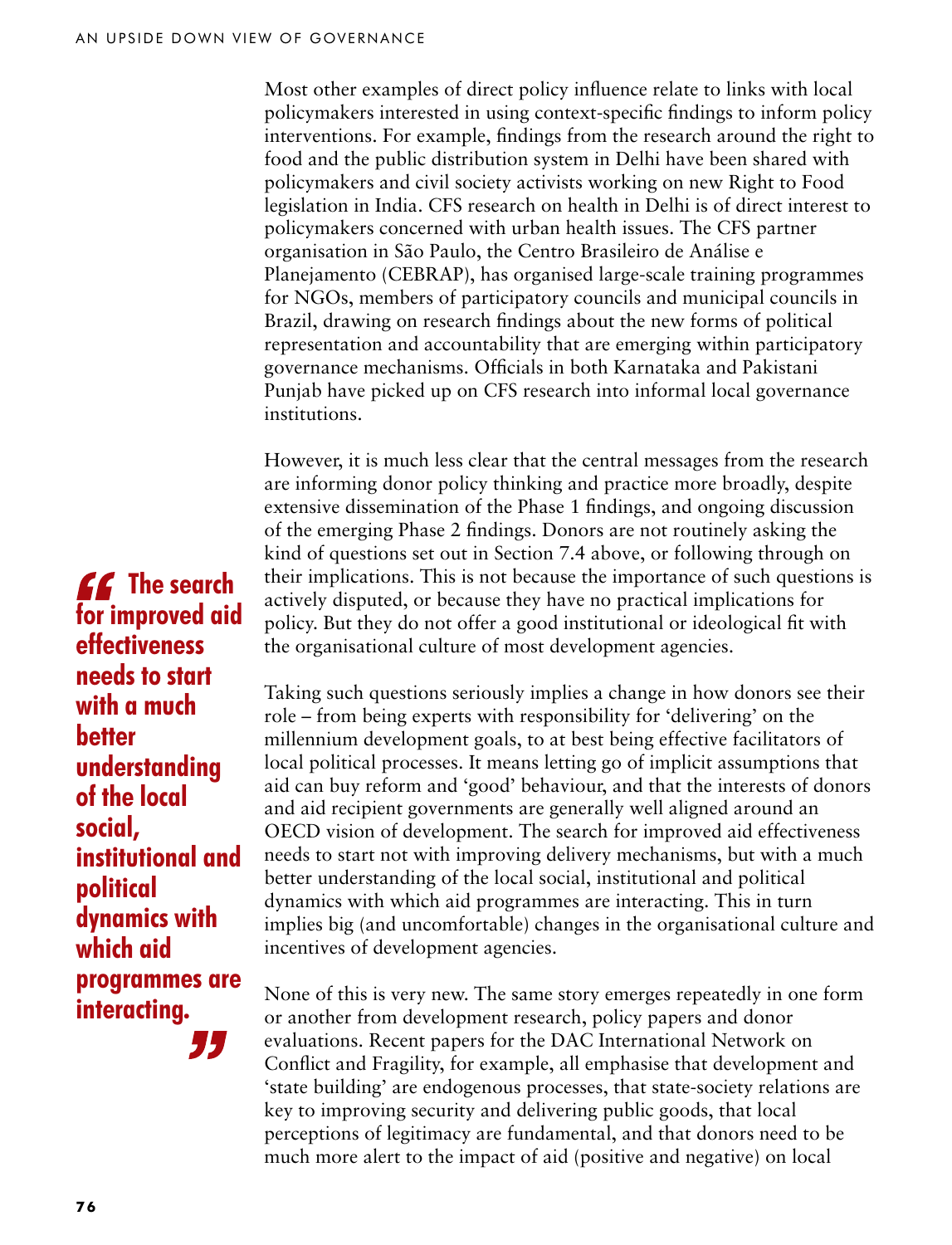Most other examples of direct policy influence relate to links with local policymakers interested in using context-specific findings to inform policy interventions. For example, findings from the research around the right to food and the public distribution system in Delhi have been shared with policymakers and civil society activists working on new Right to Food legislation in India. CFS research on health in Delhi is of direct interest to policymakers concerned with urban health issues. The CFS partner organisation in São Paulo, the Centro Brasileiro de Análise e Planejamento (CEBRAP), has organised large-scale training programmes for NGOs, members of participatory councils and municipal councils in Brazil, drawing on research findings about the new forms of political representation and accountability that are emerging within participatory governance mechanisms. Officials in both Karnataka and Pakistani Punjab have picked up on CFS research into informal local governance institutions.

However, it is much less clear that the central messages from the research are informing donor policy thinking and practice more broadly, despite extensive dissemination of the Phase 1 findings, and ongoing discussion of the emerging Phase 2 findings. Donors are not routinely asking the kind of questions set out in Section 7.4 above, or following through on their implications. This is not because the importance of such questions is actively disputed, or because they have no practical implications for policy. But they do not offer a good institutional or ideological fit with the organisational culture of most development agencies.

> **"The search for improved aid effectiveness needs to start with a much better understanding of the local social, institutional and political dynamics with which aid programmes are interacting."**

Taking such questions seriously implies a change in how donors see their role – from being experts with responsibility for 'delivering' on the millennium development goals, to at best being effective facilitators of local political processes. It means letting go of implicit assumptions that aid can buy reform and 'good' behaviour, and that the interests of donors and aid recipient governments are generally well aligned around an OECD vision of development. The search for improved aid effectiveness needs to start not with improving delivery mechanisms, but with a much better understanding of the local social, institutional and political dynamics with which aid programmes are interacting. This in turn implies big (and uncomfortable) changes in the organisational culture and incentives of development agencies.

None of this is very new. The same story emerges repeatedly in one form or another from development research, policy papers and donor evaluations. Recent papers for the DAC International Network on Conflict and Fragility, for example, all emphasise that development and 'state building' are endogenous processes, that state-society relations are key to improving security and delivering public goods, that local perceptions of legitimacy are fundamental, and that donors need to be much more alert to the impact of aid (positive and negative) on local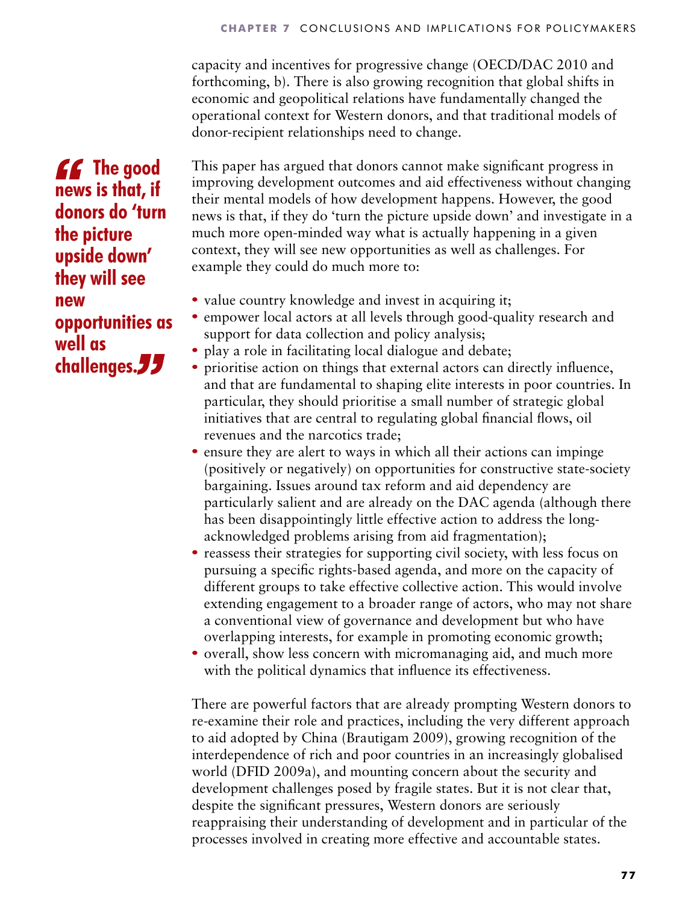capacity and incentives for progressive change (OECD/DAC 2010 and forthcoming, b). There is also growing recognition that global shifts in economic and geopolitical relations have fundamentally changed the operational context for Western donors, and that traditional models of donor-recipient relationships need to change.

> **"The good news is that, if donors do 'turn the picture upside down' they will see new opportunities as well as challenges."**

This paper has argued that donors cannot make significant progress in improving development outcomes and aid effectiveness without changing their mental models of how development happens. However, the good news is that, if they do 'turn the picture upside down' and investigate in a much more open-minded way what is actually happening in a given context, they will see new opportunities as well as challenges. For example they could do much more to:

- value country knowledge and invest in acquiring it;
- empower local actors at all levels through good-quality research and support for data collection and policy analysis;
- play a role in facilitating local dialogue and debate;
- prioritise action on things that external actors can directly influence, and that are fundamental to shaping elite interests in poor countries. In particular, they should prioritise a small number of strategic global initiatives that are central to regulating global financial flows, oil revenues and the narcotics trade;
- ensure they are alert to ways in which all their actions can impinge (positively or negatively) on opportunities for constructive state-society bargaining. Issues around tax reform and aid dependency are particularly salient and are already on the DAC agenda (although there has been disappointingly little effective action to address the long-acknowledged problems arising from aid fragmentation);
- reassess their strategies for supporting civil society, with less focus on pursuing a specific rights-based agenda, and more on the capacity of different groups to take effective collective action. This would involve extending engagement to a broader range of actors, who may not share a conventional view of governance and development but who have overlapping interests, for example in promoting economic growth;
- overall, show less concern with micromanaging aid, and much more with the political dynamics that influence its effectiveness.

There are powerful factors that are already prompting Western donors to re-examine their role and practices, including the very different approach to aid adopted by China (Brautigam 2009), growing recognition of the interdependence of rich and poor countries in an increasingly globalised world (DFID 2009a), and mounting concern about the security and development challenges posed by fragile states. But it is not clear that, despite the significant pressures, Western donors are seriously reappraising their understanding of development and in particular of the processes involved in creating more effective and accountable states.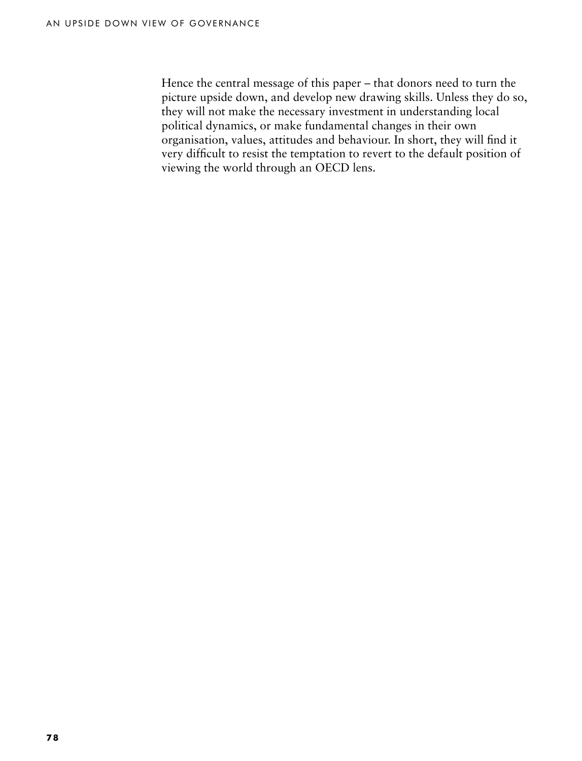Hence the central message of this paper – that donors need to turn the picture upside down, and develop new drawing skills. Unless they do so, they will not make the necessary investment in understanding local political dynamics, or make fundamental changes in their own organisation, values, attitudes and behaviour. In short, they will find it very difficult to resist the temptation to revert to the default position of viewing the world through an OECD lens.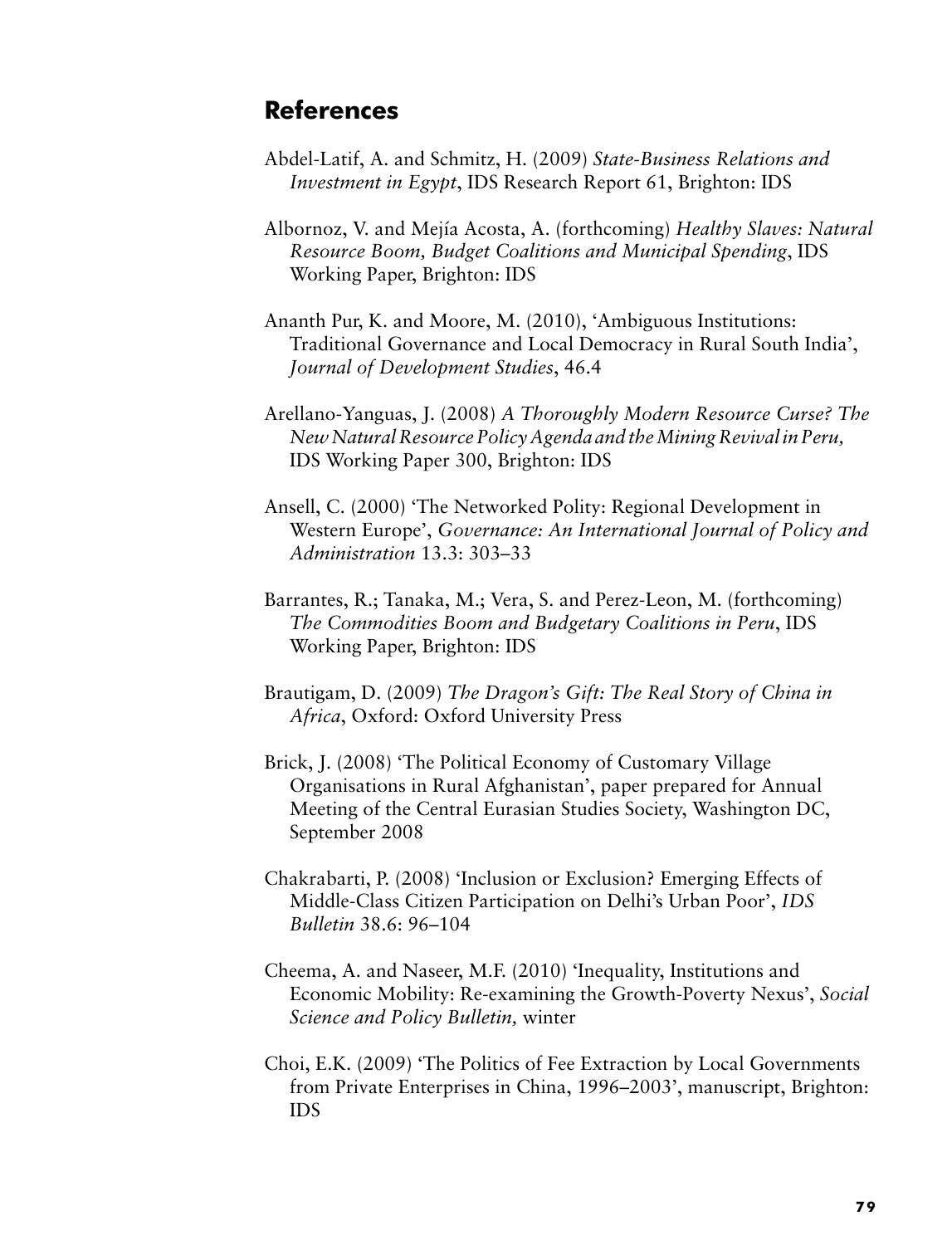## References

Abdel-Latif, A. and Schmitz, H. (2009) *State-Business Relations and Investment in Egypt*, IDS Research Report 61, Brighton: IDS

Albornoz, V. and Mejía Acosta, A. (forthcoming) *Healthy Slaves: Natural Resource Boom, Budget Coalitions and Municipal Spending*, IDS Working Paper, Brighton: IDS

Ananth Pur, K. and Moore, M. (2010), 'Ambiguous Institutions: Traditional Governance and Local Democracy in Rural South India', *Journal of Development Studies*, 46.4

Arellano-Yanguas, J. (2008) *A Thoroughly Modern Resource Curse? The New Natural Resource Policy Agenda and the Mining Revival in Peru,* IDS Working Paper 300, Brighton: IDS

Ansell, C. (2000) 'The Networked Polity: Regional Development in Western Europe', *Governance: An International Journal of Policy and Administration* 13.3: 303–33

Barrantes, R.; Tanaka, M.; Vera, S. and Perez-Leon, M. (forthcoming) *The Commodities Boom and Budgetary Coalitions in Peru*, IDS Working Paper, Brighton: IDS

Brautigam, D. (2009) *The Dragon's Gift: The Real Story of China in Africa*, Oxford: Oxford University Press

Brick, J. (2008) 'The Political Economy of Customary Village Organisations in Rural Afghanistan', paper prepared for Annual Meeting of the Central Eurasian Studies Society, Washington DC, September 2008

Chakrabarti, P. (2008) 'Inclusion or Exclusion? Emerging Effects of Middle-Class Citizen Participation on Delhi's Urban Poor', *IDS Bulletin* 38.6: 96–104

Cheema, A. and Naseer, M.F. (2010) 'Inequality, Institutions and Economic Mobility: Re-examining the Growth-Poverty Nexus', *Social Science and Policy Bulletin,* winter

Choi, E.K. (2009) 'The Politics of Fee Extraction by Local Governments from Private Enterprises in China, 1996–2003', manuscript, Brighton: IDS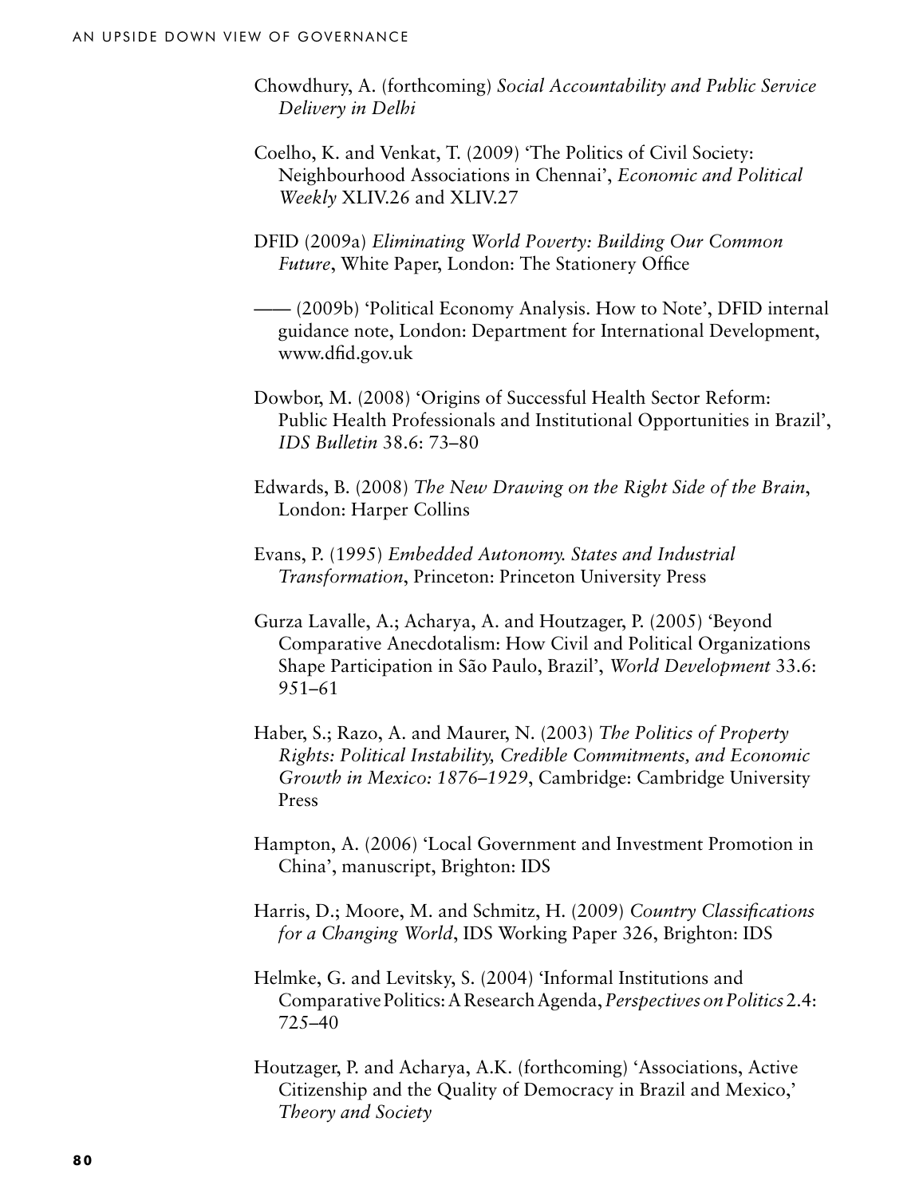Chowdhury, A. (forthcoming) *Social Accountability and Public Service Delivery in Delhi*

Coelho, K. and Venkat, T. (2009) 'The Politics of Civil Society: Neighbourhood Associations in Chennai', *Economic and Political Weekly* XLIV.26 and XLIV.27

DFID (2009a) *Eliminating World Poverty: Building Our Common Future*, White Paper, London: The Stationery Office

—— (2009b) 'Political Economy Analysis. How to Note', DFID internal guidance note, London: Department for International Development, www.dfid.gov.uk

Dowbor, M. (2008) 'Origins of Successful Health Sector Reform: Public Health Professionals and Institutional Opportunities in Brazil', *IDS Bulletin* 38.6: 73–80

Edwards, B. (2008) *The New Drawing on the Right Side of the Brain*, London: Harper Collins

Evans, P. (1995) *Embedded Autonomy. States and Industrial Transformation*, Princeton: Princeton University Press

Gurza Lavalle, A.; Acharya, A. and Houtzager, P. (2005) 'Beyond Comparative Anecdotalism: How Civil and Political Organizations Shape Participation in São Paulo, Brazil', *World Development* 33.6: 951–61

Haber, S.; Razo, A. and Maurer, N. (2003) *The Politics of Property Rights: Political Instability, Credible Commitments, and Economic Growth in Mexico: 1876–1929*, Cambridge: Cambridge University Press

Hampton, A. (2006) 'Local Government and Investment Promotion in China', manuscript, Brighton: IDS

Harris, D.; Moore, M. and Schmitz, H. (2009) *Country Classifications for a Changing World*, IDS Working Paper 326, Brighton: IDS

Helmke, G. and Levitsky, S. (2004) 'Informal Institutions and Comparative Politics: A Research Agenda, *Perspectives on Politics* 2.4: 725–40

Houtzager, P. and Acharya, A.K. (forthcoming) 'Associations, Active Citizenship and the Quality of Democracy in Brazil and Mexico,' *Theory and Society*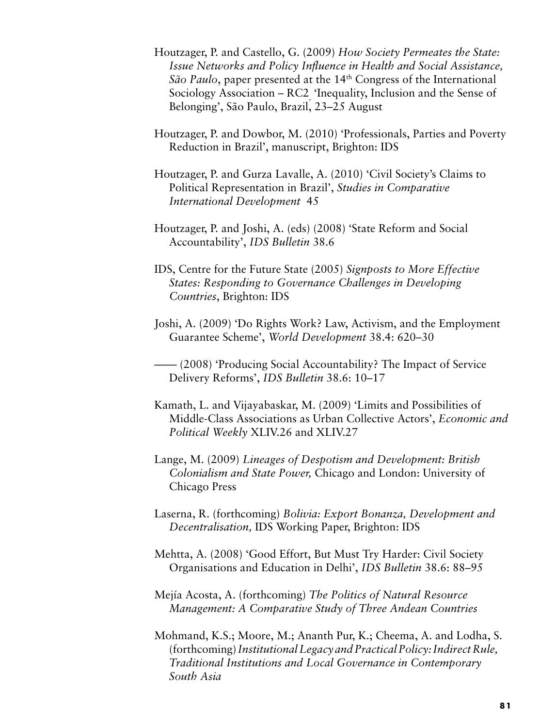Houtzager, P. and Castello, G. (2009) *How Society Permeates the State: Issue Networks and Policy Influence in Health and Social Assistance, São Paulo*, paper presented at the 14th Congress of the International Sociology Association – RC2, 'Inequality, Inclusion and the Sense of Belonging', São Paulo, Brazil, 23–25 August

Houtzager, P. and Dowbor, M. (2010) 'Professionals, Parties and Poverty Reduction in Brazil', manuscript, Brighton: IDS

Houtzager, P. and Gurza Lavalle, A. (2010) 'Civil Society's Claims to Political Representation in Brazil', *Studies in Comparative International Development* 45

Houtzager, P. and Joshi, A. (eds) (2008) 'State Reform and Social Accountability', *IDS Bulletin* 38.6

IDS, Centre for the Future State (2005) *Signposts to More Effective States: Responding to Governance Challenges in Developing Countries*, Brighton: IDS

Joshi, A. (2009) 'Do Rights Work? Law, Activism, and the Employment Guarantee Scheme', *World Development* 38.4: 620–30

—— (2008) 'Producing Social Accountability? The Impact of Service Delivery Reforms', *IDS Bulletin* 38.6: 10–17

Kamath, L. and Vijayabaskar, M. (2009) 'Limits and Possibilities of Middle-Class Associations as Urban Collective Actors', *Economic and Political Weekly* XLIV.26 and XLIV.27

Lange, M. (2009) *Lineages of Despotism and Development: British Colonialism and State Power,* Chicago and London: University of Chicago Press

Laserna, R. (forthcoming) *Bolivia: Export Bonanza, Development and Decentralisation,* IDS Working Paper, Brighton: IDS

Mehtta, A. (2008) 'Good Effort, But Must Try Harder: Civil Society Organisations and Education in Delhi', *IDS Bulletin* 38.6: 88–95

Mejía Acosta, A. (forthcoming) *The Politics of Natural Resource Management: A Comparative Study of Three Andean Countries*

Mohmand, K.S.; Moore, M.; Ananth Pur, K.; Cheema, A. and Lodha, S. (forthcoming) *Institutional Legacy and Practical Policy: Indirect Rule, Traditional Institutions and Local Governance in Contemporary South Asia*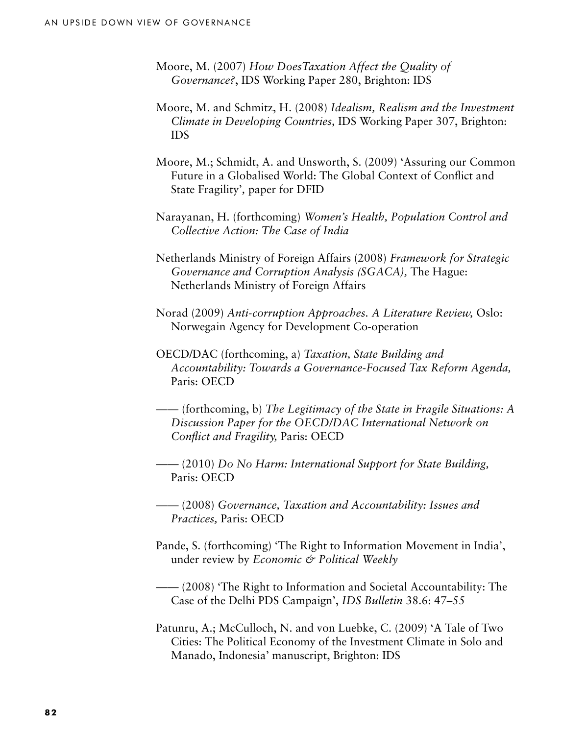Moore, M. (2007) *How DoesTaxation Affect the Quality of Governance?*, IDS Working Paper 280, Brighton: IDS

Moore, M. and Schmitz, H. (2008) *Idealism, Realism and the Investment Climate in Developing Countries,* IDS Working Paper 307, Brighton: IDS

Moore, M.; Schmidt, A. and Unsworth, S. (2009) 'Assuring our Common Future in a Globalised World: The Global Context of Conflict and State Fragility', paper for DFID

Narayanan, H. (forthcoming) *Women's Health, Population Control and Collective Action: The Case of India*

Netherlands Ministry of Foreign Affairs (2008) *Framework for Strategic Governance and Corruption Analysis (SGACA),* The Hague: Netherlands Ministry of Foreign Affairs

Norad (2009) *Anti-corruption Approaches. A Literature Review,* Oslo: Norwegain Agency for Development Co-operation

OECD/DAC (forthcoming, a) *Taxation, State Building and Accountability: Towards a Governance-Focused Tax Reform Agenda,* Paris: OECD

—— (forthcoming, b) *The Legitimacy of the State in Fragile Situations: A Discussion Paper for the OECD/DAC International Network on Conflict and Fragility,* Paris: OECD

—— (2010) *Do No Harm: International Support for State Building,* Paris: OECD

—— (2008) *Governance, Taxation and Accountability: Issues and Practices,* Paris: OECD

Pande, S. (forthcoming) 'The Right to Information Movement in India', under review by *Economic & Political Weekly*

—— (2008) 'The Right to Information and Societal Accountability: The Case of the Delhi PDS Campaign', *IDS Bulletin* 38.6: 47–55

Patunru, A.; McCulloch, N. and von Luebke, C. (2009) 'A Tale of Two Cities: The Political Economy of the Investment Climate in Solo and Manado, Indonesia' manuscript, Brighton: IDS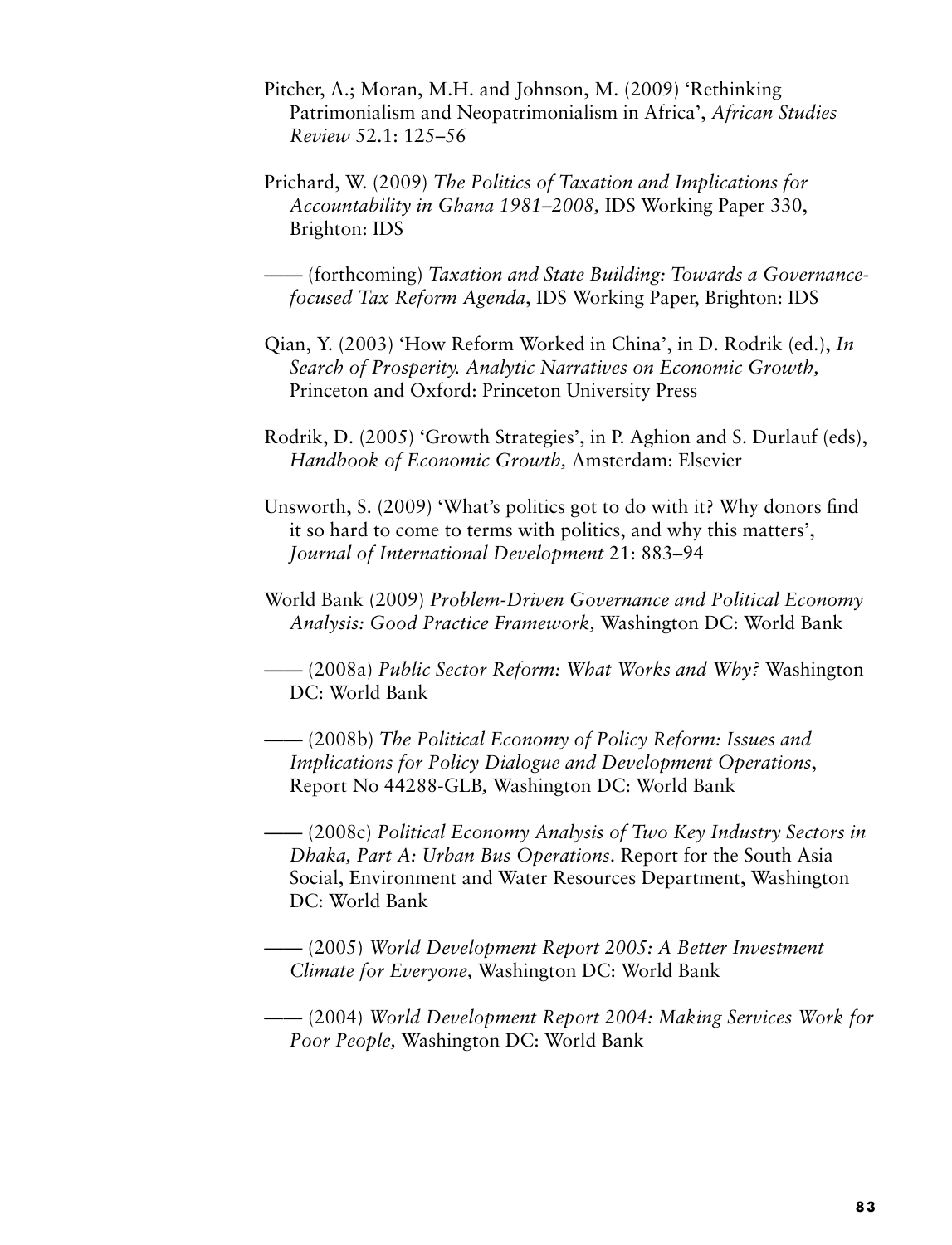Pitcher, A.; Moran, M.H. and Johnson, M. (2009) 'Rethinking Patrimonialism and Neopatrimonialism in Africa', *African Studies Review* 52.1: 125–56

Prichard, W. (2009) *The Politics of Taxation and Implications for Accountability in Ghana 1981–2008,* IDS Working Paper 330, Brighton: IDS

—— (forthcoming) *Taxation and State Building: Towards a Governance-focused Tax Reform Agenda*, IDS Working Paper, Brighton: IDS

Qian, Y. (2003) 'How Reform Worked in China', in D. Rodrik (ed.), *In Search of Prosperity. Analytic Narratives on Economic Growth,* Princeton and Oxford: Princeton University Press

Rodrik, D. (2005) 'Growth Strategies', in P. Aghion and S. Durlauf (eds), *Handbook of Economic Growth,* Amsterdam: Elsevier

Unsworth, S. (2009) 'What's politics got to do with it? Why donors find it so hard to come to terms with politics, and why this matters', *Journal of International Development* 21: 883–94

World Bank (2009) *Problem-Driven Governance and Political Economy Analysis: Good Practice Framework,* Washington DC: World Bank

—— (2008a) *Public Sector Reform: What Works and Why?* Washington DC: World Bank

—— (2008b) *The Political Economy of Policy Reform: Issues and Implications for Policy Dialogue and Development Operations*, Report No 44288-GLB, Washington DC: World Bank

—— (2008c) *Political Economy Analysis of Two Key Industry Sectors in Dhaka, Part A: Urban Bus Operations*. Report for the South Asia Social, Environment and Water Resources Department, Washington DC: World Bank

—— (2005) *World Development Report 2005: A Better Investment Climate for Everyone,* Washington DC: World Bank

—— (2004) *World Development Report 2004: Making Services Work for Poor People,* Washington DC: World Bank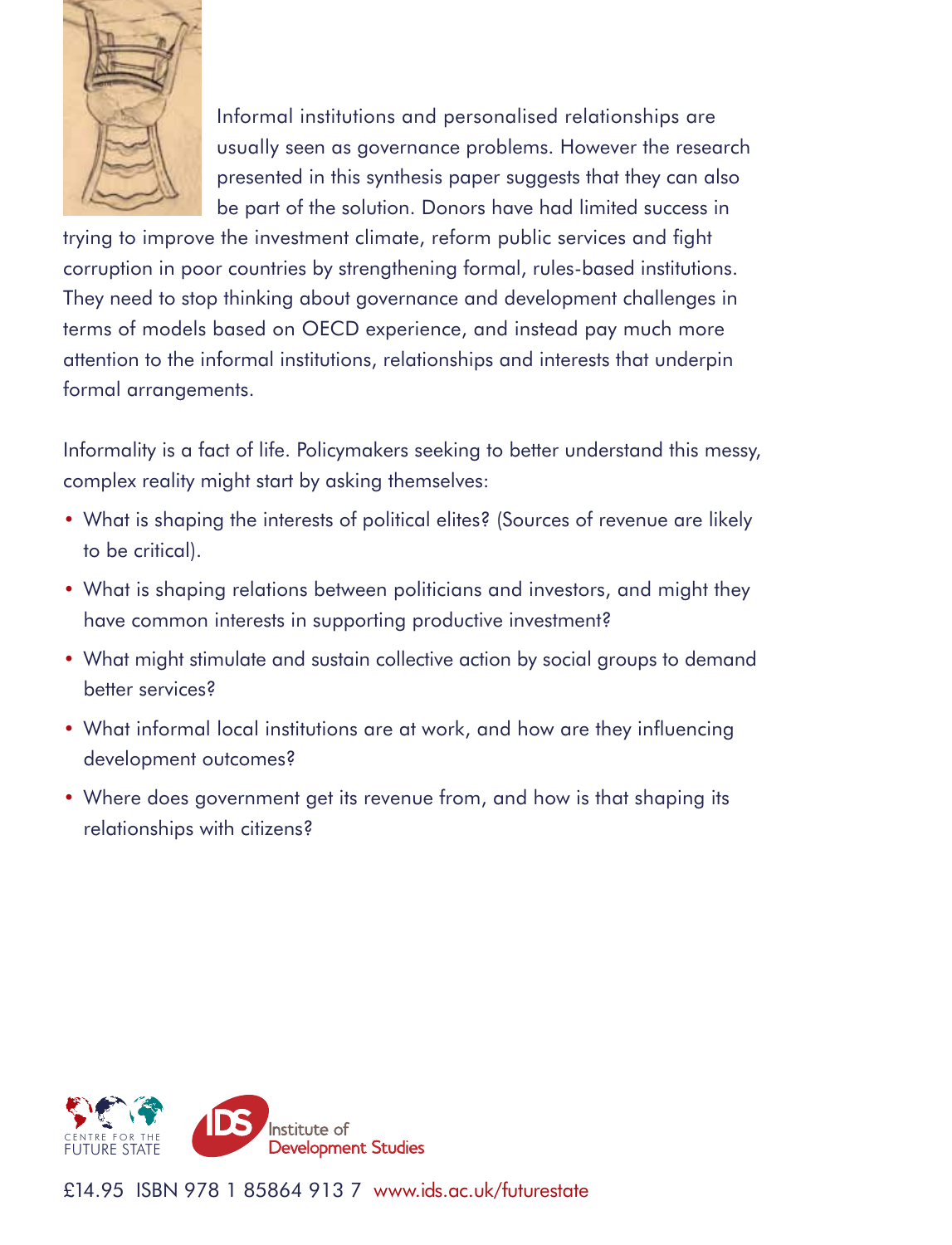Informal institutions and personalised relationships are usually seen as governance problems. However the research presented in this synthesis paper suggests that they can also be part of the solution. Donors have had limited success in trying to improve the investment climate, reform public services and fight corruption in poor countries by strengthening formal, rules-based institutions. They need to stop thinking about governance and development challenges in terms of models based on OECD experience, and instead pay much more attention to the informal institutions, relationships and interests that underpin formal arrangements.

Informality is a fact of life. Policymakers seeking to better understand this messy, complex reality might start by asking themselves:

- What is shaping the interests of political elites? (Sources of revenue are likely to be critical).
- What is shaping relations between politicians and investors, and might they have common interests in supporting productive investment?
- What might stimulate and sustain collective action by social groups to demand better services?
- What informal local institutions are at work, and how are they influencing development outcomes?
- Where does government get its revenue from, and how is that shaping its relationships with citizens?

CENTRE FOR THE FUTURE STATE

IDS Institute of Development Studies

£14.95 ISBN 978 1 85864 913 7 www.ids.ac.uk/futurestate